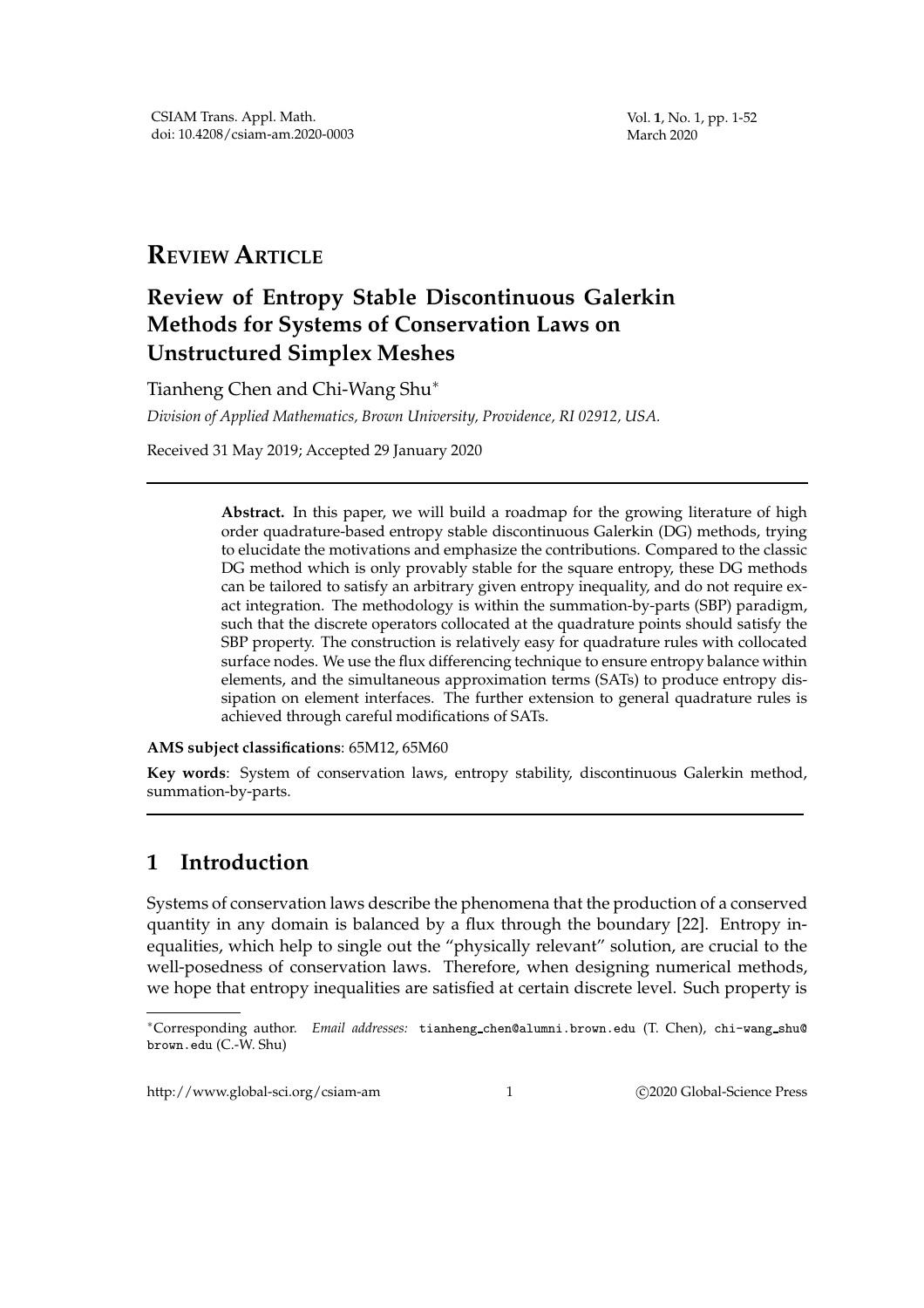REVIEW ARTICLE

# Review of Entropy Stable Discontinuous Galerkin Methods for Systems of Conservation Laws on Unstructured Simplex Meshes

Tianheng Chen and Chi-Wang Shu*

*Division of Applied Mathematics, Brown University, Providence, RI 02912, USA.*

Received 31 May 2019; Accepted 29 January 2020

**Abstract.** In this paper, we will build a roadmap for the growing literature of high order quadrature-based entropy stable discontinuous Galerkin (DG) methods, trying to elucidate the motivations and emphasize the contributions. Compared to the classic DG method which is only provably stable for the square entropy, these DG methods can be tailored to satisfy an arbitrary given entropy inequality, and do not require exact integration. The methodology is within the summation-by-parts (SBP) paradigm, such that the discrete operators collocated at the quadrature points should satisfy the SBP property. The construction is relatively easy for quadrature rules with collocated surface nodes. We use the flux differencing technique to ensure entropy balance within elements, and the simultaneous approximation terms (SATs) to produce entropy dissipation on element interfaces. The further extension to general quadrature rules is achieved through careful modifications of SATs.

**AMS subject classifications**: 65M12, 65M60

**Key words**: System of conservation laws, entropy stability, discontinuous Galerkin method, summation-by-parts.

## 1 Introduction

Systems of conservation laws describe the phenomena that the production of a conserved quantity in any domain is balanced by a flux through the boundary [22]. Entropy inequalities, which help to single out the "physically relevant" solution, are crucial to the well-posedness of conservation laws. Therefore, when designing numerical methods, we hope that entropy inequalities are satisfied at certain discrete level. Such property is

*Corresponding author. *Email addresses:* tianheng_chen@alumni.brown.edu (T. Chen), chi-wang_shu@brown.edu (C.-W. Shu)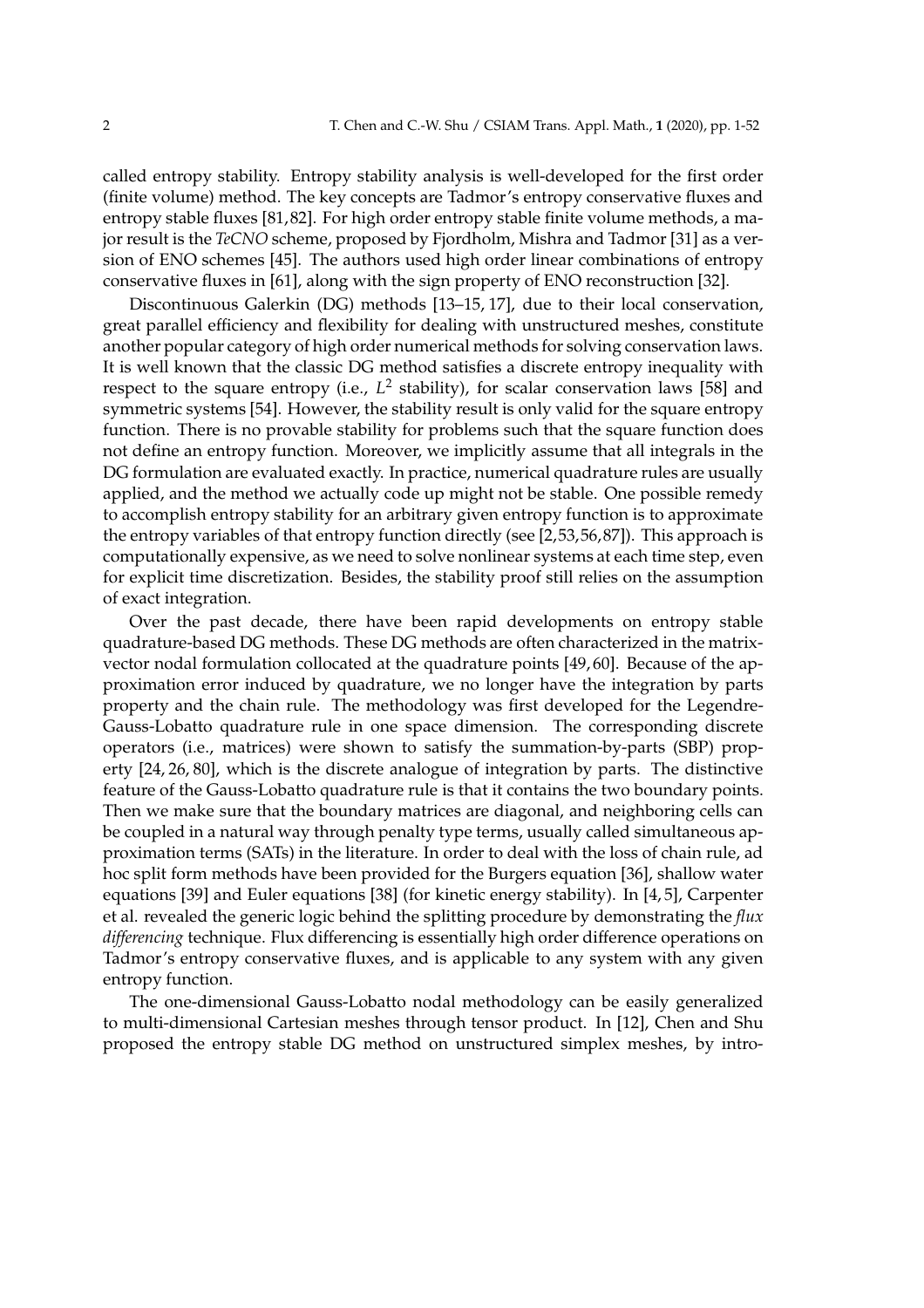called entropy stability. Entropy stability analysis is well-developed for the first order (finite volume) method. The key concepts are Tadmor's entropy conservative fluxes and entropy stable fluxes [81,82]. For high order entropy stable finite volume methods, a major result is the *TeCNO* scheme, proposed by Fjordholm, Mishra and Tadmor [31] as a version of ENO schemes [45]. The authors used high order linear combinations of entropy conservative fluxes in [61], along with the sign property of ENO reconstruction [32].

Discontinuous Galerkin (DG) methods [13–15, 17], due to their local conservation, great parallel efficiency and flexibility for dealing with unstructured meshes, constitute another popular category of high order numerical methods for solving conservation laws. It is well known that the classic DG method satisfies a discrete entropy inequality with respect to the square entropy (i.e., $L^2$ stability), for scalar conservation laws [58] and symmetric systems [54]. However, the stability result is only valid for the square entropy function. There is no provable stability for problems such that the square function does not define an entropy function. Moreover, we implicitly assume that all integrals in the DG formulation are evaluated exactly. In practice, numerical quadrature rules are usually applied, and the method we actually code up might not be stable. One possible remedy to accomplish entropy stability for an arbitrary given entropy function is to approximate the entropy variables of that entropy function directly (see [2,53,56,87]). This approach is computationally expensive, as we need to solve nonlinear systems at each time step, even for explicit time discretization. Besides, the stability proof still relies on the assumption of exact integration.

Over the past decade, there have been rapid developments on entropy stable quadrature-based DG methods. These DG methods are often characterized in the matrix-vector nodal formulation collocated at the quadrature points [49,60]. Because of the approximation error induced by quadrature, we no longer have the integration by parts property and the chain rule. The methodology was first developed for the Legendre-Gauss-Lobatto quadrature rule in one space dimension. The corresponding discrete operators (i.e., matrices) were shown to satisfy the summation-by-parts (SBP) property [24, 26, 80], which is the discrete analogue of integration by parts. The distinctive feature of the Gauss-Lobatto quadrature rule is that it contains the two boundary points. Then we make sure that the boundary matrices are diagonal, and neighboring cells can be coupled in a natural way through penalty type terms, usually called simultaneous approximation terms (SATs) in the literature. In order to deal with the loss of chain rule, ad hoc split form methods have been provided for the Burgers equation [36], shallow water equations [39] and Euler equations [38] (for kinetic energy stability). In [4, 5], Carpenter et al. revealed the generic logic behind the splitting procedure by demonstrating the *flux differencing* technique. Flux differencing is essentially high order difference operations on Tadmor's entropy conservative fluxes, and is applicable to any system with any given entropy function.

The one-dimensional Gauss-Lobatto nodal methodology can be easily generalized to multi-dimensional Cartesian meshes through tensor product. In [12], Chen and Shu proposed the entropy stable DG method on unstructured simplex meshes, by intro-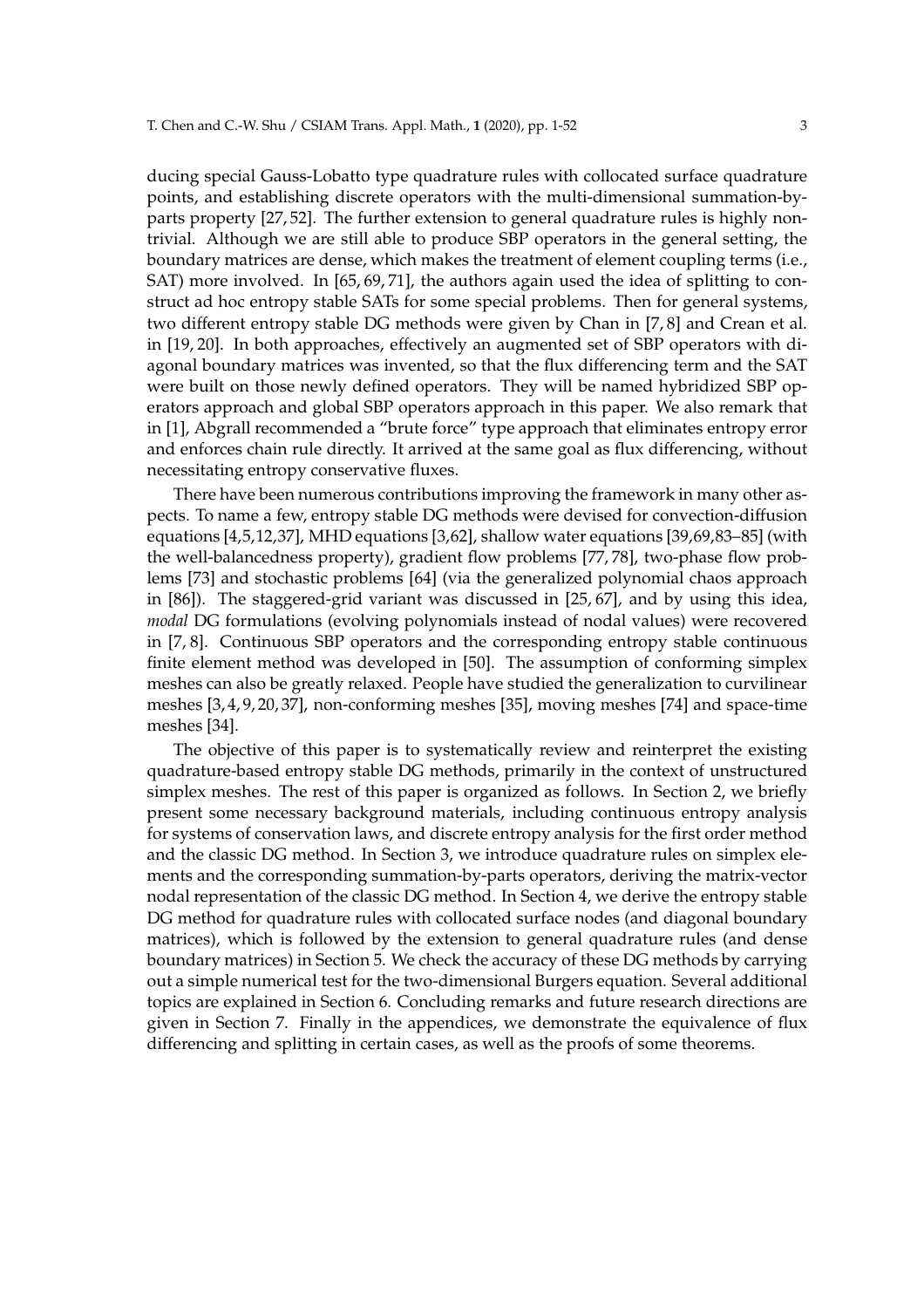ducing special Gauss-Lobatto type quadrature rules with collocated surface quadrature points, and establishing discrete operators with the multi-dimensional summation-by-parts property [27, 52]. The further extension to general quadrature rules is highly nontrivial. Although we are still able to produce SBP operators in the general setting, the boundary matrices are dense, which makes the treatment of element coupling terms (i.e., SAT) more involved. In [65, 69, 71], the authors again used the idea of splitting to construct ad hoc entropy stable SATs for some special problems. Then for general systems, two different entropy stable DG methods were given by Chan in [7, 8] and Crean et al. in [19, 20]. In both approaches, effectively an augmented set of SBP operators with diagonal boundary matrices was invented, so that the flux differencing term and the SAT were built on those newly defined operators. They will be named hybridized SBP operators approach and global SBP operators approach in this paper. We also remark that in [1], Abgrall recommended a "brute force" type approach that eliminates entropy error and enforces chain rule directly. It arrived at the same goal as flux differencing, without necessitating entropy conservative fluxes.

There have been numerous contributions improving the framework in many other aspects. To name a few, entropy stable DG methods were devised for convection-diffusion equations [4,5,12,37], MHD equations [3,62], shallow water equations [39,69,83–85] (with the well-balancedness property), gradient flow problems [77, 78], two-phase flow problems [73] and stochastic problems [64] (via the generalized polynomial chaos approach in [86]). The staggered-grid variant was discussed in [25, 67], and by using this idea, *modal* DG formulations (evolving polynomials instead of nodal values) were recovered in [7, 8]. Continuous SBP operators and the corresponding entropy stable continuous finite element method was developed in [50]. The assumption of conforming simplex meshes can also be greatly relaxed. People have studied the generalization to curvilinear meshes [3, 4, 9, 20, 37], non-conforming meshes [35], moving meshes [74] and space-time meshes [34].

The objective of this paper is to systematically review and reinterpret the existing quadrature-based entropy stable DG methods, primarily in the context of unstructured simplex meshes. The rest of this paper is organized as follows. In Section 2, we briefly present some necessary background materials, including continuous entropy analysis for systems of conservation laws, and discrete entropy analysis for the first order method and the classic DG method. In Section 3, we introduce quadrature rules on simplex elements and the corresponding summation-by-parts operators, deriving the matrix-vector nodal representation of the classic DG method. In Section 4, we derive the entropy stable DG method for quadrature rules with collocated surface nodes (and diagonal boundary matrices), which is followed by the extension to general quadrature rules (and dense boundary matrices) in Section 5. We check the accuracy of these DG methods by carrying out a simple numerical test for the two-dimensional Burgers equation. Several additional topics are explained in Section 6. Concluding remarks and future research directions are given in Section 7. Finally in the appendices, we demonstrate the equivalence of flux differencing and splitting in certain cases, as well as the proofs of some theorems.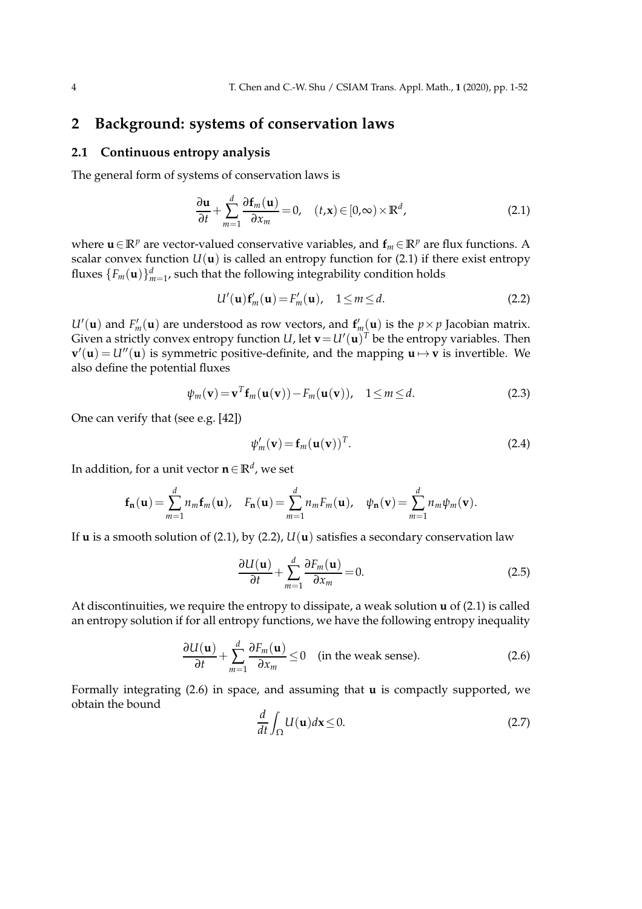# 2 Background: systems of conservation laws

## 2.1 Continuous entropy analysis

The general form of systems of conservation laws is

$$\frac{\partial \mathbf{u}}{\partial t}+\sum_{m=1}^{d}\frac{\partial \mathbf{f}_m(\mathbf{u})}{\partial x_m}=0, \quad (t,\mathbf{x})\in[0,\infty)\times\mathbb{R}^d, \tag{2.1}$$

where $\mathbf{u}\in\mathbb{R}^p$ are vector-valued conservative variables, and $\mathbf{f}_m\in\mathbb{R}^p$ are flux functions. A scalar convex function $U(\mathbf{u})$ is called an entropy function for (2.1) if there exist entropy fluxes $\{F_m(\mathbf{u})\}_{m=1}^d$, such that the following integrability condition holds

$$U'(\mathbf{u})\mathbf{f}_m'(\mathbf{u})=F_m'(\mathbf{u}), \quad 1\le m\le d. \tag{2.2}$$

$U'(\mathbf{u})$ and $F_m'(\mathbf{u})$ are understood as row vectors, and $\mathbf{f}_m'(\mathbf{u})$ is the $p\times p$ Jacobian matrix. Given a strictly convex entropy function $U$, let $\mathbf{v}=U'(\mathbf{u})^T$ be the entropy variables. Then $\mathbf{v}'(\mathbf{u})=U''(\mathbf{u})$ is symmetric positive-definite, and the mapping $\mathbf{u}\mapsto\mathbf{v}$ is invertible. We also define the potential fluxes

$$\psi_m(\mathbf{v})=\mathbf{v}^T\mathbf{f}_m(\mathbf{u}(\mathbf{v}))-F_m(\mathbf{u}(\mathbf{v})), \quad 1\le m\le d. \tag{2.3}$$

One can verify that (see e.g. [42])

$$\psi_m'(\mathbf{v})=\mathbf{f}_m(\mathbf{u}(\mathbf{v}))^T. \tag{2.4}$$

In addition, for a unit vector $\mathbf{n}\in\mathbb{R}^d$, we set

$$\mathbf{f}_{\mathbf{n}}(\mathbf{u})=\sum_{m=1}^{d}n_m\mathbf{f}_m(\mathbf{u}), \quad F_{\mathbf{n}}(\mathbf{u})=\sum_{m=1}^{d}n_mF_m(\mathbf{u}), \quad \psi_{\mathbf{n}}(\mathbf{v})=\sum_{m=1}^{d}n_m\psi_m(\mathbf{v}).$$

If $\mathbf{u}$ is a smooth solution of (2.1), by (2.2), $U(\mathbf{u})$ satisfies a secondary conservation law

$$\frac{\partial U(\mathbf{u})}{\partial t}+\sum_{m=1}^{d}\frac{\partial F_m(\mathbf{u})}{\partial x_m}=0. \tag{2.5}$$

At discontinuities, we require the entropy to dissipate, a weak solution $\mathbf{u}$ of (2.1) is called an entropy solution if for all entropy functions, we have the following entropy inequality

$$\frac{\partial U(\mathbf{u})}{\partial t}+\sum_{m=1}^{d}\frac{\partial F_m(\mathbf{u})}{\partial x_m}\le 0 \quad \text{(in the weak sense)}. \tag{2.6}$$

Formally integrating (2.6) in space, and assuming that $\mathbf{u}$ is compactly supported, we obtain the bound

$$\frac{d}{dt}\int_\Omega U(\mathbf{u})d\mathbf{x}\le 0. \tag{2.7}$$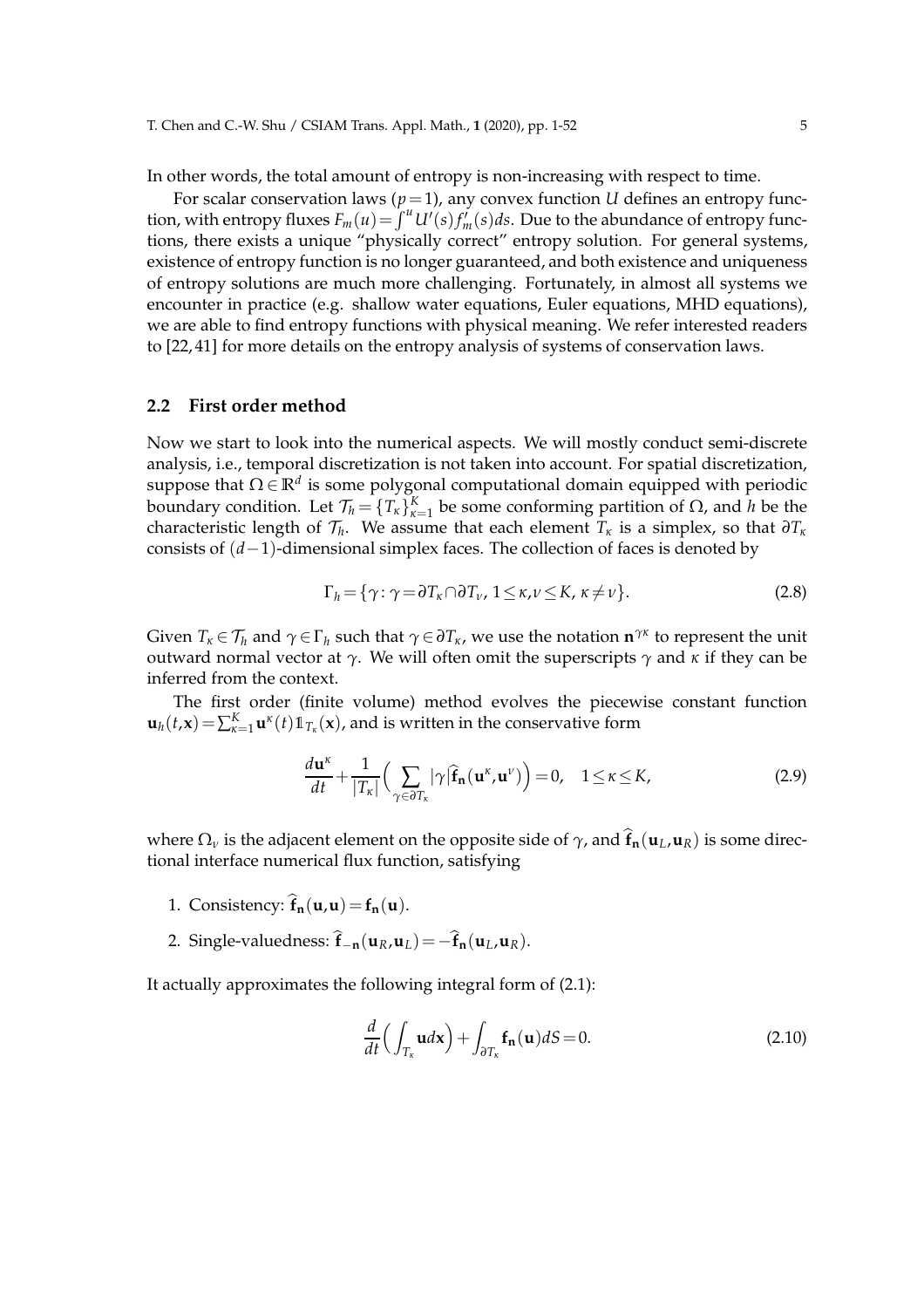In other words, the total amount of entropy is non-increasing with respect to time.

For scalar conservation laws ($p=1$), any convex function $U$ defines an entropy function, with entropy fluxes $F_m(u)=\int^u U'(s)f_m'(s)ds$. Due to the abundance of entropy functions, there exists a unique "physically correct" entropy solution. For general systems, existence of entropy function is no longer guaranteed, and both existence and uniqueness of entropy solutions are much more challenging. Fortunately, in almost all systems we encounter in practice (e.g. shallow water equations, Euler equations, MHD equations), we are able to find entropy functions with physical meaning. We refer interested readers to [22, 41] for more details on the entropy analysis of systems of conservation laws.

## 2.2 First order method

Now we start to look into the numerical aspects. We will mostly conduct semi-discrete analysis, i.e., temporal discretization is not taken into account. For spatial discretization, suppose that $\Omega\in\mathbb{R}^d$ is some polygonal computational domain equipped with periodic boundary condition. Let $\mathcal{T}_h=\{T_\kappa\}_{\kappa=1}^K$ be some conforming partition of $\Omega$, and $h$ be the characteristic length of $\mathcal{T}_h$. We assume that each element $T_\kappa$ is a simplex, so that $\partial T_\kappa$ consists of $(d-1)$-dimensional simplex faces. The collection of faces is denoted by

$$\Gamma_h=\{\gamma:\gamma=\partial T_\kappa\cap\partial T_\nu,\ 1\le\kappa,\nu\le K,\ \kappa\neq\nu\}. \tag{2.8}$$

Given $T_\kappa\in\mathcal{T}_h$ and $\gamma\in\Gamma_h$ such that $\gamma\in\partial T_\kappa$, we use the notation $\mathbf{n}^{\gamma\kappa}$ to represent the unit outward normal vector at $\gamma$. We will often omit the superscripts $\gamma$ and $\kappa$ if they can be inferred from the context.

The first order (finite volume) method evolves the piecewise constant function $\mathbf{u}_h(t,\mathbf{x})=\sum_{\kappa=1}^K\mathbf{u}^\kappa(t)\mathbb{1}_{T_\kappa}(\mathbf{x})$, and is written in the conservative form

$$\frac{d\mathbf{u}^\kappa}{dt}+\frac{1}{|T_\kappa|}\Big(\sum_{\gamma\in\partial T_\kappa}|\gamma|\widehat{\mathbf{f}}_{\mathbf{n}}(\mathbf{u}^\kappa,\mathbf{u}^\nu)\Big)=0,\quad 1\le\kappa\le K, \tag{2.9}$$

where $\Omega_\nu$ is the adjacent element on the opposite side of $\gamma$, and $\widehat{\mathbf{f}}_{\mathbf{n}}(\mathbf{u}_L,\mathbf{u}_R)$ is some directional interface numerical flux function, satisfying

1. Consistency: $\widehat{\mathbf{f}}_{\mathbf{n}}(\mathbf{u},\mathbf{u})=\mathbf{f}_{\mathbf{n}}(\mathbf{u})$.
2. Single-valuedness: $\widehat{\mathbf{f}}_{-\mathbf{n}}(\mathbf{u}_R,\mathbf{u}_L)=-\widehat{\mathbf{f}}_{\mathbf{n}}(\mathbf{u}_L,\mathbf{u}_R)$.

It actually approximates the following integral form of (2.1):

$$\frac{d}{dt}\Big(\int_{T_\kappa}\mathbf{u}d\mathbf{x}\Big)+\int_{\partial T_\kappa}\mathbf{f}_{\mathbf{n}}(\mathbf{u})dS=0. \tag{2.10}$$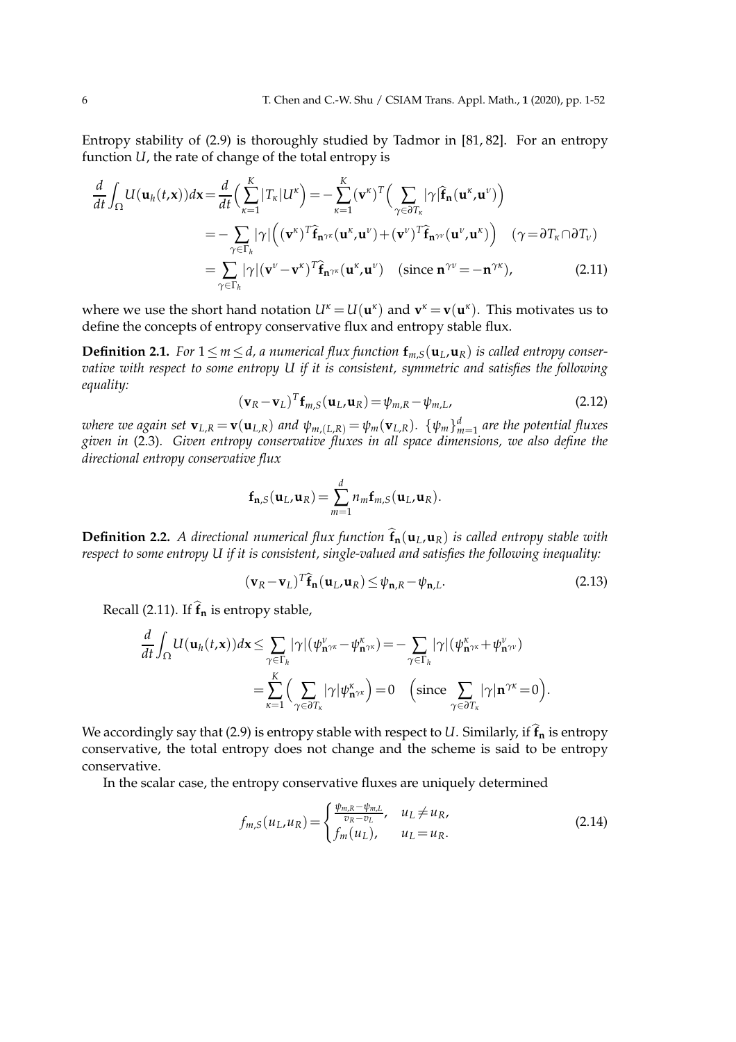Entropy stability of (2.9) is thoroughly studied by Tadmor in [81, 82]. For an entropy function $U$, the rate of change of the total entropy is

$$
\begin{aligned}
\frac{d}{dt}\int_{\Omega} U(\mathbf{u}_h(t,\mathbf{x}))d\mathbf{x} &= \frac{d}{dt}\Big(\sum_{\kappa=1}^{K}|T_\kappa|U^\kappa\Big) = -\sum_{\kappa=1}^{K}(\mathbf{v}^\kappa)^T\Big(\sum_{\gamma\in\partial T_\kappa}|\gamma|\widehat{\mathbf{f}}_{\mathbf{n}}(\mathbf{u}^\kappa,\mathbf{u}^\nu)\Big) \\
&= -\sum_{\gamma\in\Gamma_h}|\gamma|\Big((\mathbf{v}^\kappa)^T\widehat{\mathbf{f}}_{\mathbf{n}^{\gamma\kappa}}(\mathbf{u}^\kappa,\mathbf{u}^\nu)+(\mathbf{v}^\nu)^T\widehat{\mathbf{f}}_{\mathbf{n}^{\gamma\nu}}(\mathbf{u}^\nu,\mathbf{u}^\kappa)\Big) \quad (\gamma=\partial T_\kappa\cap\partial T_\nu) \\
&= \sum_{\gamma\in\Gamma_h}|\gamma|(\mathbf{v}^\nu-\mathbf{v}^\kappa)^T\widehat{\mathbf{f}}_{\mathbf{n}^{\gamma\kappa}}(\mathbf{u}^\kappa,\mathbf{u}^\nu) \quad (\text{since } \mathbf{n}^{\gamma\nu}=-\mathbf{n}^{\gamma\kappa}),
\end{aligned}
\tag{2.11}
$$

where we use the short hand notation $U^\kappa=U(\mathbf{u}^\kappa)$ and $\mathbf{v}^\kappa=\mathbf{v}(\mathbf{u}^\kappa)$. This motivates us to define the concepts of entropy conservative flux and entropy stable flux.

**Definition 2.1.** *For $1\le m\le d$, a numerical flux function $\mathbf{f}_{m,S}(\mathbf{u}_L,\mathbf{u}_R)$ is called entropy conservative with respect to some entropy $U$ if it is consistent, symmetric and satisfies the following equality:*

$$
(\mathbf{v}_R-\mathbf{v}_L)^T\mathbf{f}_{m,S}(\mathbf{u}_L,\mathbf{u}_R)=\psi_{m,R}-\psi_{m,L}, \tag{2.12}
$$

*where we again set $\mathbf{v}_{L,R}=\mathbf{v}(\mathbf{u}_{L,R})$ and $\psi_{m,(L,R)}=\psi_m(\mathbf{v}_{L,R})$. $\{\psi_m\}_{m=1}^d$ are the potential fluxes given in* (2.3)*. Given entropy conservative fluxes in all space dimensions, we also define the directional entropy conservative flux*

$$
\mathbf{f}_{\mathbf{n},S}(\mathbf{u}_L,\mathbf{u}_R)=\sum_{m=1}^{d}n_m\mathbf{f}_{m,S}(\mathbf{u}_L,\mathbf{u}_R).
$$

**Definition 2.2.** *A directional numerical flux function $\widehat{\mathbf{f}}_{\mathbf{n}}(\mathbf{u}_L,\mathbf{u}_R)$ is called entropy stable with respect to some entropy $U$ if it is consistent, single-valued and satisfies the following inequality:*

$$
(\mathbf{v}_R-\mathbf{v}_L)^T\widehat{\mathbf{f}}_{\mathbf{n}}(\mathbf{u}_L,\mathbf{u}_R)\le\psi_{\mathbf{n},R}-\psi_{\mathbf{n},L}. \tag{2.13}
$$

Recall (2.11). If $\widehat{\mathbf{f}}_{\mathbf{n}}$ is entropy stable,

$$
\begin{aligned}
\frac{d}{dt}\int_{\Omega}U(\mathbf{u}_h(t,\mathbf{x}))d\mathbf{x} &\le \sum_{\gamma\in\Gamma_h}|\gamma|(\psi^\nu_{\mathbf{n}^{\gamma\kappa}}-\psi^\kappa_{\mathbf{n}^{\gamma\kappa}}) = -\sum_{\gamma\in\Gamma_h}|\gamma|(\psi^\kappa_{\mathbf{n}^{\gamma\kappa}}+\psi^\nu_{\mathbf{n}^{\gamma\nu}}) \\
&= \sum_{\kappa=1}^{K}\Big(\sum_{\gamma\in\partial T_\kappa}|\gamma|\psi^\kappa_{\mathbf{n}^{\gamma\kappa}}\Big)=0 \quad \Big(\text{since} \sum_{\gamma\in\partial T_\kappa}|\gamma|\mathbf{n}^{\gamma\kappa}=0\Big).
\end{aligned}
$$

We accordingly say that (2.9) is entropy stable with respect to $U$. Similarly, if $\widehat{\mathbf{f}}_{\mathbf{n}}$ is entropy conservative, the total entropy does not change and the scheme is said to be entropy conservative.

In the scalar case, the entropy conservative fluxes are uniquely determined

$$
f_{m,S}(u_L,u_R)=\begin{cases} \frac{\psi_{m,R}-\psi_{m,L}}{v_R-v_L}, & u_L\ne u_R, \\ f_m(u_L), & u_L=u_R. \end{cases} \tag{2.14}
$$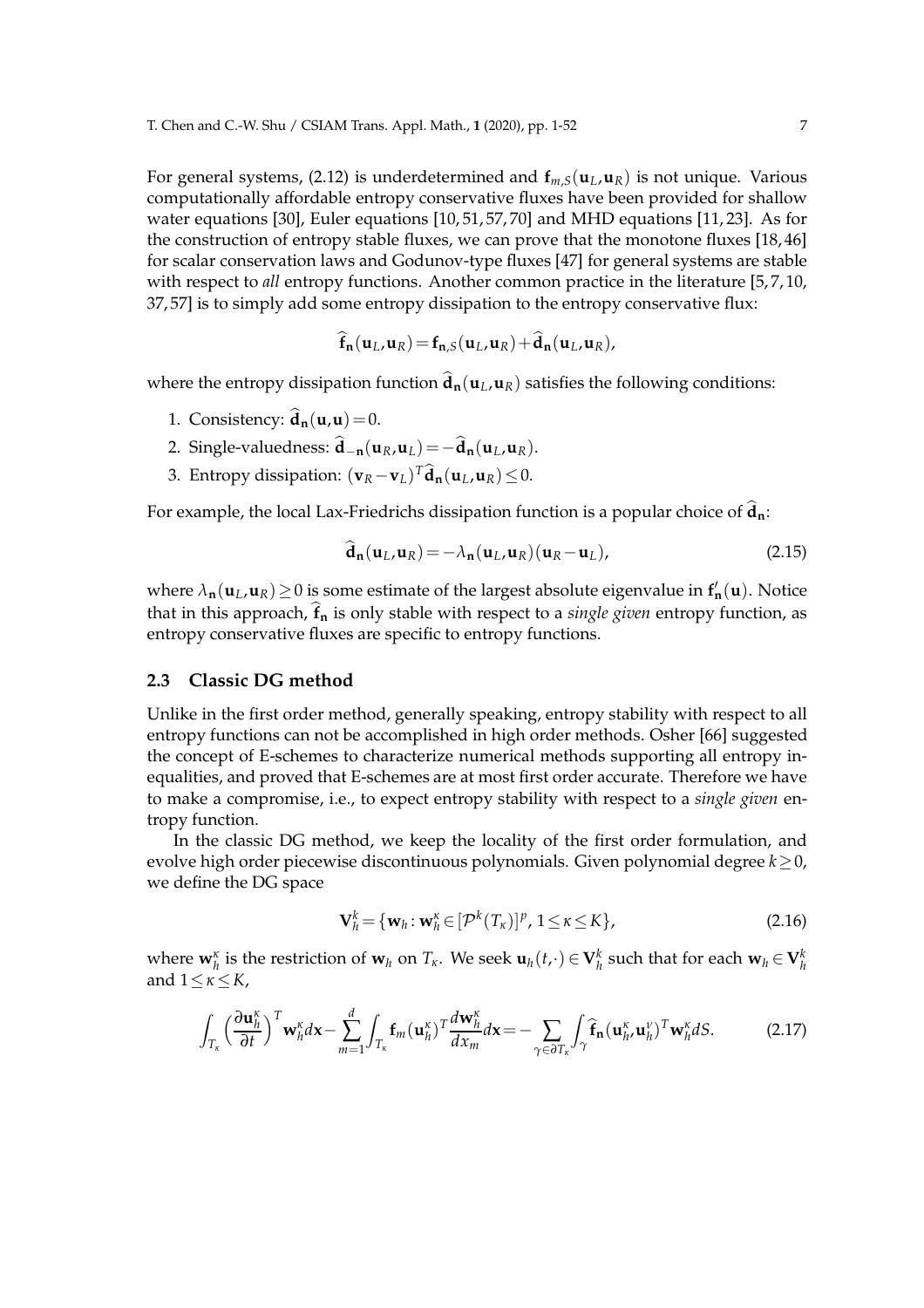For general systems, (2.12) is underdetermined and $\mathbf{f}_{m,S}(\mathbf{u}_L,\mathbf{u}_R)$ is not unique. Various computationally affordable entropy conservative fluxes have been provided for shallow water equations [30], Euler equations [10, 51, 57, 70] and MHD equations [11, 23]. As for the construction of entropy stable fluxes, we can prove that the monotone fluxes [18, 46] for scalar conservation laws and Godunov-type fluxes [47] for general systems are stable with respect to *all* entropy functions. Another common practice in the literature [5, 7, 10, 37, 57] is to simply add some entropy dissipation to the entropy conservative flux:

$$\widehat{\mathbf{f}}_{\mathbf{n}}(\mathbf{u}_L,\mathbf{u}_R)=\mathbf{f}_{\mathbf{n},S}(\mathbf{u}_L,\mathbf{u}_R)+\widehat{\mathbf{d}}_{\mathbf{n}}(\mathbf{u}_L,\mathbf{u}_R),$$

where the entropy dissipation function $\widehat{\mathbf{d}}_{\mathbf{n}}(\mathbf{u}_L,\mathbf{u}_R)$ satisfies the following conditions:

1. Consistency: $\widehat{\mathbf{d}}_{\mathbf{n}}(\mathbf{u},\mathbf{u})=0$.
2. Single-valuedness: $\widehat{\mathbf{d}}_{-\mathbf{n}}(\mathbf{u}_R,\mathbf{u}_L)=-\widehat{\mathbf{d}}_{\mathbf{n}}(\mathbf{u}_L,\mathbf{u}_R)$.
3. Entropy dissipation: $(\mathbf{v}_R-\mathbf{v}_L)^T\widehat{\mathbf{d}}_{\mathbf{n}}(\mathbf{u}_L,\mathbf{u}_R)\leq 0$.

For example, the local Lax-Friedrichs dissipation function is a popular choice of $\widehat{\mathbf{d}}_{\mathbf{n}}$:

$$\widehat{\mathbf{d}}_{\mathbf{n}}(\mathbf{u}_L,\mathbf{u}_R)=-\lambda_{\mathbf{n}}(\mathbf{u}_L,\mathbf{u}_R)(\mathbf{u}_R-\mathbf{u}_L), \tag{2.15}$$

where $\lambda_{\mathbf{n}}(\mathbf{u}_L,\mathbf{u}_R)\geq 0$ is some estimate of the largest absolute eigenvalue in $\mathbf{f}'_{\mathbf{n}}(\mathbf{u})$. Notice that in this approach, $\widehat{\mathbf{f}}_{\mathbf{n}}$ is only stable with respect to a *single given* entropy function, as entropy conservative fluxes are specific to entropy functions.

## 2.3 Classic DG method

Unlike in the first order method, generally speaking, entropy stability with respect to all entropy functions can not be accomplished in high order methods. Osher [66] suggested the concept of E-schemes to characterize numerical methods supporting all entropy inequalities, and proved that E-schemes are at most first order accurate. Therefore we have to make a compromise, i.e., to expect entropy stability with respect to a *single given* entropy function.

In the classic DG method, we keep the locality of the first order formulation, and evolve high order piecewise discontinuous polynomials. Given polynomial degree $k\geq 0$, we define the DG space

$$\mathbf{V}_h^k=\{\mathbf{w}_h:\mathbf{w}_h^\kappa\in[\mathcal{P}^k(T_\kappa)]^p,\ 1\leq\kappa\leq K\}, \tag{2.16}$$

where $\mathbf{w}_h^\kappa$ is the restriction of $\mathbf{w}_h$ on $T_\kappa$. We seek $\mathbf{u}_h(t,\cdot)\in\mathbf{V}_h^k$ such that for each $\mathbf{w}_h\in\mathbf{V}_h^k$ and $1\leq\kappa\leq K$,

$$\int_{T_\kappa}\Big(\frac{\partial\mathbf{u}_h^\kappa}{\partial t}\Big)^T\mathbf{w}_h^\kappa d\mathbf{x}-\sum_{m=1}^d\int_{T_\kappa}\mathbf{f}_m(\mathbf{u}_h^\kappa)^T\frac{d\mathbf{w}_h^\kappa}{dx_m}d\mathbf{x}=-\sum_{\gamma\in\partial T_\kappa}\int_\gamma\widehat{\mathbf{f}}_{\mathbf{n}}(\mathbf{u}_h^\kappa,\mathbf{u}_h^\nu)^T\mathbf{w}_h^\kappa dS. \tag{2.17}$$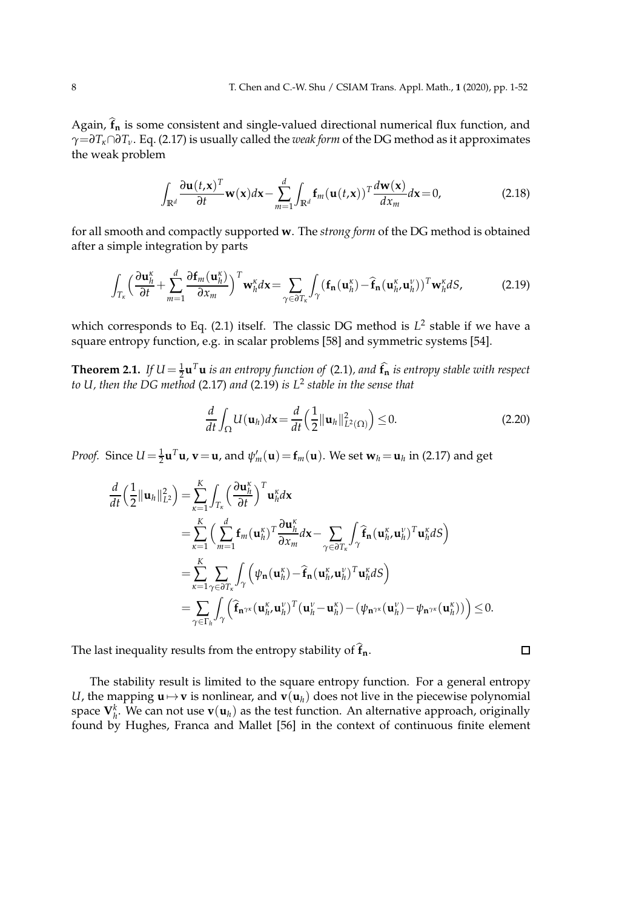Again, $\widehat{\mathbf{f}}_{\mathbf{n}}$ is some consistent and single-valued directional numerical flux function, and $\gamma = \partial T_\kappa \cap \partial T_\nu$. Eq. (2.17) is usually called the *weak form* of the DG method as it approximates the weak problem

$$\int_{\mathbb{R}^d} \frac{\partial \mathbf{u}(t,\mathbf{x})^T}{\partial t} \mathbf{w}(\mathbf{x}) d\mathbf{x} - \sum_{m=1}^{d} \int_{\mathbb{R}^d} \mathbf{f}_m(\mathbf{u}(t,\mathbf{x}))^T \frac{d\mathbf{w}(\mathbf{x})}{dx_m} d\mathbf{x} = 0, \tag{2.18}$$

for all smooth and compactly supported $\mathbf{w}$. The *strong form* of the DG method is obtained after a simple integration by parts

$$\int_{T_\kappa} \Big( \frac{\partial \mathbf{u}_h^\kappa}{\partial t} + \sum_{m=1}^{d} \frac{\partial \mathbf{f}_m(\mathbf{u}_h^\kappa)}{\partial x_m} \Big)^T \mathbf{w}_h^\kappa d\mathbf{x} = \sum_{\gamma \in \partial T_\kappa} \int_\gamma \big( \mathbf{f}_{\mathbf{n}}(\mathbf{u}_h^\kappa) - \widehat{\mathbf{f}}_{\mathbf{n}}(\mathbf{u}_h^\kappa, \mathbf{u}_h^\nu) \big)^T \mathbf{w}_h^\kappa dS, \tag{2.19}$$

which corresponds to Eq. (2.1) itself. The classic DG method is $L^2$ stable if we have a square entropy function, e.g. in scalar problems [58] and symmetric systems [54].

**Theorem 2.1.** *If $U = \frac{1}{2}\mathbf{u}^T\mathbf{u}$ is an entropy function of* (2.1)*, and $\widehat{\mathbf{f}}_{\mathbf{n}}$ is entropy stable with respect to $U$, then the DG method* (2.17) *and* (2.19) *is $L^2$ stable in the sense that*

$$\frac{d}{dt} \int_\Omega U(\mathbf{u}_h) d\mathbf{x} = \frac{d}{dt} \Big( \frac{1}{2} \|\mathbf{u}_h\|_{L^2(\Omega)}^2 \Big) \leq 0. \tag{2.20}$$

*Proof.* Since $U = \frac{1}{2}\mathbf{u}^T\mathbf{u}$, $\mathbf{v} = \mathbf{u}$, and $\psi_m'(\mathbf{u}) = \mathbf{f}_m(\mathbf{u})$. We set $\mathbf{w}_h = \mathbf{u}_h$ in (2.17) and get

$$\begin{aligned}
\frac{d}{dt}\Big(\frac{1}{2}\|\mathbf{u}_h\|_{L^2}^2\Big) &= \sum_{\kappa=1}^{K} \int_{T_\kappa} \Big( \frac{\partial \mathbf{u}_h^\kappa}{\partial t} \Big)^T \mathbf{u}_h^\kappa d\mathbf{x} \\
&= \sum_{\kappa=1}^{K} \Big( \sum_{m=1}^{d} \mathbf{f}_m(\mathbf{u}_h^\kappa)^T \frac{\partial \mathbf{u}_h^\kappa}{\partial x_m} d\mathbf{x} - \sum_{\gamma \in \partial T_\kappa} \int_\gamma \widehat{\mathbf{f}}_{\mathbf{n}}(\mathbf{u}_h^\kappa, \mathbf{u}_h^\nu)^T \mathbf{u}_h^\kappa dS \Big) \\
&= \sum_{\kappa=1}^{K} \sum_{\gamma \in \partial T_\kappa} \int_\gamma \Big( \psi_{\mathbf{n}}(\mathbf{u}_h^\kappa) - \widehat{\mathbf{f}}_{\mathbf{n}}(\mathbf{u}_h^\kappa, \mathbf{u}_h^\nu)^T \mathbf{u}_h^\kappa dS \Big) \\
&= \sum_{\gamma \in \Gamma_h} \int_\gamma \Big( \widehat{\mathbf{f}}_{\mathbf{n}^{\gamma\kappa}}(\mathbf{u}_h^\kappa, \mathbf{u}_h^\nu)^T (\mathbf{u}_h^\nu - \mathbf{u}_h^\kappa) - (\psi_{\mathbf{n}^{\gamma\kappa}}(\mathbf{u}_h^\nu) - \psi_{\mathbf{n}^{\gamma\kappa}}(\mathbf{u}_h^\kappa)) \Big) \leq 0.
\end{aligned}$$

The last inequality results from the entropy stability of $\widehat{\mathbf{f}}_{\mathbf{n}}$. $\square$

The stability result is limited to the square entropy function. For a general entropy $U$, the mapping $\mathbf{u} \mapsto \mathbf{v}$ is nonlinear, and $\mathbf{v}(\mathbf{u}_h)$ does not live in the piecewise polynomial space $\mathbf{V}_h^k$. We can not use $\mathbf{v}(\mathbf{u}_h)$ as the test function. An alternative approach, originally found by Hughes, Franca and Mallet [56] in the context of continuous finite element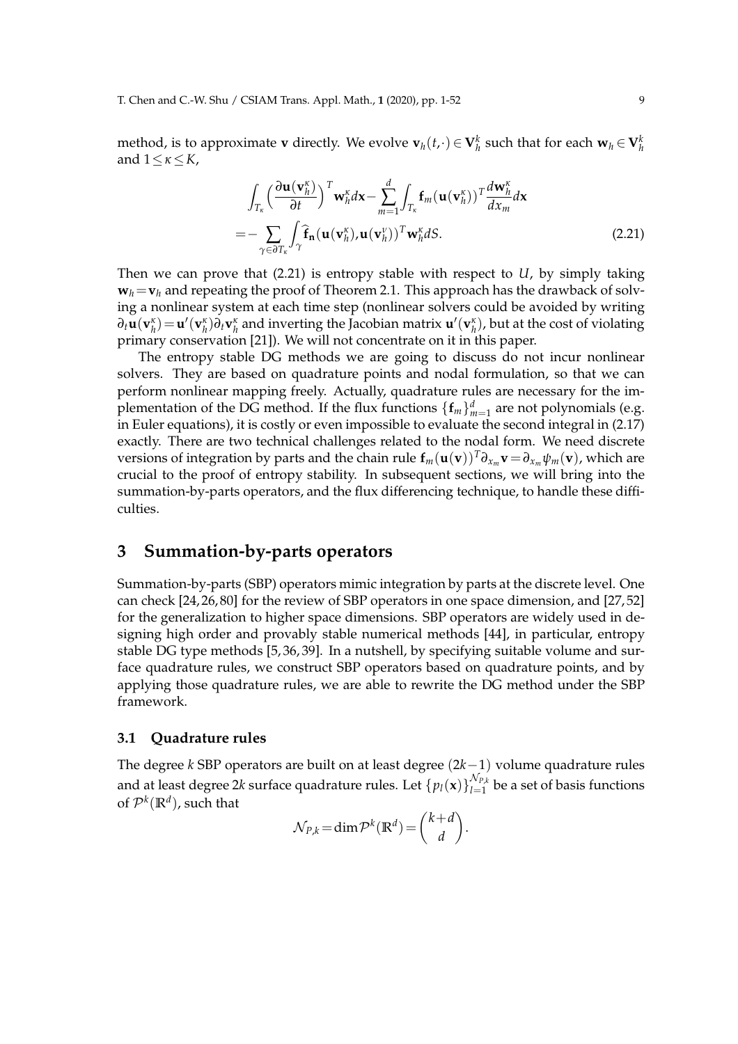method, is to approximate $\mathbf{v}$ directly. We evolve $\mathbf{v}_h(t,\cdot)\in\mathbf{V}_h^k$ such that for each $\mathbf{w}_h\in\mathbf{V}_h^k$ and $1\le\kappa\le K$,

$$
\begin{aligned}
&\int_{T_\kappa}\Big(\frac{\partial\mathbf{u}(\mathbf{v}_h^\kappa)}{\partial t}\Big)^T\mathbf{w}_h^\kappa d\mathbf{x}-\sum_{m=1}^{d}\int_{T_\kappa}\mathbf{f}_m(\mathbf{u}(\mathbf{v}_h^\kappa))^T\frac{d\mathbf{w}_h^\kappa}{dx_m}d\mathbf{x}\\
=&-\sum_{\gamma\in\partial T_\kappa}\int_\gamma\widehat{\mathbf{f}}_{\mathbf{n}}(\mathbf{u}(\mathbf{v}_h^\kappa),\mathbf{u}(\mathbf{v}_h^\nu))^T\mathbf{w}_h^\kappa dS.
\end{aligned}
\tag{2.21}
$$

Then we can prove that (2.21) is entropy stable with respect to $U$, by simply taking $\mathbf{w}_h=\mathbf{v}_h$ and repeating the proof of Theorem 2.1. This approach has the drawback of solving a nonlinear system at each time step (nonlinear solvers could be avoided by writing $\partial_t\mathbf{u}(\mathbf{v}_h^\kappa)=\mathbf{u}'(\mathbf{v}_h^\kappa)\partial_t\mathbf{v}_h^\kappa$ and inverting the Jacobian matrix $\mathbf{u}'(\mathbf{v}_h^\kappa)$, but at the cost of violating primary conservation [21]). We will not concentrate on it in this paper.

The entropy stable DG methods we are going to discuss do not incur nonlinear solvers. They are based on quadrature points and nodal formulation, so that we can perform nonlinear mapping freely. Actually, quadrature rules are necessary for the implementation of the DG method. If the flux functions $\{\mathbf{f}_m\}_{m=1}^d$ are not polynomials (e.g. in Euler equations), it is costly or even impossible to evaluate the second integral in (2.17) exactly. There are two technical challenges related to the nodal form. We need discrete versions of integration by parts and the chain rule $\mathbf{f}_m(\mathbf{u}(\mathbf{v}))^T\partial_{x_m}\mathbf{v}=\partial_{x_m}\psi_m(\mathbf{v})$, which are crucial to the proof of entropy stability. In subsequent sections, we will bring into the summation-by-parts operators, and the flux differencing technique, to handle these difficulties.

# 3 Summation-by-parts operators

Summation-by-parts (SBP) operators mimic integration by parts at the discrete level. One can check [24,26,80] for the review of SBP operators in one space dimension, and [27,52] for the generalization to higher space dimensions. SBP operators are widely used in designing high order and provably stable numerical methods [44], in particular, entropy stable DG type methods [5,36,39]. In a nutshell, by specifying suitable volume and surface quadrature rules, we construct SBP operators based on quadrature points, and by applying those quadrature rules, we are able to rewrite the DG method under the SBP framework.

## 3.1 Quadrature rules

The degree $k$ SBP operators are built on at least degree $(2k-1)$ volume quadrature rules and at least degree $2k$ surface quadrature rules. Let $\{p_l(\mathbf{x})\}_{l=1}^{\mathcal{N}_{P,k}}$ be a set of basis functions of $\mathcal{P}^k(\mathbb{R}^d)$, such that

$$
\mathcal{N}_{P,k}=\dim\mathcal{P}^k(\mathbb{R}^d)=\binom{k+d}{d}.
$$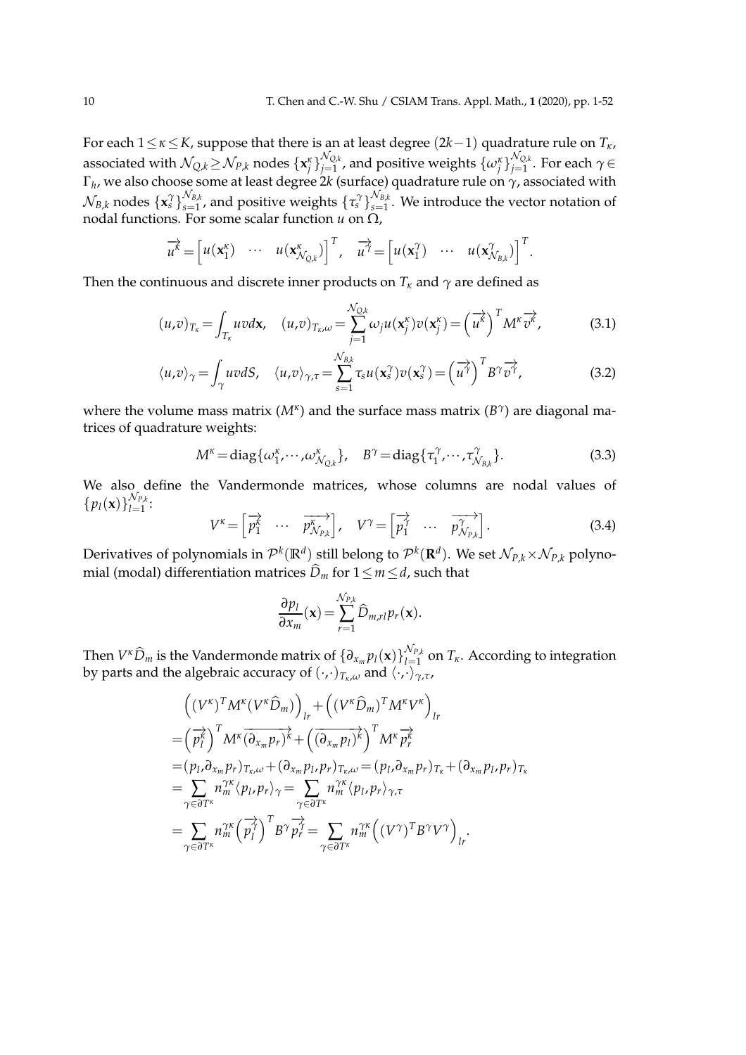For each $1 \le \kappa \le K$, suppose that there is an at least degree $(2k-1)$ quadrature rule on $T_\kappa$, associated with $\mathcal{N}_{Q,k} \ge \mathcal{N}_{P,k}$ nodes $\{\mathbf{x}_j^\kappa\}_{j=1}^{\mathcal{N}_{Q,k}}$, and positive weights $\{\omega_j^\kappa\}_{j=1}^{\mathcal{N}_{Q,k}}$. For each $\gamma \in \Gamma_h$, we also choose some at least degree $2k$ (surface) quadrature rule on $\gamma$, associated with $\mathcal{N}_{B,k}$ nodes $\{\mathbf{x}_s^\gamma\}_{s=1}^{\mathcal{N}_{B,k}}$, and positive weights $\{\tau_s^\gamma\}_{s=1}^{\mathcal{N}_{B,k}}$. We introduce the vector notation of nodal functions. For some scalar function $u$ on $\Omega$,

$$
\overrightarrow{u^\kappa} = \begin{bmatrix} u(\mathbf{x}_1^\kappa) & \cdots & u(\mathbf{x}_{\mathcal{N}_{Q,k}}^\kappa) \end{bmatrix}^T, \quad \overrightarrow{u^\gamma} = \begin{bmatrix} u(\mathbf{x}_1^\gamma) & \cdots & u(\mathbf{x}_{\mathcal{N}_{B,k}}^\gamma) \end{bmatrix}^T.
$$

Then the continuous and discrete inner products on $T_\kappa$ and $\gamma$ are defined as

$$
(u,v)_{T_\kappa} = \int_{T_\kappa} uv d\mathbf{x}, \quad (u,v)_{T_\kappa,\omega} = \sum_{j=1}^{\mathcal{N}_{Q,k}} \omega_j u(\mathbf{x}_j^\kappa) v(\mathbf{x}_j^\kappa) = \left(\overrightarrow{u^\kappa}\right)^T M^\kappa \overrightarrow{v^\kappa}, \tag{3.1}
$$

$$
\langle u,v \rangle_\gamma = \int_\gamma uv dS, \quad \langle u,v \rangle_{\gamma,\tau} = \sum_{s=1}^{\mathcal{N}_{B,k}} \tau_s u(\mathbf{x}_s^\gamma) v(\mathbf{x}_s^\gamma) = \left(\overrightarrow{u^\gamma}\right)^T B^\gamma \overrightarrow{v^\gamma}, \tag{3.2}
$$

where the volume mass matrix ($M^\kappa$) and the surface mass matrix ($B^\gamma$) are diagonal matrices of quadrature weights:

$$
M^\kappa = \mathrm{diag}\{\omega_1^\kappa, \cdots, \omega_{\mathcal{N}_{Q,k}}^\kappa\}, \quad B^\gamma = \mathrm{diag}\{\tau_1^\gamma, \cdots, \tau_{\mathcal{N}_{B,k}}^\gamma\}. \tag{3.3}
$$

We also define the Vandermonde matrices, whose columns are nodal values of $\{p_l(\mathbf{x})\}_{l=1}^{\mathcal{N}_{P,k}}$:

$$
V^\kappa = \begin{bmatrix} \overrightarrow{p_1^\kappa} & \cdots & \overrightarrow{p_{\mathcal{N}_{P,k}}^\kappa} \end{bmatrix}, \quad V^\gamma = \begin{bmatrix} \overrightarrow{p_1^\gamma} & \cdots & \overrightarrow{p_{\mathcal{N}_{P,k}}^\gamma} \end{bmatrix}. \tag{3.4}
$$

Derivatives of polynomials in $\mathcal{P}^k(\mathbb{R}^d)$ still belong to $\mathcal{P}^k(\mathbf{R}^d)$. We set $\mathcal{N}_{P,k} \times \mathcal{N}_{P,k}$ polynomial (modal) differentiation matrices $\widehat{D}_m$ for $1 \le m \le d$, such that

$$
\frac{\partial p_l}{\partial x_m}(\mathbf{x}) = \sum_{r=1}^{\mathcal{N}_{P,k}} \widehat{D}_{m,rl} p_r(\mathbf{x}).
$$

Then $V^\kappa \widehat{D}_m$ is the Vandermonde matrix of $\{\partial_{x_m} p_l(\mathbf{x})\}_{l=1}^{\mathcal{N}_{P,k}}$ on $T_\kappa$. According to integration by parts and the algebraic accuracy of $(\cdot,\cdot)_{T_\kappa,\omega}$ and $\langle \cdot,\cdot \rangle_{\gamma,\tau}$,

$$
\begin{aligned}
&\left((V^\kappa)^T M^\kappa (V^\kappa \widehat{D}_m)\right)_{lr} + \left((V^\kappa \widehat{D}_m)^T M^\kappa V^\kappa\right)_{lr} \\
=& \left(\overrightarrow{p_l^\kappa}\right)^T M^\kappa \overrightarrow{(\partial_{x_m} p_r)^\kappa} + \left(\overrightarrow{(\partial_{x_m} p_l)^\kappa}\right)^T M^\kappa \overrightarrow{p_r^\kappa} \\
=& (p_l, \partial_{x_m} p_r)_{T_\kappa,\omega} + (\partial_{x_m} p_l, p_r)_{T_\kappa,\omega} = (p_l, \partial_{x_m} p_r)_{T_\kappa} + (\partial_{x_m} p_l, p_r)_{T_\kappa} \\
=& \sum_{\gamma \in \partial T^\kappa} n_m^{\gamma\kappa} \langle p_l, p_r \rangle_\gamma = \sum_{\gamma \in \partial T^\kappa} n_m^{\gamma\kappa} \langle p_l, p_r \rangle_{\gamma,\tau} \\
=& \sum_{\gamma \in \partial T^\kappa} n_m^{\gamma\kappa} \left(\overrightarrow{p_l^\gamma}\right)^T B^\gamma \overrightarrow{p_r^\gamma} = \sum_{\gamma \in \partial T^\kappa} n_m^{\gamma\kappa} \left((V^\gamma)^T B^\gamma V^\gamma\right)_{lr}.
\end{aligned}
$$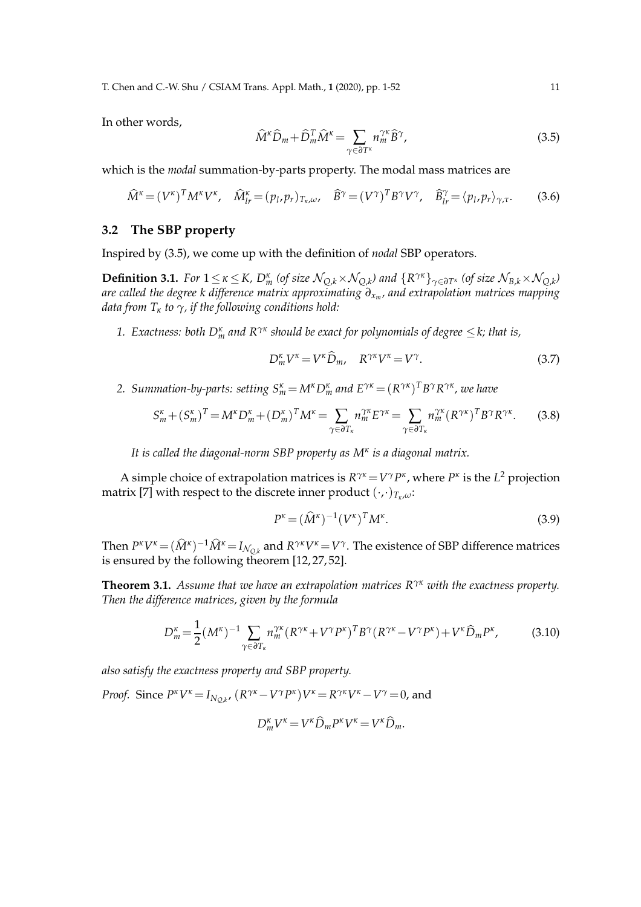In other words,

$$\widehat{M}^{\kappa}\widehat{D}_m+\widehat{D}_m^T\widehat{M}^{\kappa}=\sum_{\gamma\in\partial T^{\kappa}} n_m^{\gamma\kappa}\widehat{B}^{\gamma}, \tag{3.5}$$

which is the *modal* summation-by-parts property. The modal mass matrices are

$$\widehat{M}^{\kappa}=(V^{\kappa})^T M^{\kappa} V^{\kappa}, \quad \widehat{M}^{\kappa}_{lr}=(p_l,p_r)_{T_\kappa,\omega}, \quad \widehat{B}^{\gamma}=(V^{\gamma})^T B^{\gamma} V^{\gamma}, \quad \widehat{B}^{\gamma}_{lr}=\langle p_l,p_r\rangle_{\gamma,\tau}. \tag{3.6}$$

## 3.2 The SBP property

Inspired by (3.5), we come up with the definition of *nodal* SBP operators.

**Definition 3.1.** *For $1\le\kappa\le K$, $D_m^{\kappa}$ (of size $\mathcal{N}_{Q,k}\times\mathcal{N}_{Q,k}$) and $\{R^{\gamma\kappa}\}_{\gamma\in\partial T^{\kappa}}$ (of size $\mathcal{N}_{B,k}\times\mathcal{N}_{Q,k}$) are called the degree $k$ difference matrix approximating $\partial_{x_m}$, and extrapolation matrices mapping data from $T_\kappa$ to $\gamma$, if the following conditions hold:*

1. *Exactness: both $D_m^{\kappa}$ and $R^{\gamma\kappa}$ should be exact for polynomials of degree $\le k$; that is,*

$$D_m^{\kappa}V^{\kappa}=V^{\kappa}\widehat{D}_m, \quad R^{\gamma\kappa}V^{\kappa}=V^{\gamma}. \tag{3.7}$$

2. *Summation-by-parts: setting $S_m^{\kappa}=M^{\kappa}D_m^{\kappa}$ and $E^{\gamma\kappa}=(R^{\gamma\kappa})^T B^{\gamma} R^{\gamma\kappa}$, we have*

$$S_m^{\kappa}+(S_m^{\kappa})^T=M^{\kappa}D_m^{\kappa}+(D_m^{\kappa})^T M^{\kappa}=\sum_{\gamma\in\partial T_\kappa} n_m^{\gamma\kappa}E^{\gamma\kappa}=\sum_{\gamma\in\partial T_\kappa} n_m^{\gamma\kappa}(R^{\gamma\kappa})^T B^{\gamma} R^{\gamma\kappa}. \tag{3.8}$$

*It is called the diagonal-norm SBP property as $M^{\kappa}$ is a diagonal matrix.*

A simple choice of extrapolation matrices is $R^{\gamma\kappa}=V^{\gamma}P^{\kappa}$, where $P^{\kappa}$ is the $L^2$ projection matrix [7] with respect to the discrete inner product $(\cdot,\cdot)_{T_\kappa,\omega}$:

$$P^{\kappa}=(\widehat{M}^{\kappa})^{-1}(V^{\kappa})^T M^{\kappa}. \tag{3.9}$$

Then $P^{\kappa}V^{\kappa}=(\widehat{M}^{\kappa})^{-1}\widehat{M}^{\kappa}=I_{\mathcal{N}_{Q,k}}$ and $R^{\gamma\kappa}V^{\kappa}=V^{\gamma}$. The existence of SBP difference matrices is ensured by the following theorem [12,27,52].

**Theorem 3.1.** *Assume that we have an extrapolation matrices $R^{\gamma\kappa}$ with the exactness property. Then the difference matrices, given by the formula*

$$D_m^{\kappa}=\frac{1}{2}(M^{\kappa})^{-1}\sum_{\gamma\in\partial T_\kappa} n_m^{\gamma\kappa}(R^{\gamma\kappa}+V^{\gamma}P^{\kappa})^T B^{\gamma}(R^{\gamma\kappa}-V^{\gamma}P^{\kappa})+V^{\kappa}\widehat{D}_m P^{\kappa}, \tag{3.10}$$

*also satisfy the exactness property and SBP property.*

*Proof.* Since $P^{\kappa}V^{\kappa}=I_{N_{Q,k}}$, $(R^{\gamma\kappa}-V^{\gamma}P^{\kappa})V^{\kappa}=R^{\gamma\kappa}V^{\kappa}-V^{\gamma}=0$, and

$$D_m^{\kappa}V^{\kappa}=V^{\kappa}\widehat{D}_m P^{\kappa}V^{\kappa}=V^{\kappa}\widehat{D}_m.$$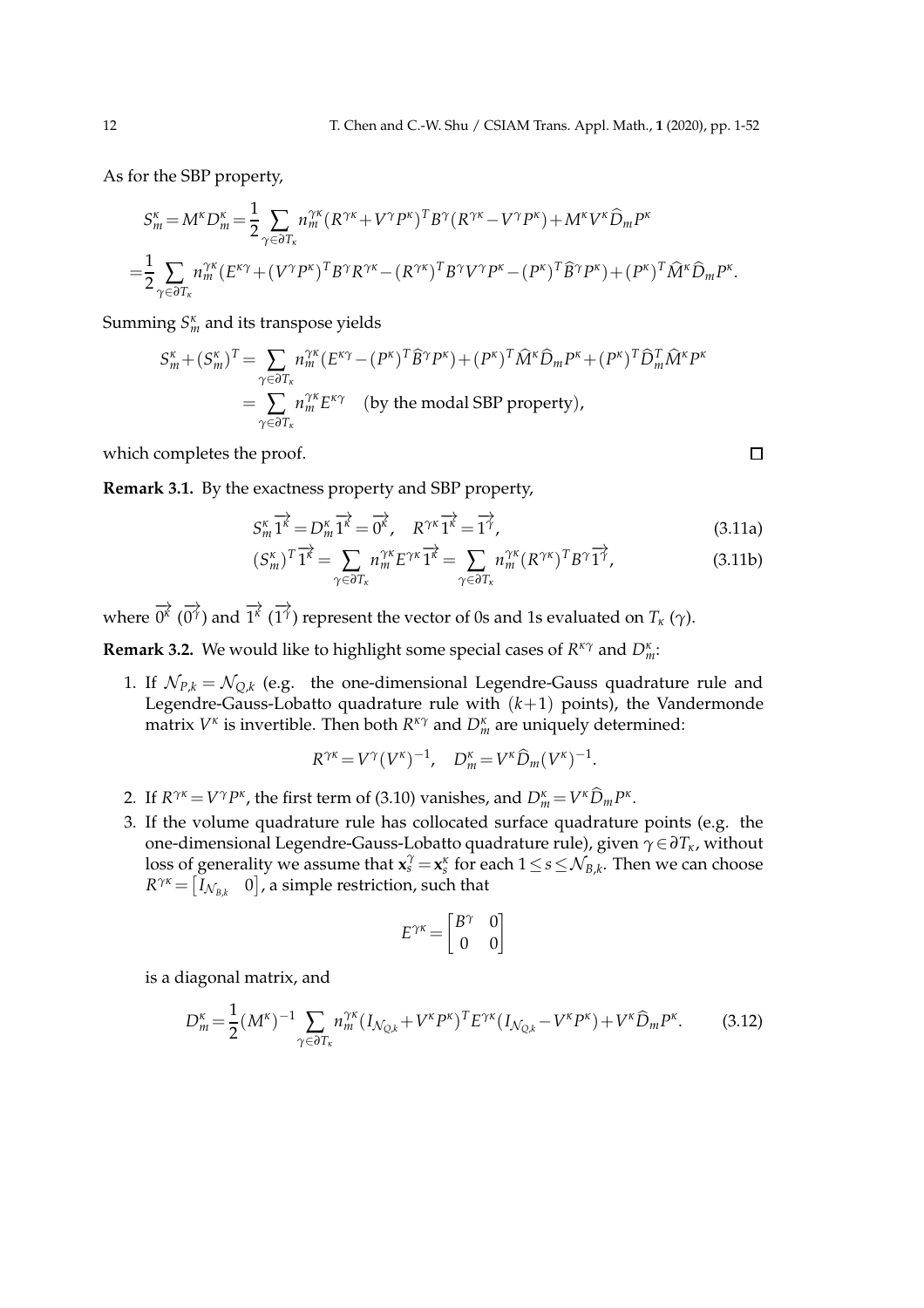As for the SBP property,

$$
S_m^\kappa = M^\kappa D_m^\kappa = \frac{1}{2}\sum_{\gamma\in\partial T_\kappa} n_m^{\gamma\kappa}(R^{\gamma\kappa}+V^\gamma P^\kappa)^T B^\gamma (R^{\gamma\kappa}-V^\gamma P^\kappa) + M^\kappa V^\kappa \widehat{D}_m P^\kappa
$$

$$
=\frac{1}{2}\sum_{\gamma\in\partial T_\kappa} n_m^{\gamma\kappa}(E^{\kappa\gamma}+(V^\gamma P^\kappa)^T B^\gamma R^{\gamma\kappa} - (R^{\gamma\kappa})^T B^\gamma V^\gamma P^\kappa - (P^\kappa)^T \widehat{B}^\gamma P^\kappa) + (P^\kappa)^T \widehat{M}^\kappa \widehat{D}_m P^\kappa.
$$

Summing $S_m^\kappa$ and its transpose yields

$$
\begin{aligned}
S_m^\kappa + (S_m^\kappa)^T &= \sum_{\gamma\in\partial T_\kappa} n_m^{\gamma\kappa}(E^{\kappa\gamma} - (P^\kappa)^T \widehat{B}^\gamma P^\kappa) + (P^\kappa)^T \widehat{M}^\kappa \widehat{D}_m P^\kappa + (P^\kappa)^T \widehat{D}_m^T \widehat{M}^\kappa P^\kappa \\
&= \sum_{\gamma\in\partial T_\kappa} n_m^{\gamma\kappa} E^{\kappa\gamma} \quad \text{(by the modal SBP property)},
\end{aligned}
$$

which completes the proof. $\square$

**Remark 3.1.** By the exactness property and SBP property,

$$
S_m^\kappa \overrightarrow{1^\kappa} = D_m^\kappa \overrightarrow{1^\kappa} = \overrightarrow{0^\kappa}, \quad R^{\gamma\kappa}\overrightarrow{1^\kappa} = \overrightarrow{1^\gamma}, \tag{3.11a}
$$

$$
(S_m^\kappa)^T \overrightarrow{1^\kappa} = \sum_{\gamma\in\partial T_\kappa} n_m^{\gamma\kappa} E^{\gamma\kappa}\overrightarrow{1^\kappa} = \sum_{\gamma\in\partial T_\kappa} n_m^{\gamma\kappa}(R^{\gamma\kappa})^T B^\gamma \overrightarrow{1^\gamma}, \tag{3.11b}
$$

where $\overrightarrow{0^\kappa}$ ($\overrightarrow{0^\gamma}$) and $\overrightarrow{1^\kappa}$ ($\overrightarrow{1^\gamma}$) represent the vector of 0s and 1s evaluated on $T_\kappa$ ($\gamma$).

**Remark 3.2.** We would like to highlight some special cases of $R^{\kappa\gamma}$ and $D_m^\kappa$:

1. If $\mathcal{N}_{P,k} = \mathcal{N}_{Q,k}$ (e.g. the one-dimensional Legendre-Gauss quadrature rule and Legendre-Gauss-Lobatto quadrature rule with $(k+1)$ points), the Vandermonde matrix $V^\kappa$ is invertible. Then both $R^{\kappa\gamma}$ and $D_m^\kappa$ are uniquely determined:

$$
R^{\gamma\kappa} = V^\gamma (V^\kappa)^{-1}, \quad D_m^\kappa = V^\kappa \widehat{D}_m (V^\kappa)^{-1}.
$$

2. If $R^{\gamma\kappa} = V^\gamma P^\kappa$, the first term of (3.10) vanishes, and $D_m^\kappa = V^\kappa \widehat{D}_m P^\kappa$.
3. If the volume quadrature rule has collocated surface quadrature points (e.g. the one-dimensional Legendre-Gauss-Lobatto quadrature rule), given $\gamma\in\partial T_\kappa$, without loss of generality we assume that $\mathbf{x}_s^\gamma = \mathbf{x}_s^\kappa$ for each $1\le s\le \mathcal{N}_{B,k}$. Then we can choose $R^{\gamma\kappa} = \begin{bmatrix} I_{\mathcal{N}_{B,k}} & 0\end{bmatrix}$, a simple restriction, such that

$$
E^{\gamma\kappa} = \begin{bmatrix} B^\gamma & 0 \\ 0 & 0 \end{bmatrix}
$$

is a diagonal matrix, and

$$
D_m^\kappa = \frac{1}{2}(M^\kappa)^{-1}\sum_{\gamma\in\partial T_\kappa} n_m^{\gamma\kappa}(I_{\mathcal{N}_{Q,k}} + V^\kappa P^\kappa)^T E^{\gamma\kappa}(I_{\mathcal{N}_{Q,k}} - V^\kappa P^\kappa) + V^\kappa \widehat{D}_m P^\kappa. \tag{3.12}
$$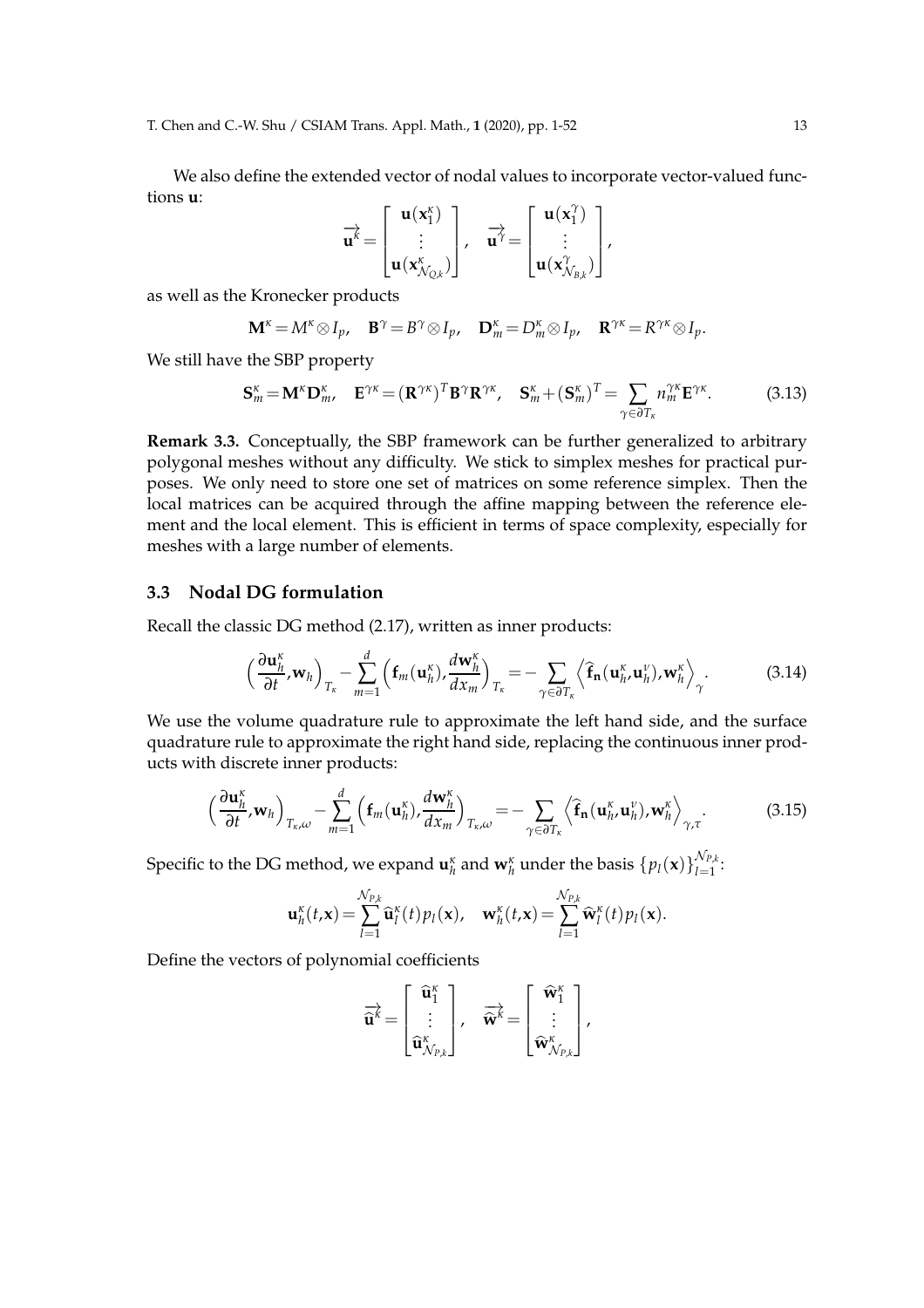We also define the extended vector of nodal values to incorporate vector-valued functions $\mathbf{u}$:

$$
\overrightarrow{\mathbf{u}}^{\kappa} = \begin{bmatrix} \mathbf{u}(\mathbf{x}_1^{\kappa}) \\ \vdots \\ \mathbf{u}(\mathbf{x}_{\mathcal{N}_{Q,k}}^{\kappa}) \end{bmatrix}, \quad \overrightarrow{\mathbf{u}}^{\gamma} = \begin{bmatrix} \mathbf{u}(\mathbf{x}_1^{\gamma}) \\ \vdots \\ \mathbf{u}(\mathbf{x}_{\mathcal{N}_{B,k}}^{\gamma}) \end{bmatrix},
$$

as well as the Kronecker products

$$
\mathbf{M}^{\kappa} = M^{\kappa} \otimes I_p, \quad \mathbf{B}^{\gamma} = B^{\gamma} \otimes I_p, \quad \mathbf{D}_m^{\kappa} = D_m^{\kappa} \otimes I_p, \quad \mathbf{R}^{\gamma\kappa} = R^{\gamma\kappa} \otimes I_p.
$$

We still have the SBP property

$$
\mathbf{S}_m^{\kappa} = \mathbf{M}^{\kappa} \mathbf{D}_m^{\kappa}, \quad \mathbf{E}^{\gamma\kappa} = (\mathbf{R}^{\gamma\kappa})^T \mathbf{B}^{\gamma} \mathbf{R}^{\gamma\kappa}, \quad \mathbf{S}_m^{\kappa} + (\mathbf{S}_m^{\kappa})^T = \sum_{\gamma \in \partial T_\kappa} n_m^{\gamma\kappa} \mathbf{E}^{\gamma\kappa}. \tag{3.13}
$$

**Remark 3.3.** Conceptually, the SBP framework can be further generalized to arbitrary polygonal meshes without any difficulty. We stick to simplex meshes for practical purposes. We only need to store one set of matrices on some reference simplex. Then the local matrices can be acquired through the affine mapping between the reference element and the local element. This is efficient in terms of space complexity, especially for meshes with a large number of elements.

### 3.3 Nodal DG formulation

Recall the classic DG method (2.17), written as inner products:

$$
\left( \frac{\partial \mathbf{u}_h^{\kappa}}{\partial t}, \mathbf{w}_h \right)_{T_\kappa} - \sum_{m=1}^{d} \left( \mathbf{f}_m(\mathbf{u}_h^{\kappa}), \frac{d\mathbf{w}_h^{\kappa}}{dx_m} \right)_{T_\kappa} = - \sum_{\gamma \in \partial T_\kappa} \left\langle \widehat{\mathbf{f}}_{\mathbf{n}}(\mathbf{u}_h^{\kappa}, \mathbf{u}_h^{\nu}), \mathbf{w}_h^{\kappa} \right\rangle_{\gamma}. \tag{3.14}
$$

We use the volume quadrature rule to approximate the left hand side, and the surface quadrature rule to approximate the right hand side, replacing the continuous inner products with discrete inner products:

$$
\left( \frac{\partial \mathbf{u}_h^{\kappa}}{\partial t}, \mathbf{w}_h \right)_{T_\kappa, \omega} - \sum_{m=1}^{d} \left( \mathbf{f}_m(\mathbf{u}_h^{\kappa}), \frac{d\mathbf{w}_h^{\kappa}}{dx_m} \right)_{T_\kappa, \omega} = - \sum_{\gamma \in \partial T_\kappa} \left\langle \widehat{\mathbf{f}}_{\mathbf{n}}(\mathbf{u}_h^{\kappa}, \mathbf{u}_h^{\nu}), \mathbf{w}_h^{\kappa} \right\rangle_{\gamma, \tau}. \tag{3.15}
$$

Specific to the DG method, we expand $\mathbf{u}_h^{\kappa}$ and $\mathbf{w}_h^{\kappa}$ under the basis $\{p_l(\mathbf{x})\}_{l=1}^{\mathcal{N}_{P,k}}$:

$$
\mathbf{u}_h^{\kappa}(t, \mathbf{x}) = \sum_{l=1}^{\mathcal{N}_{P,k}} \widehat{\mathbf{u}}_l^{\kappa}(t) p_l(\mathbf{x}), \quad \mathbf{w}_h^{\kappa}(t, \mathbf{x}) = \sum_{l=1}^{\mathcal{N}_{P,k}} \widehat{\mathbf{w}}_l^{\kappa}(t) p_l(\mathbf{x}).
$$

Define the vectors of polynomial coefficients

$$
\overrightarrow{\widehat{\mathbf{u}}}^{\kappa} = \begin{bmatrix} \widehat{\mathbf{u}}_1^{\kappa} \\ \vdots \\ \widehat{\mathbf{u}}_{\mathcal{N}_{P,k}}^{\kappa} \end{bmatrix}, \quad \overrightarrow{\widehat{\mathbf{w}}}^{\kappa} = \begin{bmatrix} \widehat{\mathbf{w}}_1^{\kappa} \\ \vdots \\ \widehat{\mathbf{w}}_{\mathcal{N}_{P,k}}^{\kappa} \end{bmatrix},
$$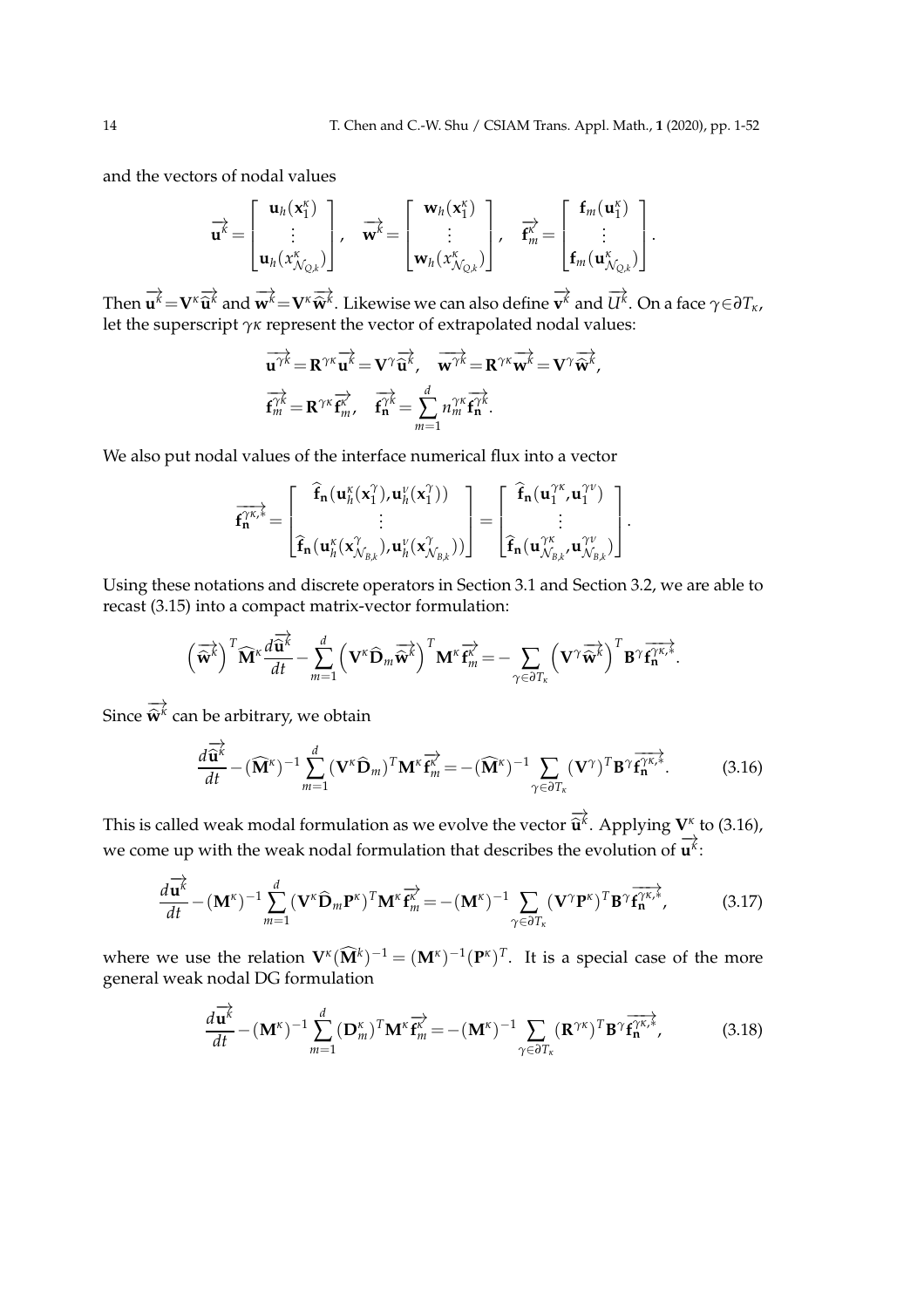and the vectors of nodal values

$$\overrightarrow{\mathbf{u}^{\kappa}}=\begin{bmatrix}\mathbf{u}_h(\mathbf{x}_1^{\kappa})\\ \vdots \\ \mathbf{u}_h(x^{\kappa}_{\mathcal{N}_{Q,k}})\end{bmatrix},\quad \overrightarrow{\mathbf{w}^{\kappa}}=\begin{bmatrix}\mathbf{w}_h(\mathbf{x}_1^{\kappa})\\ \vdots \\ \mathbf{w}_h(x^{\kappa}_{\mathcal{N}_{Q,k}})\end{bmatrix},\quad \overrightarrow{\mathbf{f}_m^{\kappa}}=\begin{bmatrix}\mathbf{f}_m(\mathbf{u}_1^{\kappa})\\ \vdots \\ \mathbf{f}_m(\mathbf{u}^{\kappa}_{\mathcal{N}_{Q,k}})\end{bmatrix}.$$

Then $\overrightarrow{\mathbf{u}^{\kappa}}=\mathbf{V}^{\kappa}\overrightarrow{\widehat{\mathbf{u}}^{\kappa}}$ and $\overrightarrow{\mathbf{w}^{\kappa}}=\mathbf{V}^{\kappa}\overrightarrow{\widehat{\mathbf{w}}^{\kappa}}$. Likewise we can also define $\overrightarrow{\mathbf{v}^{\kappa}}$ and $\overrightarrow{U^{\kappa}}$. On a face $\gamma\in\partial T_{\kappa}$, let the superscript $\gamma\kappa$ represent the vector of extrapolated nodal values:

$$\overrightarrow{\mathbf{u}^{\gamma\kappa}}=\mathbf{R}^{\gamma\kappa}\overrightarrow{\mathbf{u}^{\kappa}}=\mathbf{V}^{\gamma}\overrightarrow{\widehat{\mathbf{u}}^{\kappa}},\quad \overrightarrow{\mathbf{w}^{\gamma\kappa}}=\mathbf{R}^{\gamma\kappa}\overrightarrow{\mathbf{w}^{\kappa}}=\mathbf{V}^{\gamma}\overrightarrow{\widehat{\mathbf{w}}^{\kappa}},$$
$$\overrightarrow{\mathbf{f}_m^{\gamma\kappa}}=\mathbf{R}^{\gamma\kappa}\overrightarrow{\mathbf{f}_m^{\kappa}},\quad \overrightarrow{\mathbf{f}_{\mathbf{n}}^{\gamma\kappa}}=\sum_{m=1}^{d}n_m^{\gamma\kappa}\overrightarrow{\mathbf{f}_{\mathbf{n}}^{\gamma\kappa}}.$$

We also put nodal values of the interface numerical flux into a vector

$$\overrightarrow{\mathbf{f}_{\mathbf{n}}^{\gamma\kappa,*}}=\begin{bmatrix}\widehat{\mathbf{f}}_{\mathbf{n}}(\mathbf{u}_h^{\kappa}(\mathbf{x}_1^{\gamma}),\mathbf{u}_h^{\nu}(\mathbf{x}_1^{\gamma}))\\ \vdots \\ \widehat{\mathbf{f}}_{\mathbf{n}}(\mathbf{u}_h^{\kappa}(\mathbf{x}^{\gamma}_{\mathcal{N}_{B,k}}),\mathbf{u}_h^{\nu}(\mathbf{x}^{\gamma}_{\mathcal{N}_{B,k}}))\end{bmatrix}=\begin{bmatrix}\widehat{\mathbf{f}}_{\mathbf{n}}(\mathbf{u}_1^{\gamma\kappa},\mathbf{u}_1^{\gamma\nu})\\ \vdots \\ \widehat{\mathbf{f}}_{\mathbf{n}}(\mathbf{u}^{\gamma\kappa}_{\mathcal{N}_{B,k}},\mathbf{u}^{\gamma\nu}_{\mathcal{N}_{B,k}})\end{bmatrix}.$$

Using these notations and discrete operators in Section 3.1 and Section 3.2, we are able to recast (3.15) into a compact matrix-vector formulation:

$$\left(\overrightarrow{\widehat{\mathbf{w}}^{\kappa}}\right)^T\widehat{\mathbf{M}}^{\kappa}\frac{d\overrightarrow{\widehat{\mathbf{u}}^{\kappa}}}{dt}-\sum_{m=1}^{d}\left(\mathbf{V}^{\kappa}\widehat{\mathbf{D}}_m\overrightarrow{\widehat{\mathbf{w}}^{\kappa}}\right)^T\mathbf{M}^{\kappa}\overrightarrow{\mathbf{f}_m^{\kappa}}=-\sum_{\gamma\in\partial T_{\kappa}}\left(\mathbf{V}^{\gamma}\overrightarrow{\widehat{\mathbf{w}}^{\kappa}}\right)^T\mathbf{B}^{\gamma}\overrightarrow{\mathbf{f}_{\mathbf{n}}^{\gamma\kappa,*}}.$$

Since $\overrightarrow{\widehat{\mathbf{w}}^{\kappa}}$ can be arbitrary, we obtain

$$\frac{d\overrightarrow{\widehat{\mathbf{u}}^{\kappa}}}{dt}-(\widehat{\mathbf{M}}^{\kappa})^{-1}\sum_{m=1}^{d}(\mathbf{V}^{\kappa}\widehat{\mathbf{D}}_m)^T\mathbf{M}^{\kappa}\overrightarrow{\mathbf{f}_m^{\kappa}}=-(\widehat{\mathbf{M}}^{\kappa})^{-1}\sum_{\gamma\in\partial T_{\kappa}}(\mathbf{V}^{\gamma})^T\mathbf{B}^{\gamma}\overrightarrow{\mathbf{f}_{\mathbf{n}}^{\gamma\kappa,*}}.\tag{3.16}$$

This is called weak modal formulation as we evolve the vector $\overrightarrow{\widehat{\mathbf{u}}^{\kappa}}$. Applying $\mathbf{V}^{\kappa}$ to (3.16), we come up with the weak nodal formulation that describes the evolution of $\overrightarrow{\mathbf{u}^{\kappa}}$:

$$\frac{d\overrightarrow{\mathbf{u}^{\kappa}}}{dt}-(\mathbf{M}^{\kappa})^{-1}\sum_{m=1}^{d}(\mathbf{V}^{\kappa}\widehat{\mathbf{D}}_m\mathbf{P}^{\kappa})^T\mathbf{M}^{\kappa}\overrightarrow{\mathbf{f}_m^{\kappa}}=-(\mathbf{M}^{\kappa})^{-1}\sum_{\gamma\in\partial T_{\kappa}}(\mathbf{V}^{\gamma}\mathbf{P}^{\kappa})^T\mathbf{B}^{\gamma}\overrightarrow{\mathbf{f}_{\mathbf{n}}^{\gamma\kappa,*}},\tag{3.17}$$

where we use the relation $\mathbf{V}^{\kappa}(\widehat{\mathbf{M}}^{k})^{-1}=(\mathbf{M}^{\kappa})^{-1}(\mathbf{P}^{\kappa})^T$. It is a special case of the more general weak nodal DG formulation

$$\frac{d\overrightarrow{\mathbf{u}^{\kappa}}}{dt}-(\mathbf{M}^{\kappa})^{-1}\sum_{m=1}^{d}(\mathbf{D}_m^{\kappa})^T\mathbf{M}^{\kappa}\overrightarrow{\mathbf{f}_m^{\kappa}}=-(\mathbf{M}^{\kappa})^{-1}\sum_{\gamma\in\partial T_{\kappa}}(\mathbf{R}^{\gamma\kappa})^T\mathbf{B}^{\gamma}\overrightarrow{\mathbf{f}_{\mathbf{n}}^{\gamma\kappa,*}},\tag{3.18}$$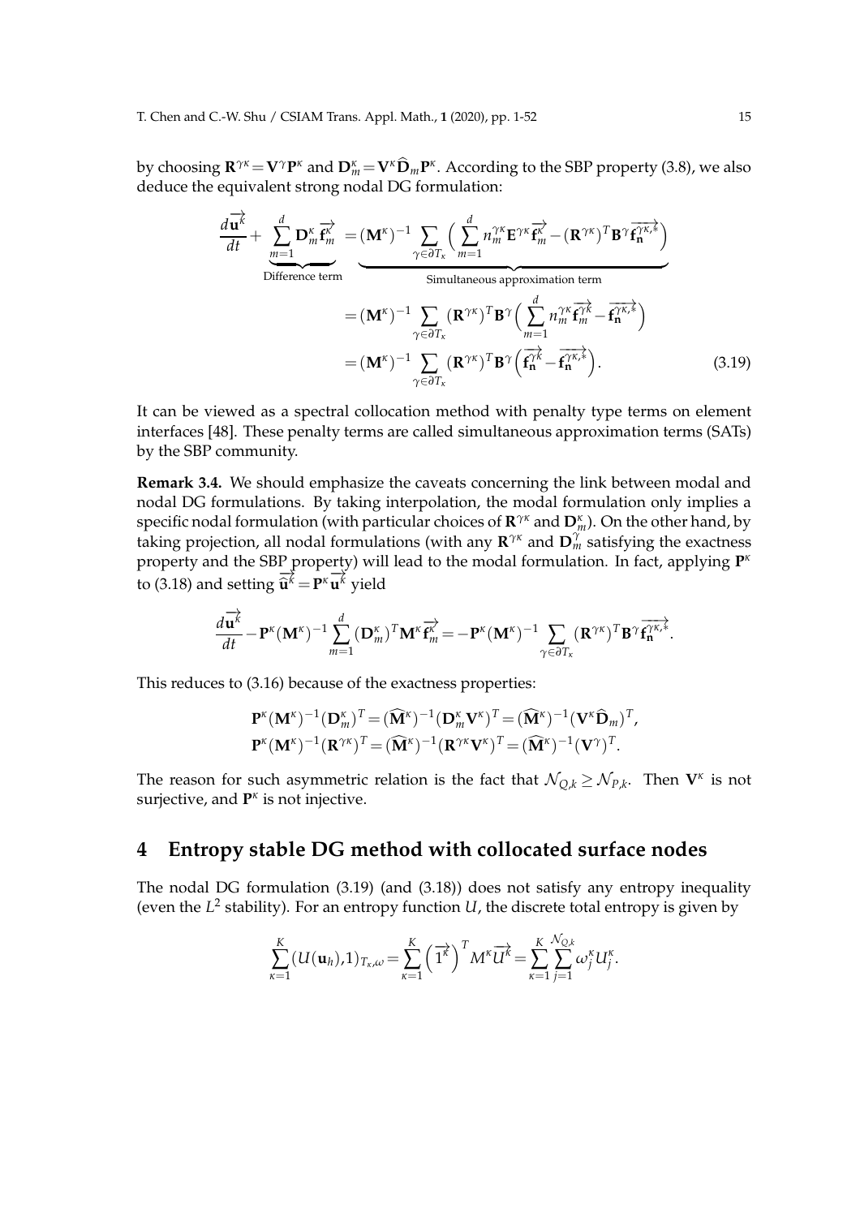by choosing $\mathbf{R}^{\gamma\kappa}=\mathbf{V}^{\gamma}\mathbf{P}^{\kappa}$ and $\mathbf{D}_m^{\kappa}=\mathbf{V}^{\kappa}\widehat{\mathbf{D}}_m\mathbf{P}^{\kappa}$. According to the SBP property (3.8), we also deduce the equivalent strong nodal DG formulation:

$$
\begin{aligned}
\frac{d\overrightarrow{\mathbf{u}^{\kappa}}}{dt}+\underbrace{\sum_{m=1}^{d}\mathbf{D}_m^{\kappa}\overrightarrow{\mathbf{f}_m^{\kappa}}}_{\text{Difference term}}&=\underbrace{(\mathbf{M}^{\kappa})^{-1}\sum_{\gamma\in\partial T_\kappa}\Big(\sum_{m=1}^{d}n_m^{\gamma\kappa}\mathbf{E}^{\gamma\kappa}\overrightarrow{\mathbf{f}_m^{\kappa}}-(\mathbf{R}^{\gamma\kappa})^T\mathbf{B}^{\gamma}\overrightarrow{\mathbf{f}_{\mathbf{n}}^{\gamma\kappa,*}}\Big)}_{\text{Simultaneous approximation term}}\\
&=(\mathbf{M}^{\kappa})^{-1}\sum_{\gamma\in\partial T_\kappa}(\mathbf{R}^{\gamma\kappa})^T\mathbf{B}^{\gamma}\Big(\sum_{m=1}^{d}n_m^{\gamma\kappa}\overrightarrow{\mathbf{f}_m^{\gamma\hat{\kappa}}}-\overrightarrow{\mathbf{f}_{\mathbf{n}}^{\gamma\kappa,*}}\Big)\\
&=(\mathbf{M}^{\kappa})^{-1}\sum_{\gamma\in\partial T_\kappa}(\mathbf{R}^{\gamma\kappa})^T\mathbf{B}^{\gamma}\Big(\overrightarrow{\mathbf{f}_{\mathbf{n}}^{\gamma\hat{\kappa}}}-\overrightarrow{\mathbf{f}_{\mathbf{n}}^{\gamma\kappa,*}}\Big).
\end{aligned}\tag{3.19}
$$

It can be viewed as a spectral collocation method with penalty type terms on element interfaces [48]. These penalty terms are called simultaneous approximation terms (SATs) by the SBP community.

**Remark 3.4.** We should emphasize the caveats concerning the link between modal and nodal DG formulations. By taking interpolation, the modal formulation only implies a specific nodal formulation (with particular choices of $\mathbf{R}^{\gamma\kappa}$ and $\mathbf{D}_m^{\kappa}$). On the other hand, by taking projection, all nodal formulations (with any $\mathbf{R}^{\gamma\kappa}$ and $\mathbf{D}_m^{\gamma}$ satisfying the exactness property and the SBP property) will lead to the modal formulation. In fact, applying $\mathbf{P}^{\kappa}$ to (3.18) and setting $\overrightarrow{\widehat{\mathbf{u}}^{\kappa}}=\mathbf{P}^{\kappa}\overrightarrow{\mathbf{u}^{\kappa}}$ yield

$$
\frac{d\overrightarrow{\mathbf{u}^{\kappa}}}{dt}-\mathbf{P}^{\kappa}(\mathbf{M}^{\kappa})^{-1}\sum_{m=1}^{d}(\mathbf{D}_m^{\kappa})^T\mathbf{M}^{\kappa}\overrightarrow{\mathbf{f}_m^{\kappa}}=-\mathbf{P}^{\kappa}(\mathbf{M}^{\kappa})^{-1}\sum_{\gamma\in\partial T_\kappa}(\mathbf{R}^{\gamma\kappa})^T\mathbf{B}^{\gamma}\overrightarrow{\mathbf{f}_{\mathbf{n}}^{\gamma\kappa,*}}.
$$

This reduces to (3.16) because of the exactness properties:

$$
\begin{aligned}
\mathbf{P}^{\kappa}(\mathbf{M}^{\kappa})^{-1}(\mathbf{D}_m^{\kappa})^T&=(\widehat{\mathbf{M}}^{\kappa})^{-1}(\mathbf{D}_m^{\kappa}\mathbf{V}^{\kappa})^T=(\widehat{\mathbf{M}}^{\kappa})^{-1}(\mathbf{V}^{\kappa}\widehat{\mathbf{D}}_m)^T,\\
\mathbf{P}^{\kappa}(\mathbf{M}^{\kappa})^{-1}(\mathbf{R}^{\gamma\kappa})^T&=(\widehat{\mathbf{M}}^{\kappa})^{-1}(\mathbf{R}^{\gamma\kappa}\mathbf{V}^{\kappa})^T=(\widehat{\mathbf{M}}^{\kappa})^{-1}(\mathbf{V}^{\gamma})^T.
\end{aligned}
$$

The reason for such asymmetric relation is the fact that $\mathcal{N}_{Q,k}\geq\mathcal{N}_{P,k}$. Then $\mathbf{V}^{\kappa}$ is not surjective, and $\mathbf{P}^{\kappa}$ is not injective.

## 4 Entropy stable DG method with collocated surface nodes

The nodal DG formulation (3.19) (and (3.18)) does not satisfy any entropy inequality (even the $L^2$ stability). For an entropy function $U$, the discrete total entropy is given by

$$
\sum_{\kappa=1}^{K}(U(\mathbf{u}_h),1)_{T_\kappa,\omega}=\sum_{\kappa=1}^{K}\Big(\overrightarrow{1^{\kappa}}\Big)^TM^{\kappa}\overrightarrow{U^{\kappa}}=\sum_{\kappa=1}^{K}\sum_{j=1}^{\mathcal{N}_{Q,k}}\omega_j^{\kappa}U_j^{\kappa}.
$$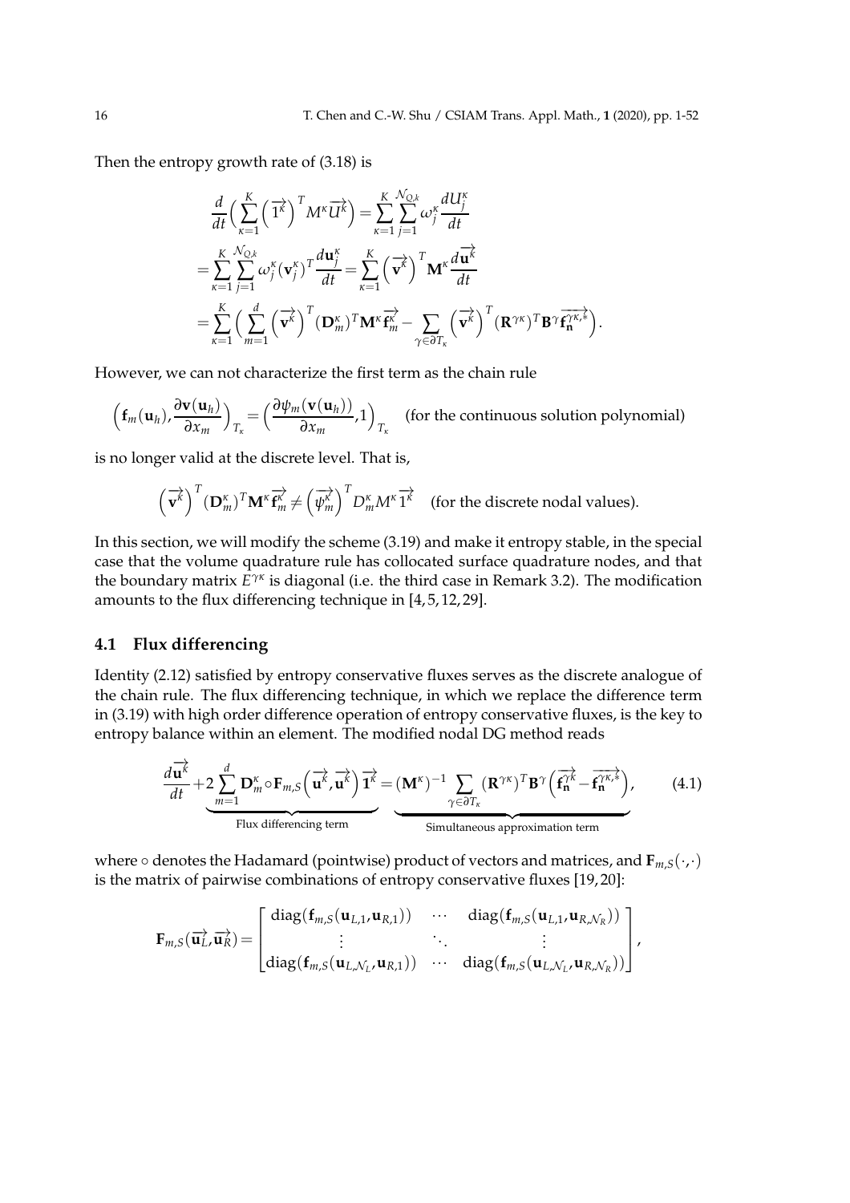Then the entropy growth rate of (3.18) is

$$
\begin{aligned}
&\frac{d}{dt}\Big(\sum_{\kappa=1}^{K}\left(\overrightarrow{1^{\kappa}}\right)^{T}M^{\kappa}\overrightarrow{U^{\kappa}}\Big)=\sum_{\kappa=1}^{K}\sum_{j=1}^{\mathcal{N}_{Q,k}}\omega_j^{\kappa}\frac{dU_j^{\kappa}}{dt}\\
=&\sum_{\kappa=1}^{K}\sum_{j=1}^{\mathcal{N}_{Q,k}}\omega_j^{\kappa}(\mathbf{v}_j^{\kappa})^{T}\frac{d\mathbf{u}_j^{\kappa}}{dt}=\sum_{\kappa=1}^{K}\left(\overrightarrow{\mathbf{v}^{\kappa}}\right)^{T}\mathbf{M}^{\kappa}\frac{d\overrightarrow{\mathbf{u}^{\kappa}}}{dt}\\
=&\sum_{\kappa=1}^{K}\Big(\sum_{m=1}^{d}\left(\overrightarrow{\mathbf{v}^{\kappa}}\right)^{T}(\mathbf{D}_m^{\kappa})^{T}\mathbf{M}^{\kappa}\overrightarrow{\mathbf{f}_m^{\kappa}}-\sum_{\gamma\in\partial T_{\kappa}}\left(\overrightarrow{\mathbf{v}^{\kappa}}\right)^{T}(\mathbf{R}^{\gamma\kappa})^{T}\mathbf{B}^{\gamma}\overrightarrow{\mathbf{f}_{\mathbf{n}}^{\gamma\kappa,*}}\Big).
\end{aligned}
$$

However, we can not characterize the first term as the chain rule

$$
\Big(\mathbf{f}_m(\mathbf{u}_h),\frac{\partial\mathbf{v}(\mathbf{u}_h)}{\partial x_m}\Big)_{T_\kappa}=\Big(\frac{\partial\psi_m(\mathbf{v}(\mathbf{u}_h))}{\partial x_m},1\Big)_{T_\kappa}\quad\text{(for the continuous solution polynomial)}
$$

is no longer valid at the discrete level. That is,

$$
\left(\overrightarrow{\mathbf{v}^{\kappa}}\right)^{T}(\mathbf{D}_m^{\kappa})^{T}\mathbf{M}^{\kappa}\overrightarrow{\mathbf{f}_m^{\kappa}}\neq\left(\overrightarrow{\psi_m^{\kappa}}\right)^{T}D_m^{\kappa}M^{\kappa}\overrightarrow{1^{\kappa}}\quad\text{(for the discrete nodal values)}.
$$

In this section, we will modify the scheme (3.19) and make it entropy stable, in the special case that the volume quadrature rule has collocated surface quadrature nodes, and that the boundary matrix $E^{\gamma\kappa}$ is diagonal (i.e. the third case in Remark 3.2). The modification amounts to the flux differencing technique in [4,5,12,29].

### 4.1 Flux differencing

Identity (2.12) satisfied by entropy conservative fluxes serves as the discrete analogue of the chain rule. The flux differencing technique, in which we replace the difference term in (3.19) with high order difference operation of entropy conservative fluxes, is the key to entropy balance within an element. The modified nodal DG method reads

$$
\frac{d\overrightarrow{\mathbf{u}^{\kappa}}}{dt}+\underbrace{2\sum_{m=1}^{d}\mathbf{D}_m^{\kappa}\circ\mathbf{F}_{m,S}\left(\overrightarrow{\mathbf{u}^{\kappa}},\overrightarrow{\mathbf{u}^{\kappa}}\right)\overrightarrow{1^{\kappa}}}_{\text{Flux differencing term}}=\underbrace{(\mathbf{M}^{\kappa})^{-1}\sum_{\gamma\in\partial T_{\kappa}}(\mathbf{R}^{\gamma\kappa})^{T}\mathbf{B}^{\gamma}\left(\overrightarrow{\mathbf{f}_{\mathbf{n}}^{\gamma\kappa}}-\overrightarrow{\mathbf{f}_{\mathbf{n}}^{\gamma\kappa,*}}\right)}_{\text{Simultaneous approximation term}},\tag{4.1}
$$

where $\circ$ denotes the Hadamard (pointwise) product of vectors and matrices, and $\mathbf{F}_{m,S}(\cdot,\cdot)$ is the matrix of pairwise combinations of entropy conservative fluxes [19,20]:

$$
\mathbf{F}_{m,S}(\overrightarrow{\mathbf{u}_L},\overrightarrow{\mathbf{u}_R})=\begin{bmatrix}\operatorname{diag}(\mathbf{f}_{m,S}(\mathbf{u}_{L,1},\mathbf{u}_{R,1})) & \cdots & \operatorname{diag}(\mathbf{f}_{m,S}(\mathbf{u}_{L,1},\mathbf{u}_{R,\mathcal{N}_R}))\\ \vdots & \ddots & \vdots\\ \operatorname{diag}(\mathbf{f}_{m,S}(\mathbf{u}_{L,\mathcal{N}_L},\mathbf{u}_{R,1})) & \cdots & \operatorname{diag}(\mathbf{f}_{m,S}(\mathbf{u}_{L,\mathcal{N}_L},\mathbf{u}_{R,\mathcal{N}_R}))\end{bmatrix},
$$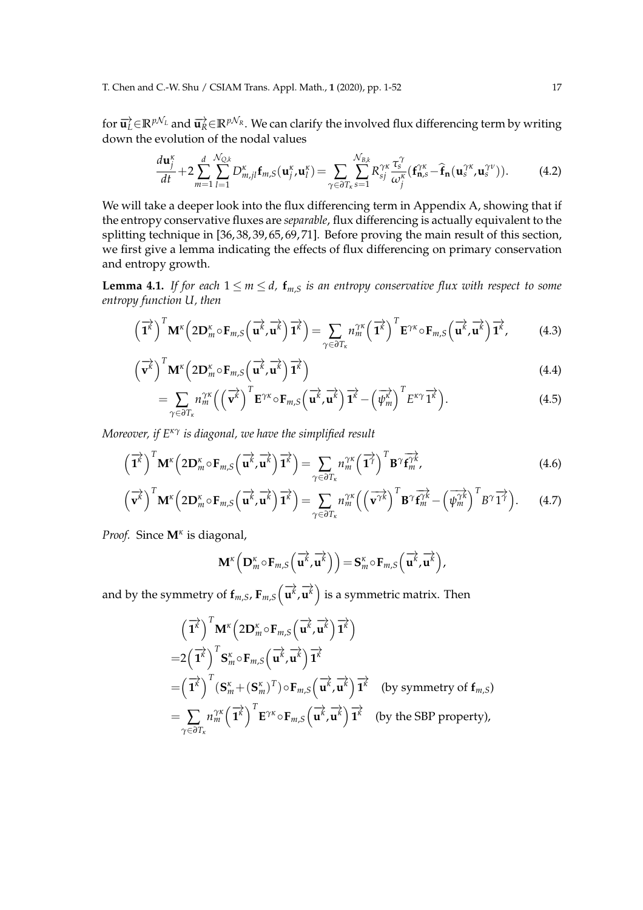for $\overrightarrow{\mathbf{u}_L} \in \mathbb{R}^{p\mathcal{N}_L}$ and $\overrightarrow{\mathbf{u}_R} \in \mathbb{R}^{p\mathcal{N}_R}$. We can clarify the involved flux differencing term by writing down the evolution of the nodal values

$$\frac{d\mathbf{u}_j^\kappa}{dt} + 2\sum_{m=1}^{d}\sum_{l=1}^{\mathcal{N}_{Q,k}} D_{m,jl}^\kappa \mathbf{f}_{m,S}(\mathbf{u}_j^\kappa, \mathbf{u}_l^\kappa) = \sum_{\gamma\in\partial T_\kappa}\sum_{s=1}^{\mathcal{N}_{B,k}} R_{sj}^{\gamma\kappa} \frac{\tau_s^\gamma}{\omega_j^\kappa}(\mathbf{f}_{\mathbf{n},s}^{\gamma\kappa} - \widehat{\mathbf{f}}_{\mathbf{n}}(\mathbf{u}_s^{\gamma\kappa}, \mathbf{u}_s^{\gamma\nu})). \tag{4.2}$$

We will take a deeper look into the flux differencing term in Appendix A, showing that if the entropy conservative fluxes are *separable*, flux differencing is actually equivalent to the splitting technique in [36, 38, 39, 65, 69, 71]. Before proving the main result of this section, we first give a lemma indicating the effects of flux differencing on primary conservation and entropy growth.

**Lemma 4.1.** *If for each $1 \le m \le d$, $\mathbf{f}_{m,S}$ is an entropy conservative flux with respect to some entropy function $U$, then*

$$\left(\overrightarrow{\mathbf{1}^\kappa}\right)^T \mathbf{M}^\kappa \left(2\mathbf{D}_m^\kappa \circ \mathbf{F}_{m,S}\left(\overrightarrow{\mathbf{u}^\kappa}, \overrightarrow{\mathbf{u}^\kappa}\right)\overrightarrow{\mathbf{1}^\kappa}\right) = \sum_{\gamma\in\partial T_\kappa} n_m^{\gamma\kappa}\left(\overrightarrow{\mathbf{1}^\kappa}\right)^T \mathbf{E}^{\gamma\kappa}\circ \mathbf{F}_{m,S}\left(\overrightarrow{\mathbf{u}^\kappa}, \overrightarrow{\mathbf{u}^\kappa}\right)\overrightarrow{\mathbf{1}^\kappa}, \tag{4.3}$$

$$\left(\overrightarrow{\mathbf{v}^\kappa}\right)^T \mathbf{M}^\kappa \left(2\mathbf{D}_m^\kappa \circ \mathbf{F}_{m,S}\left(\overrightarrow{\mathbf{u}^\kappa}, \overrightarrow{\mathbf{u}^\kappa}\right)\overrightarrow{\mathbf{1}^\kappa}\right) \tag{4.4}$$

$$= \sum_{\gamma\in\partial T_\kappa} n_m^{\gamma\kappa}\left(\left(\overrightarrow{\mathbf{v}^\kappa}\right)^T \mathbf{E}^{\gamma\kappa}\circ \mathbf{F}_{m,S}\left(\overrightarrow{\mathbf{u}^\kappa}, \overrightarrow{\mathbf{u}^\kappa}\right)\overrightarrow{\mathbf{1}^\kappa} - \left(\overrightarrow{\psi_m^\kappa}\right)^T E^{\kappa\gamma}\overrightarrow{1^\kappa}\right). \tag{4.5}$$

*Moreover, if $E^{\kappa\gamma}$ is diagonal, we have the simplified result*

$$\left(\overrightarrow{\mathbf{1}^\kappa}\right)^T \mathbf{M}^\kappa \left(2\mathbf{D}_m^\kappa \circ \mathbf{F}_{m,S}\left(\overrightarrow{\mathbf{u}^\kappa}, \overrightarrow{\mathbf{u}^\kappa}\right)\overrightarrow{\mathbf{1}^\kappa}\right) = \sum_{\gamma\in\partial T_\kappa} n_m^{\gamma\kappa}\left(\overrightarrow{\mathbf{1}^\gamma}\right)^T \mathbf{B}^\gamma \overrightarrow{\mathbf{f}_m^{\gamma\kappa}}, \tag{4.6}$$

$$\left(\overrightarrow{\mathbf{v}^\kappa}\right)^T \mathbf{M}^\kappa \left(2\mathbf{D}_m^\kappa \circ \mathbf{F}_{m,S}\left(\overrightarrow{\mathbf{u}^\kappa}, \overrightarrow{\mathbf{u}^\kappa}\right)\overrightarrow{\mathbf{1}^\kappa}\right) = \sum_{\gamma\in\partial T_\kappa} n_m^{\gamma\kappa}\left(\left(\overrightarrow{\mathbf{v}^{\gamma\kappa}}\right)^T \mathbf{B}^\gamma \overrightarrow{\mathbf{f}_m^{\gamma\kappa}} - \left(\overrightarrow{\psi_m^{\gamma\kappa}}\right)^T B^\gamma \overrightarrow{1^\gamma}\right). \tag{4.7}$$

*Proof.* Since $\mathbf{M}^\kappa$ is diagonal,

$$\mathbf{M}^\kappa\left(\mathbf{D}_m^\kappa \circ \mathbf{F}_{m,S}\left(\overrightarrow{\mathbf{u}^\kappa}, \overrightarrow{\mathbf{u}^\kappa}\right)\right) = \mathbf{S}_m^\kappa \circ \mathbf{F}_{m,S}\left(\overrightarrow{\mathbf{u}^\kappa}, \overrightarrow{\mathbf{u}^\kappa}\right),$$

and by the symmetry of $\mathbf{f}_{m,S}$, $\mathbf{F}_{m,S}\left(\overrightarrow{\mathbf{u}^\kappa}, \overrightarrow{\mathbf{u}^\kappa}\right)$ is a symmetric matrix. Then

$$\begin{aligned}
&\left(\overrightarrow{\mathbf{1}^\kappa}\right)^T \mathbf{M}^\kappa \left(2\mathbf{D}_m^\kappa \circ \mathbf{F}_{m,S}\left(\overrightarrow{\mathbf{u}^\kappa}, \overrightarrow{\mathbf{u}^\kappa}\right)\overrightarrow{\mathbf{1}^\kappa}\right)\\
=&2\left(\overrightarrow{\mathbf{1}^\kappa}\right)^T \mathbf{S}_m^\kappa \circ \mathbf{F}_{m,S}\left(\overrightarrow{\mathbf{u}^\kappa}, \overrightarrow{\mathbf{u}^\kappa}\right)\overrightarrow{\mathbf{1}^\kappa}\\
=&\left(\overrightarrow{\mathbf{1}^\kappa}\right)^T (\mathbf{S}_m^\kappa + (\mathbf{S}_m^\kappa)^T)\circ \mathbf{F}_{m,S}\left(\overrightarrow{\mathbf{u}^\kappa}, \overrightarrow{\mathbf{u}^\kappa}\right)\overrightarrow{\mathbf{1}^\kappa} \quad \text{(by symmetry of } \mathbf{f}_{m,S}\text{)}\\
=&\sum_{\gamma\in\partial T_\kappa} n_m^{\gamma\kappa}\left(\overrightarrow{\mathbf{1}^\kappa}\right)^T \mathbf{E}^{\gamma\kappa}\circ \mathbf{F}_{m,S}\left(\overrightarrow{\mathbf{u}^\kappa}, \overrightarrow{\mathbf{u}^\kappa}\right)\overrightarrow{\mathbf{1}^\kappa} \quad \text{(by the SBP property)},
\end{aligned}$$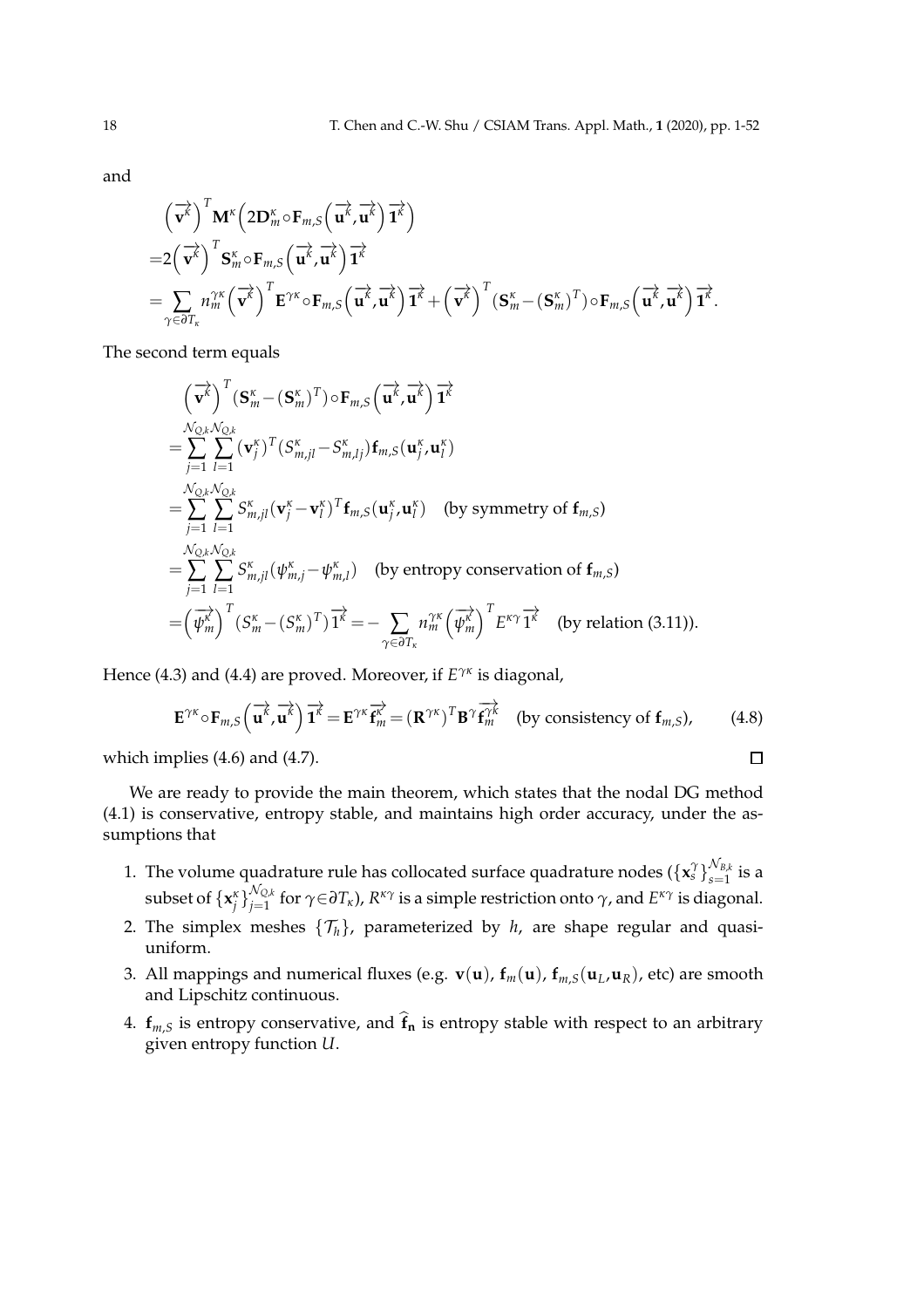and

$$
\begin{aligned}
&\left(\overrightarrow{\mathbf{v}^{\kappa}}\right)^T \mathbf{M}^{\kappa}\left(2\mathbf{D}_m^{\kappa}\circ \mathbf{F}_{m,S}\left(\overrightarrow{\mathbf{u}^{\kappa}},\overrightarrow{\mathbf{u}^{\kappa}}\right)\overrightarrow{\mathbf{1}^{\kappa}}\right)\\
=&2\left(\overrightarrow{\mathbf{v}^{\kappa}}\right)^T \mathbf{S}_m^{\kappa}\circ \mathbf{F}_{m,S}\left(\overrightarrow{\mathbf{u}^{\kappa}},\overrightarrow{\mathbf{u}^{\kappa}}\right)\overrightarrow{\mathbf{1}^{\kappa}}\\
=&\sum_{\gamma\in\partial T_\kappa} n_m^{\gamma\kappa}\left(\overrightarrow{\mathbf{v}^{\kappa}}\right)^T \mathbf{E}^{\gamma\kappa}\circ \mathbf{F}_{m,S}\left(\overrightarrow{\mathbf{u}^{\kappa}},\overrightarrow{\mathbf{u}^{\kappa}}\right)\overrightarrow{\mathbf{1}^{\kappa}}+\left(\overrightarrow{\mathbf{v}^{\kappa}}\right)^T (\mathbf{S}_m^{\kappa}-(\mathbf{S}_m^{\kappa})^T)\circ \mathbf{F}_{m,S}\left(\overrightarrow{\mathbf{u}^{\kappa}},\overrightarrow{\mathbf{u}^{\kappa}}\right)\overrightarrow{\mathbf{1}^{\kappa}}.
\end{aligned}
$$

The second term equals

$$
\begin{aligned}
&\left(\overrightarrow{\mathbf{v}^{\kappa}}\right)^T (\mathbf{S}_m^{\kappa}-(\mathbf{S}_m^{\kappa})^T)\circ \mathbf{F}_{m,S}\left(\overrightarrow{\mathbf{u}^{\kappa}},\overrightarrow{\mathbf{u}^{\kappa}}\right)\overrightarrow{\mathbf{1}^{\kappa}}\\
=&\sum_{j=1}^{\mathcal{N}_{Q,k}}\sum_{l=1}^{\mathcal{N}_{Q,k}} (\mathbf{v}_j^{\kappa})^T (S_{m,jl}^{\kappa}-S_{m,lj}^{\kappa})\mathbf{f}_{m,S}(\mathbf{u}_j^{\kappa},\mathbf{u}_l^{\kappa})\\
=&\sum_{j=1}^{\mathcal{N}_{Q,k}}\sum_{l=1}^{\mathcal{N}_{Q,k}} S_{m,jl}^{\kappa}(\mathbf{v}_j^{\kappa}-\mathbf{v}_l^{\kappa})^T\mathbf{f}_{m,S}(\mathbf{u}_j^{\kappa},\mathbf{u}_l^{\kappa}) \quad \text{(by symmetry of } \mathbf{f}_{m,S})\\
=&\sum_{j=1}^{\mathcal{N}_{Q,k}}\sum_{l=1}^{\mathcal{N}_{Q,k}} S_{m,jl}^{\kappa}(\psi_{m,j}^{\kappa}-\psi_{m,l}^{\kappa}) \quad \text{(by entropy conservation of } \mathbf{f}_{m,S})\\
=&\left(\overrightarrow{\psi_m^{\kappa}}\right)^T (S_m^{\kappa}-(S_m^{\kappa})^T)\overrightarrow{1^{\kappa}}=-\sum_{\gamma\in\partial T_\kappa} n_m^{\gamma\kappa}\left(\overrightarrow{\psi_m^{\kappa}}\right)^T E^{\kappa\gamma}\overrightarrow{1^{\kappa}} \quad \text{(by relation (3.11))}.
\end{aligned}
$$

Hence (4.3) and (4.4) are proved. Moreover, if $E^{\gamma\kappa}$ is diagonal,

$$
\mathbf{E}^{\gamma\kappa}\circ \mathbf{F}_{m,S}\left(\overrightarrow{\mathbf{u}^{\kappa}},\overrightarrow{\mathbf{u}^{\kappa}}\right)\overrightarrow{\mathbf{1}^{\kappa}}=\mathbf{E}^{\gamma\kappa}\overrightarrow{\mathbf{f}_m^{\kappa}}=(\mathbf{R}^{\gamma\kappa})^T\mathbf{B}^{\gamma}\overrightarrow{\mathbf{f}_m^{\gamma\kappa}} \quad \text{(by consistency of } \mathbf{f}_{m,S}), \tag{4.8}
$$

which implies (4.6) and (4.7). $\square$

We are ready to provide the main theorem, which states that the nodal DG method (4.1) is conservative, entropy stable, and maintains high order accuracy, under the assumptions that

1. The volume quadrature rule has collocated surface quadrature nodes ($\{\mathbf{x}_s^{\gamma}\}_{s=1}^{\mathcal{N}_{B,k}}$ is a subset of $\{\mathbf{x}_j^{\kappa}\}_{j=1}^{\mathcal{N}_{Q,k}}$ for $\gamma\in\partial T_\kappa$), $R^{\kappa\gamma}$ is a simple restriction onto $\gamma$, and $E^{\kappa\gamma}$ is diagonal.
2. The simplex meshes $\{\mathcal{T}_h\}$, parameterized by $h$, are shape regular and quasi-uniform.
3. All mappings and numerical fluxes (e.g. $\mathbf{v}(\mathbf{u})$, $\mathbf{f}_m(\mathbf{u})$, $\mathbf{f}_{m,S}(\mathbf{u}_L,\mathbf{u}_R)$, etc) are smooth and Lipschitz continuous.
4. $\mathbf{f}_{m,S}$ is entropy conservative, and $\widehat{\mathbf{f}}_{\mathbf{n}}$ is entropy stable with respect to an arbitrary given entropy function $U$.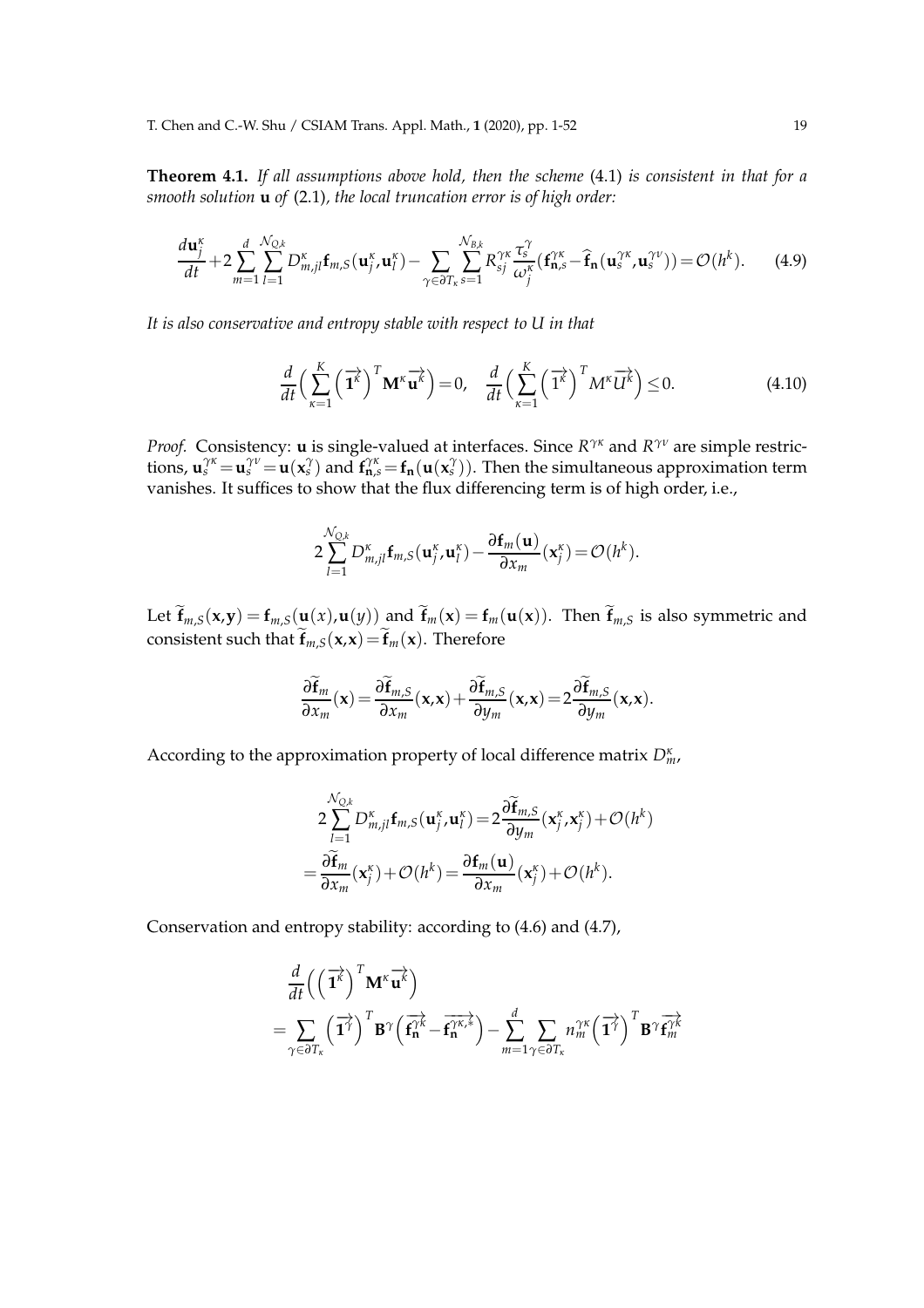**Theorem 4.1.** *If all assumptions above hold, then the scheme* (4.1) *is consistent in that for a smooth solution* $\mathbf{u}$ *of* (2.1)*, the local truncation error is of high order:*

$$\frac{d\mathbf{u}_j^\kappa}{dt}+2\sum_{m=1}^{d}\sum_{l=1}^{\mathcal{N}_{Q,k}}D_{m,jl}^\kappa\mathbf{f}_{m,S}(\mathbf{u}_j^\kappa,\mathbf{u}_l^\kappa)-\sum_{\gamma\in\partial T_\kappa}\sum_{s=1}^{\mathcal{N}_{B,k}}R_{sj}^{\gamma\kappa}\frac{\tau_s^\gamma}{\omega_j^\kappa}(\mathbf{f}_{\mathbf{n},s}^{\gamma\kappa}-\widehat{\mathbf{f}}_{\mathbf{n}}(\mathbf{u}_s^{\gamma\kappa},\mathbf{u}_s^{\gamma\nu}))=\mathcal{O}(h^k). \tag{4.9}$$

*It is also conservative and entropy stable with respect to* $U$ *in that*

$$\frac{d}{dt}\Big(\sum_{\kappa=1}^{K}\left(\overrightarrow{\mathbf{1}^\kappa}\right)^T\mathbf{M}^\kappa\overrightarrow{\mathbf{u}^\kappa}\Big)=0,\quad \frac{d}{dt}\Big(\sum_{\kappa=1}^{K}\left(\overrightarrow{1^\kappa}\right)^T M^\kappa\overrightarrow{U^\kappa}\Big)\le 0. \tag{4.10}$$

*Proof.* Consistency: $\mathbf{u}$ is single-valued at interfaces. Since $R^{\gamma\kappa}$ and $R^{\gamma\nu}$ are simple restrictions, $\mathbf{u}_s^{\gamma\kappa}=\mathbf{u}_s^{\gamma\nu}=\mathbf{u}(\mathbf{x}_s^\gamma)$ and $\mathbf{f}_{\mathbf{n},s}^{\gamma\kappa}=\mathbf{f}_{\mathbf{n}}(\mathbf{u}(\mathbf{x}_s^\gamma))$. Then the simultaneous approximation term vanishes. It suffices to show that the flux differencing term is of high order, i.e.,

$$2\sum_{l=1}^{\mathcal{N}_{Q,k}}D_{m,jl}^\kappa\mathbf{f}_{m,S}(\mathbf{u}_j^\kappa,\mathbf{u}_l^\kappa)-\frac{\partial\mathbf{f}_m(\mathbf{u})}{\partial x_m}(\mathbf{x}_j^\kappa)=\mathcal{O}(h^k).$$

Let $\widetilde{\mathbf{f}}_{m,S}(\mathbf{x},\mathbf{y})=\mathbf{f}_{m,S}(\mathbf{u}(x),\mathbf{u}(y))$ and $\widetilde{\mathbf{f}}_m(\mathbf{x})=\mathbf{f}_m(\mathbf{u}(\mathbf{x}))$. Then $\widetilde{\mathbf{f}}_{m,S}$ is also symmetric and consistent such that $\widetilde{\mathbf{f}}_{m,S}(\mathbf{x},\mathbf{x})=\widetilde{\mathbf{f}}_m(\mathbf{x})$. Therefore

$$\frac{\partial\widetilde{\mathbf{f}}_m}{\partial x_m}(\mathbf{x})=\frac{\partial\widetilde{\mathbf{f}}_{m,S}}{\partial x_m}(\mathbf{x},\mathbf{x})+\frac{\partial\widetilde{\mathbf{f}}_{m,S}}{\partial y_m}(\mathbf{x},\mathbf{x})=2\frac{\partial\widetilde{\mathbf{f}}_{m,S}}{\partial y_m}(\mathbf{x},\mathbf{x}).$$

According to the approximation property of local difference matrix $D_m^\kappa$,

$$\begin{aligned}&2\sum_{l=1}^{\mathcal{N}_{Q,k}}D_{m,jl}^\kappa\mathbf{f}_{m,S}(\mathbf{u}_j^\kappa,\mathbf{u}_l^\kappa)=2\frac{\partial\widetilde{\mathbf{f}}_{m,S}}{\partial y_m}(\mathbf{x}_j^\kappa,\mathbf{x}_j^\kappa)+\mathcal{O}(h^k)\\&=\frac{\partial\widetilde{\mathbf{f}}_m}{\partial x_m}(\mathbf{x}_j^\kappa)+\mathcal{O}(h^k)=\frac{\partial\mathbf{f}_m(\mathbf{u})}{\partial x_m}(\mathbf{x}_j^\kappa)+\mathcal{O}(h^k).\end{aligned}$$

Conservation and entropy stability: according to (4.6) and (4.7),

$$\begin{aligned}&\frac{d}{dt}\Big(\left(\overrightarrow{\mathbf{1}^\kappa}\right)^T\mathbf{M}^\kappa\overrightarrow{\mathbf{u}^\kappa}\Big)\\&=\sum_{\gamma\in\partial T_\kappa}\left(\overrightarrow{\mathbf{1}^\gamma}\right)^T\mathbf{B}^\gamma\left(\overrightarrow{\mathbf{f}_{\mathbf{n}}^{\gamma\kappa}}-\overrightarrow{\mathbf{f}_{\mathbf{n}}^{\gamma\kappa,*}}\right)-\sum_{m=1}^{d}\sum_{\gamma\in\partial T_\kappa}n_m^{\gamma\kappa}\left(\overrightarrow{\mathbf{1}^\gamma}\right)^T\mathbf{B}^\gamma\overrightarrow{\mathbf{f}_m^{\gamma\kappa}}\end{aligned}$$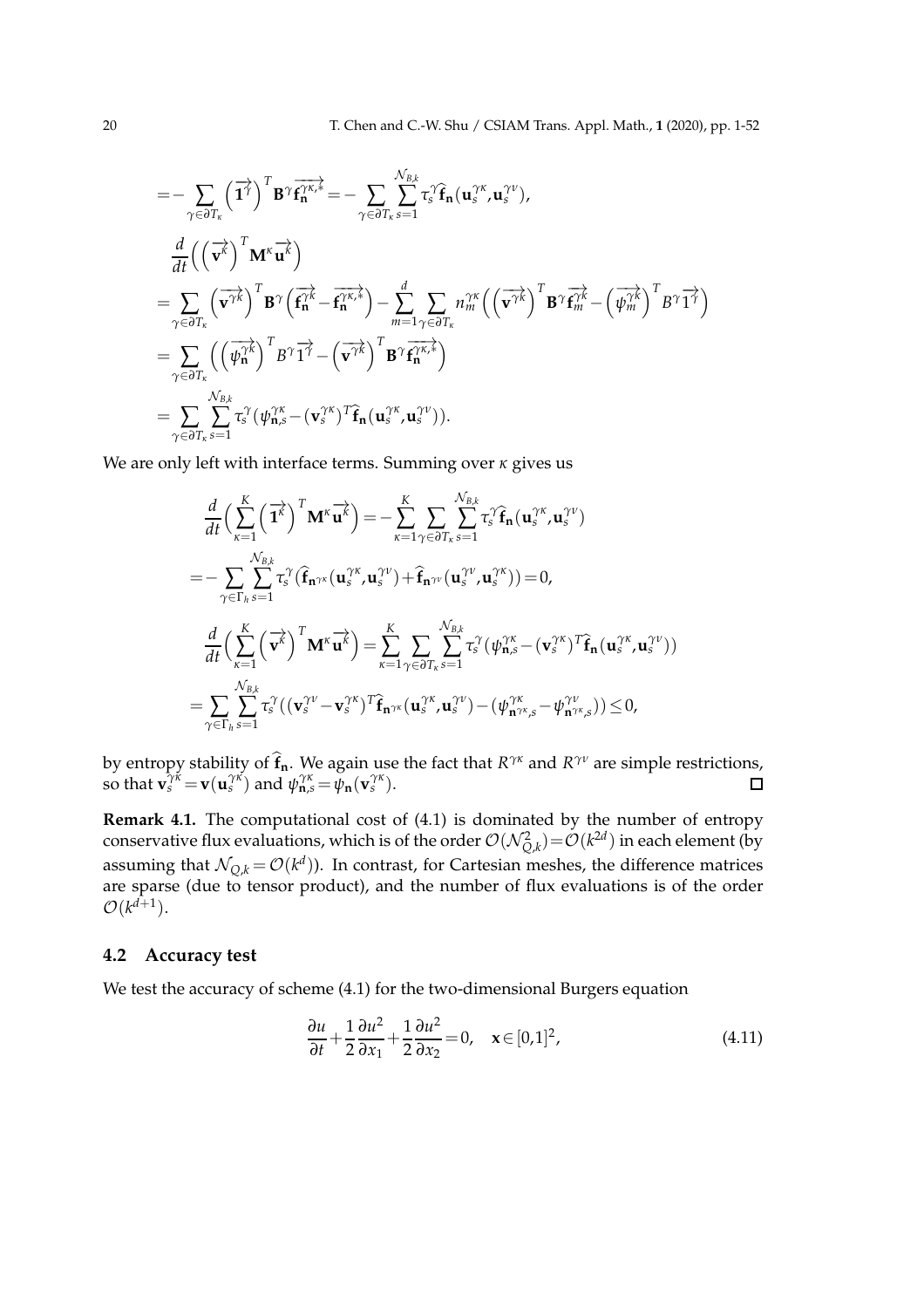$$
\begin{aligned}
&= -\sum_{\gamma\in\partial T_\kappa} \left(\overrightarrow{\mathbf{1}^{\gamma}}\right)^T \mathbf{B}^\gamma \overrightarrow{\mathbf{f}_{\mathbf{n}}^{\gamma\kappa,*}} = -\sum_{\gamma\in\partial T_\kappa} \sum_{s=1}^{\mathcal{N}_{B,k}} \tau_s^\gamma \widehat{\mathbf{f}}_{\mathbf{n}}(\mathbf{u}_s^{\gamma\kappa}, \mathbf{u}_s^{\gamma\nu}), \\
&\frac{d}{dt}\Big( \left(\overrightarrow{\mathbf{v}^{k}}\right)^T \mathbf{M}^\kappa \overrightarrow{\mathbf{u}^{k}} \Big) \\
&= \sum_{\gamma\in\partial T_\kappa} \left(\overrightarrow{\mathbf{v}^{\gamma k}}\right)^T \mathbf{B}^\gamma \left( \overrightarrow{\mathbf{f}_{\mathbf{n}}^{\gamma k}} - \overrightarrow{\mathbf{f}_{\mathbf{n}}^{\gamma\kappa,*}} \right) - \sum_{m=1}^{d} \sum_{\gamma\in\partial T_\kappa} n_m^{\gamma\kappa} \Big( \left(\overrightarrow{\mathbf{v}^{\gamma k}}\right)^T \mathbf{B}^\gamma \overrightarrow{\mathbf{f}_m^{\gamma k}} - \left(\overrightarrow{\psi_m^{\gamma k}}\right)^T B^\gamma \overrightarrow{1^{\gamma}} \Big) \\
&= \sum_{\gamma\in\partial T_\kappa} \Big( \left(\overrightarrow{\psi_{\mathbf{n}}^{\gamma k}}\right)^T B^\gamma \overrightarrow{1^{\gamma}} - \left(\overrightarrow{\mathbf{v}^{\gamma k}}\right)^T \mathbf{B}^\gamma \overrightarrow{\mathbf{f}_{\mathbf{n}}^{\gamma\kappa,*}} \Big) \\
&= \sum_{\gamma\in\partial T_\kappa} \sum_{s=1}^{\mathcal{N}_{B,k}} \tau_s^\gamma \big( \psi_{\mathbf{n},s}^{\gamma\kappa} - (\mathbf{v}_s^{\gamma\kappa})^T \widehat{\mathbf{f}}_{\mathbf{n}}(\mathbf{u}_s^{\gamma\kappa}, \mathbf{u}_s^{\gamma\nu}) \big).
\end{aligned}
$$

We are only left with interface terms. Summing over $\kappa$ gives us

$$
\begin{aligned}
&\frac{d}{dt}\Big( \sum_{\kappa=1}^{K} \left(\overrightarrow{\mathbf{1}^{k}}\right)^T \mathbf{M}^\kappa \overrightarrow{\mathbf{u}^{k}} \Big) = -\sum_{\kappa=1}^{K} \sum_{\gamma\in\partial T_\kappa} \sum_{s=1}^{\mathcal{N}_{B,k}} \tau_s^\gamma \widehat{\mathbf{f}}_{\mathbf{n}}(\mathbf{u}_s^{\gamma\kappa}, \mathbf{u}_s^{\gamma\nu}) \\
&= -\sum_{\gamma\in\Gamma_h} \sum_{s=1}^{\mathcal{N}_{B,k}} \tau_s^\gamma \big( \widehat{\mathbf{f}}_{\mathbf{n}^{\gamma\kappa}}(\mathbf{u}_s^{\gamma\kappa}, \mathbf{u}_s^{\gamma\nu}) + \widehat{\mathbf{f}}_{\mathbf{n}^{\gamma\nu}}(\mathbf{u}_s^{\gamma\nu}, \mathbf{u}_s^{\gamma\kappa}) \big) = 0, \\
&\frac{d}{dt}\Big( \sum_{\kappa=1}^{K} \left(\overrightarrow{\mathbf{v}^{k}}\right)^T \mathbf{M}^\kappa \overrightarrow{\mathbf{u}^{k}} \Big) = \sum_{\kappa=1}^{K} \sum_{\gamma\in\partial T_\kappa} \sum_{s=1}^{\mathcal{N}_{B,k}} \tau_s^\gamma \big( \psi_{\mathbf{n},s}^{\gamma\kappa} - (\mathbf{v}_s^{\gamma\kappa})^T \widehat{\mathbf{f}}_{\mathbf{n}}(\mathbf{u}_s^{\gamma\kappa}, \mathbf{u}_s^{\gamma\nu}) \big) \\
&= \sum_{\gamma\in\Gamma_h} \sum_{s=1}^{\mathcal{N}_{B,k}} \tau_s^\gamma \big( (\mathbf{v}_s^{\gamma\nu} - \mathbf{v}_s^{\gamma\kappa})^T \widehat{\mathbf{f}}_{\mathbf{n}^{\gamma\kappa}}(\mathbf{u}_s^{\gamma\kappa}, \mathbf{u}_s^{\gamma\nu}) - (\psi_{\mathbf{n}^{\gamma\kappa},s}^{\gamma\kappa} - \psi_{\mathbf{n}^{\gamma\kappa},s}^{\gamma\nu}) \big) \le 0,
\end{aligned}
$$

by entropy stability of $\widehat{\mathbf{f}}_{\mathbf{n}}$. We again use the fact that $R^{\gamma\kappa}$ and $R^{\gamma\nu}$ are simple restrictions, so that $\mathbf{v}_s^{\gamma\kappa} = \mathbf{v}(\mathbf{u}_s^{\gamma\kappa})$ and $\psi_{\mathbf{n},s}^{\gamma\kappa} = \psi_{\mathbf{n}}(\mathbf{v}_s^{\gamma\kappa})$. □

**Remark 4.1.** The computational cost of (4.1) is dominated by the number of entropy conservative flux evaluations, which is of the order $\mathcal{O}(\mathcal{N}_{Q,k}^2) = \mathcal{O}(k^{2d})$ in each element (by assuming that $\mathcal{N}_{Q,k} = \mathcal{O}(k^d)$). In contrast, for Cartesian meshes, the difference matrices are sparse (due to tensor product), and the number of flux evaluations is of the order $\mathcal{O}(k^{d+1})$.

### 4.2 Accuracy test

We test the accuracy of scheme (4.1) for the two-dimensional Burgers equation

$$
\frac{\partial u}{\partial t} + \frac{1}{2}\frac{\partial u^2}{\partial x_1} + \frac{1}{2}\frac{\partial u^2}{\partial x_2} = 0, \quad \mathbf{x} \in [0,1]^2, \tag{4.11}
$$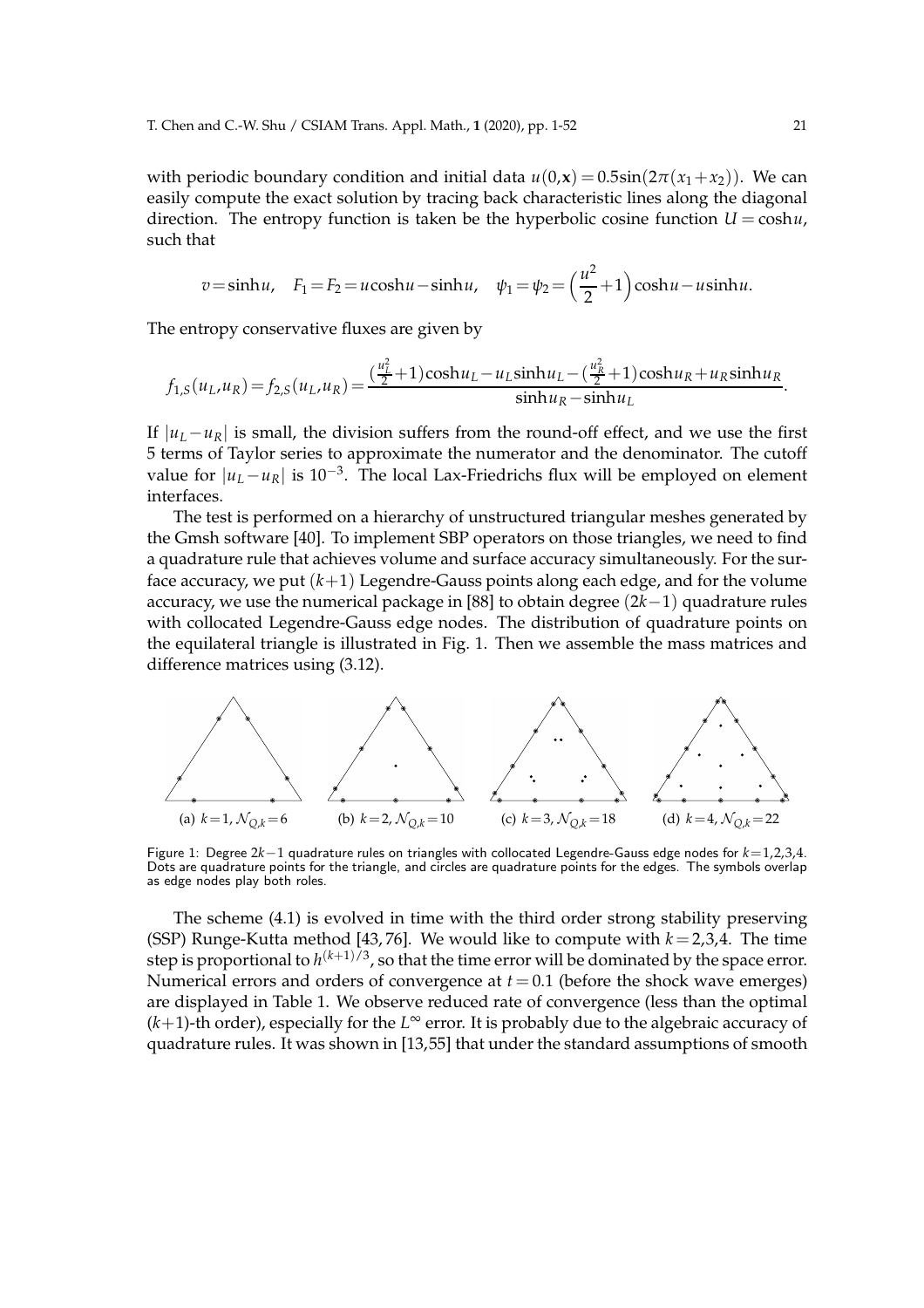with periodic boundary condition and initial data $u(0,\mathbf{x}) = 0.5\sin(2\pi(x_1+x_2))$. We can easily compute the exact solution by tracing back characteristic lines along the diagonal direction. The entropy function is taken be the hyperbolic cosine function $U = \cosh u$, such that

$$v = \sinh u, \quad F_1 = F_2 = u\cosh u - \sinh u, \quad \psi_1 = \psi_2 = \Big(\frac{u^2}{2}+1\Big)\cosh u - u\sinh u.$$

The entropy conservative fluxes are given by

$$f_{1,S}(u_L,u_R) = f_{2,S}(u_L,u_R) = \frac{(\frac{u_L^2}{2}+1)\cosh u_L - u_L\sinh u_L - (\frac{u_R^2}{2}+1)\cosh u_R + u_R\sinh u_R}{\sinh u_R - \sinh u_L}.$$

If $|u_L - u_R|$ is small, the division suffers from the round-off effect, and we use the first 5 terms of Taylor series to approximate the numerator and the denominator. The cutoff value for $|u_L - u_R|$ is $10^{-3}$. The local Lax-Friedrichs flux will be employed on element interfaces.

The test is performed on a hierarchy of unstructured triangular meshes generated by the Gmsh software [40]. To implement SBP operators on those triangles, we need to find a quadrature rule that achieves volume and surface accuracy simultaneously. For the surface accuracy, we put $(k+1)$ Legendre-Gauss points along each edge, and for the volume accuracy, we use the numerical package in [88] to obtain degree $(2k-1)$ quadrature rules with collocated Legendre-Gauss edge nodes. The distribution of quadrature points on the equilateral triangle is illustrated in Fig. 1. Then we assemble the mass matrices and difference matrices using (3.12).

(a) $k=1, \mathcal{N}_{Q,k}=6$ (b) $k=2, \mathcal{N}_{Q,k}=10$ (c) $k=3, \mathcal{N}_{Q,k}=18$ (d) $k=4, \mathcal{N}_{Q,k}=22$

Figure 1: Degree $2k-1$ quadrature rules on triangles with collocated Legendre-Gauss edge nodes for $k=1,2,3,4$. Dots are quadrature points for the triangle, and circles are quadrature points for the edges. The symbols overlap as edge nodes play both roles.

The scheme (4.1) is evolved in time with the third order strong stability preserving (SSP) Runge-Kutta method [43, 76]. We would like to compute with $k=2,3,4$. The time step is proportional to $h^{(k+1)/3}$, so that the time error will be dominated by the space error. Numerical errors and orders of convergence at $t=0.1$ (before the shock wave emerges) are displayed in Table 1. We observe reduced rate of convergence (less than the optimal $(k+1)$-th order), especially for the $L^\infty$ error. It is probably due to the algebraic accuracy of quadrature rules. It was shown in [13,55] that under the standard assumptions of smooth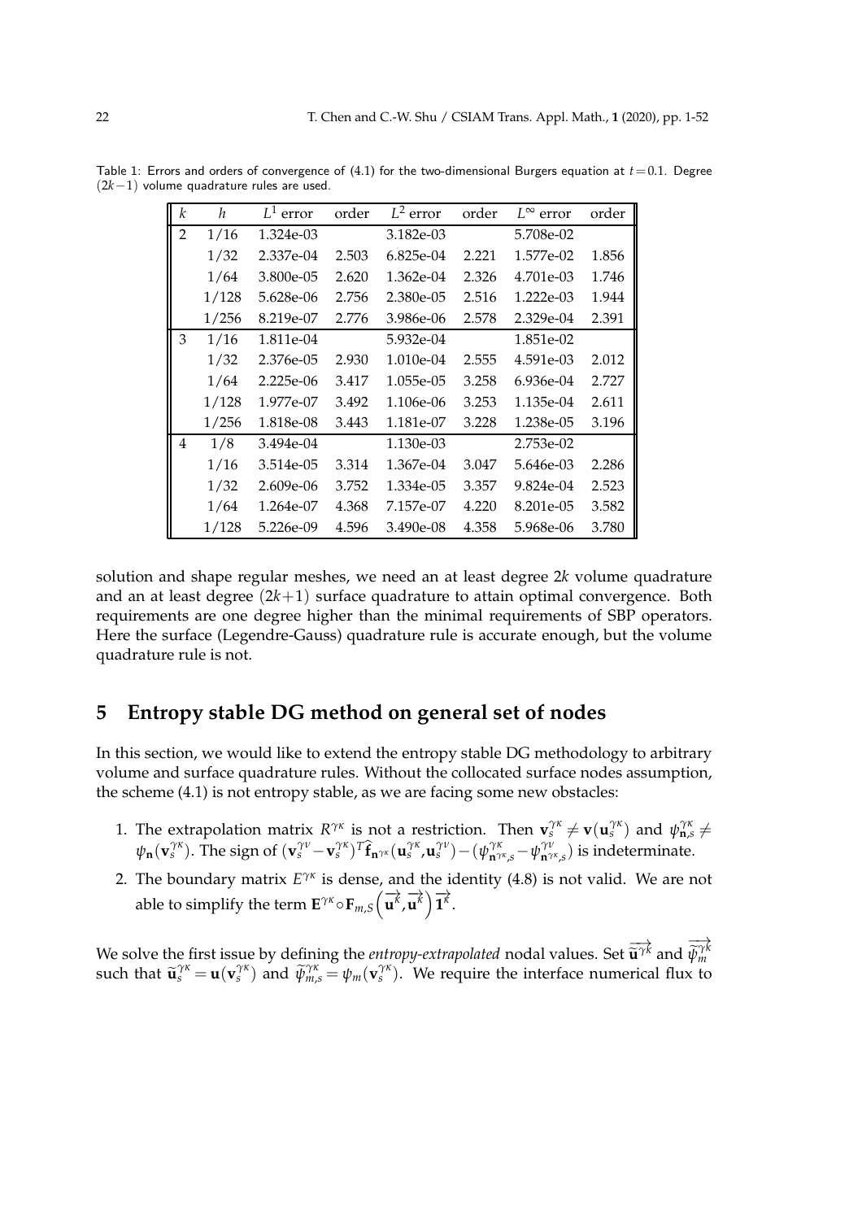Table 1: Errors and orders of convergence of (4.1) for the two-dimensional Burgers equation at $t=0.1$. Degree $(2k-1)$ volume quadrature rules are used.

| $k$ | $h$ | $L^1$ error | order | $L^2$ error | order | $L^\infty$ error | order |
|---|---|---|---|---|---|---|---|
| 2 | 1/16 | 1.324e-03 | | 3.182e-03 | | 5.708e-02 | |
| | 1/32 | 2.337e-04 | 2.503 | 6.825e-04 | 2.221 | 1.577e-02 | 1.856 |
| | 1/64 | 3.800e-05 | 2.620 | 1.362e-04 | 2.326 | 4.701e-03 | 1.746 |
| | 1/128 | 5.628e-06 | 2.756 | 2.380e-05 | 2.516 | 1.222e-03 | 1.944 |
| | 1/256 | 8.219e-07 | 2.776 | 3.986e-06 | 2.578 | 2.329e-04 | 2.391 |
| 3 | 1/16 | 1.811e-04 | | 5.932e-04 | | 1.851e-02 | |
| | 1/32 | 2.376e-05 | 2.930 | 1.010e-04 | 2.555 | 4.591e-03 | 2.012 |
| | 1/64 | 2.225e-06 | 3.417 | 1.055e-05 | 3.258 | 6.936e-04 | 2.727 |
| | 1/128 | 1.977e-07 | 3.492 | 1.106e-06 | 3.253 | 1.135e-04 | 2.611 |
| | 1/256 | 1.818e-08 | 3.443 | 1.181e-07 | 3.228 | 1.238e-05 | 3.196 |
| 4 | 1/8 | 3.494e-04 | | 1.130e-03 | | 2.753e-02 | |
| | 1/16 | 3.514e-05 | 3.314 | 1.367e-04 | 3.047 | 5.646e-03 | 2.286 |
| | 1/32 | 2.609e-06 | 3.752 | 1.334e-05 | 3.357 | 9.824e-04 | 2.523 |
| | 1/64 | 1.264e-07 | 4.368 | 7.157e-07 | 4.220 | 8.201e-05 | 3.582 |
| | 1/128 | 5.226e-09 | 4.596 | 3.490e-08 | 4.358 | 5.968e-06 | 3.780 |

solution and shape regular meshes, we need an at least degree $2k$ volume quadrature and an at least degree $(2k+1)$ surface quadrature to attain optimal convergence. Both requirements are one degree higher than the minimal requirements of SBP operators. Here the surface (Legendre-Gauss) quadrature rule is accurate enough, but the volume quadrature rule is not.

## 5 Entropy stable DG method on general set of nodes

In this section, we would like to extend the entropy stable DG methodology to arbitrary volume and surface quadrature rules. Without the collocated surface nodes assumption, the scheme (4.1) is not entropy stable, as we are facing some new obstacles:

1. The extrapolation matrix $R^{\gamma\kappa}$ is not a restriction. Then $\mathbf{v}_s^{\gamma\kappa} \neq \mathbf{v}(\mathbf{u}_s^{\gamma\kappa})$ and $\psi_{\mathbf{n},s}^{\gamma\kappa} \neq \psi_{\mathbf{n}}(\mathbf{v}_s^{\gamma\kappa})$. The sign of $(\mathbf{v}_s^{\gamma\nu} - \mathbf{v}_s^{\gamma\kappa})^T \widehat{\mathbf{f}}_{\mathbf{n}^{\gamma\kappa}}(\mathbf{u}_s^{\gamma\kappa}, \mathbf{u}_s^{\gamma\nu}) - (\psi_{\mathbf{n}^{\gamma\kappa},s}^{\gamma\kappa} - \psi_{\mathbf{n}^{\gamma\kappa},s}^{\gamma\nu})$ is indeterminate.
2. The boundary matrix $E^{\gamma\kappa}$ is dense, and the identity (4.8) is not valid. We are not able to simplify the term $\mathbf{E}^{\gamma\kappa} \circ \mathbf{F}_{m,S}\left(\overrightarrow{\mathbf{u}^k}, \overrightarrow{\mathbf{u}^k}\right) \overrightarrow{\mathbf{1}^k}$.

We solve the first issue by defining the *entropy-extrapolated* nodal values. Set $\overrightarrow{\widetilde{\mathbf{u}}^{\gamma k}}$ and $\overrightarrow{\widetilde{\psi}_m^{\gamma k}}$ such that $\widetilde{\mathbf{u}}_s^{\gamma\kappa} = \mathbf{u}(\mathbf{v}_s^{\gamma\kappa})$ and $\widetilde{\psi}_{m,s}^{\gamma\kappa} = \psi_m(\mathbf{v}_s^{\gamma\kappa})$. We require the interface numerical flux to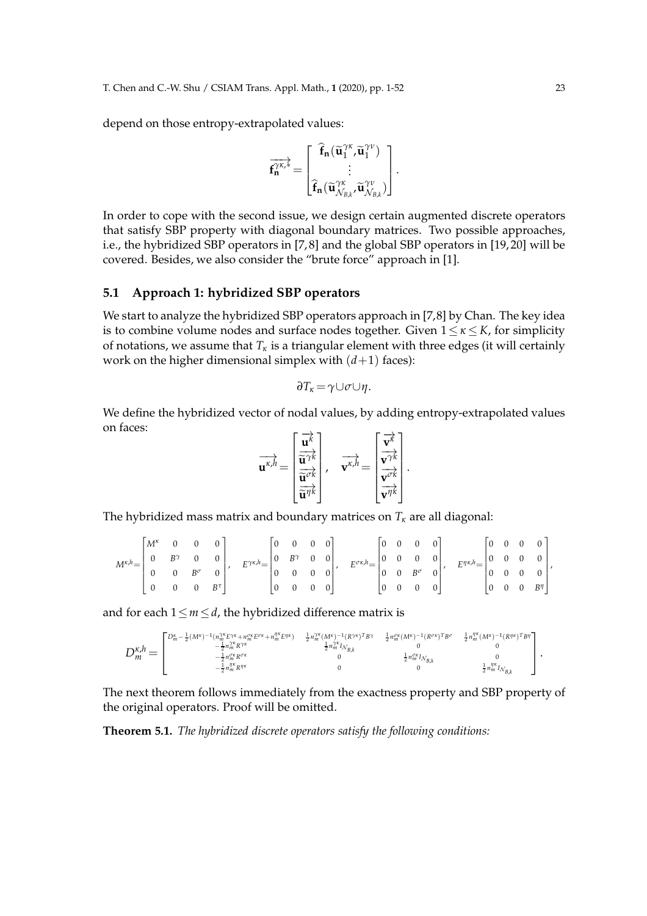depend on those entropy-extrapolated values:

$$
\overrightarrow{\mathbf{f}_{\mathbf{n}}^{\gamma\kappa,*}} = \begin{bmatrix} \widehat{\mathbf{f}}_{\mathbf{n}}(\widetilde{\mathbf{u}}_1^{\gamma\kappa}, \widetilde{\mathbf{u}}_1^{\gamma\nu}) \\ \vdots \\ \widehat{\mathbf{f}}_{\mathbf{n}}(\widetilde{\mathbf{u}}_{\mathcal{N}_{B,k}}^{\gamma\kappa}, \widetilde{\mathbf{u}}_{\mathcal{N}_{B,k}}^{\gamma\nu}) \end{bmatrix}.
$$

In order to cope with the second issue, we design certain augmented discrete operators that satisfy SBP property with diagonal boundary matrices. Two possible approaches, i.e., the hybridized SBP operators in [7,8] and the global SBP operators in [19,20] will be covered. Besides, we also consider the "brute force" approach in [1].

## 5.1 Approach 1: hybridized SBP operators

We start to analyze the hybridized SBP operators approach in [7,8] by Chan. The key idea is to combine volume nodes and surface nodes together. Given $1 \le \kappa \le K$, for simplicity of notations, we assume that $T_\kappa$ is a triangular element with three edges (it will certainly work on the higher dimensional simplex with $(d+1)$ faces):

$$
\partial T_\kappa = \gamma \cup \sigma \cup \eta.
$$

We define the hybridized vector of nodal values, by adding entropy-extrapolated values on faces:

$$
\overrightarrow{\mathbf{u}^{\kappa,h}} = \begin{bmatrix} \overrightarrow{\mathbf{u}^{k}} \\ \overrightarrow{\widetilde{\mathbf{u}}^{\gamma k}} \\ \overrightarrow{\widetilde{\mathbf{u}}^{\sigma k}} \\ \overrightarrow{\widetilde{\mathbf{u}}^{\eta k}} \end{bmatrix}, \quad \overrightarrow{\mathbf{v}^{\kappa,h}} = \begin{bmatrix} \overrightarrow{\mathbf{v}^{k}} \\ \overrightarrow{\mathbf{v}^{\gamma k}} \\ \overrightarrow{\mathbf{v}^{\sigma k}} \\ \overrightarrow{\mathbf{v}^{\eta k}} \end{bmatrix}.
$$

The hybridized mass matrix and boundary matrices on $T_\kappa$ are all diagonal:

$$
M^{\kappa,h} = \begin{bmatrix} M^\kappa & 0 & 0 & 0 \\ 0 & B^\gamma & 0 & 0 \\ 0 & 0 & B^\sigma & 0 \\ 0 & 0 & 0 & B^\tau \end{bmatrix}, \quad E^{\gamma\kappa,h} = \begin{bmatrix} 0 & 0 & 0 & 0 \\ 0 & B^\gamma & 0 & 0 \\ 0 & 0 & 0 & 0 \\ 0 & 0 & 0 & 0 \end{bmatrix}, \quad E^{\sigma\kappa,h} = \begin{bmatrix} 0 & 0 & 0 & 0 \\ 0 & 0 & 0 & 0 \\ 0 & 0 & B^\sigma & 0 \\ 0 & 0 & 0 & 0 \end{bmatrix}, \quad E^{\eta\kappa,h} = \begin{bmatrix} 0 & 0 & 0 & 0 \\ 0 & 0 & 0 & 0 \\ 0 & 0 & 0 & 0 \\ 0 & 0 & 0 & B^\eta \end{bmatrix},
$$

and for each $1 \le m \le d$, the hybridized difference matrix is

$$
D_m^{\kappa,h} = \begin{bmatrix} D_m^\kappa - \frac{1}{2}(M^\kappa)^{-1}(n_m^{\gamma\kappa} E^{\gamma\kappa} + n_m^{\sigma\kappa} E^{\sigma\kappa} + n_m^{\eta\kappa} E^{\eta\kappa}) & \frac{1}{2} n_m^{\gamma\kappa}(M^\kappa)^{-1}(R^{\gamma\kappa})^T B^\gamma & \frac{1}{2} n_m^{\sigma\kappa}(M^\kappa)^{-1}(R^{\sigma\kappa})^T B^\sigma & \frac{1}{2} n_m^{\eta\kappa}(M^\kappa)^{-1}(R^{\eta\kappa})^T B^\eta \\ -\frac{1}{2} n_m^{\gamma\kappa} R^{\gamma\kappa} & \frac{1}{2} n_m^{\gamma\kappa} I_{\mathcal{N}_{B,k}} & 0 & 0 \\ -\frac{1}{2} n_m^{\sigma\kappa} R^{\sigma\kappa} & 0 & \frac{1}{2} n_m^{\sigma\kappa} I_{\mathcal{N}_{B,k}} & 0 \\ -\frac{1}{2} n_m^{\eta\kappa} R^{\eta\kappa} & 0 & 0 & \frac{1}{2} n_m^{\eta\kappa} I_{\mathcal{N}_{B,k}} \end{bmatrix}.
$$

The next theorem follows immediately from the exactness property and SBP property of the original operators. Proof will be omitted.

**Theorem 5.1.** *The hybridized discrete operators satisfy the following conditions:*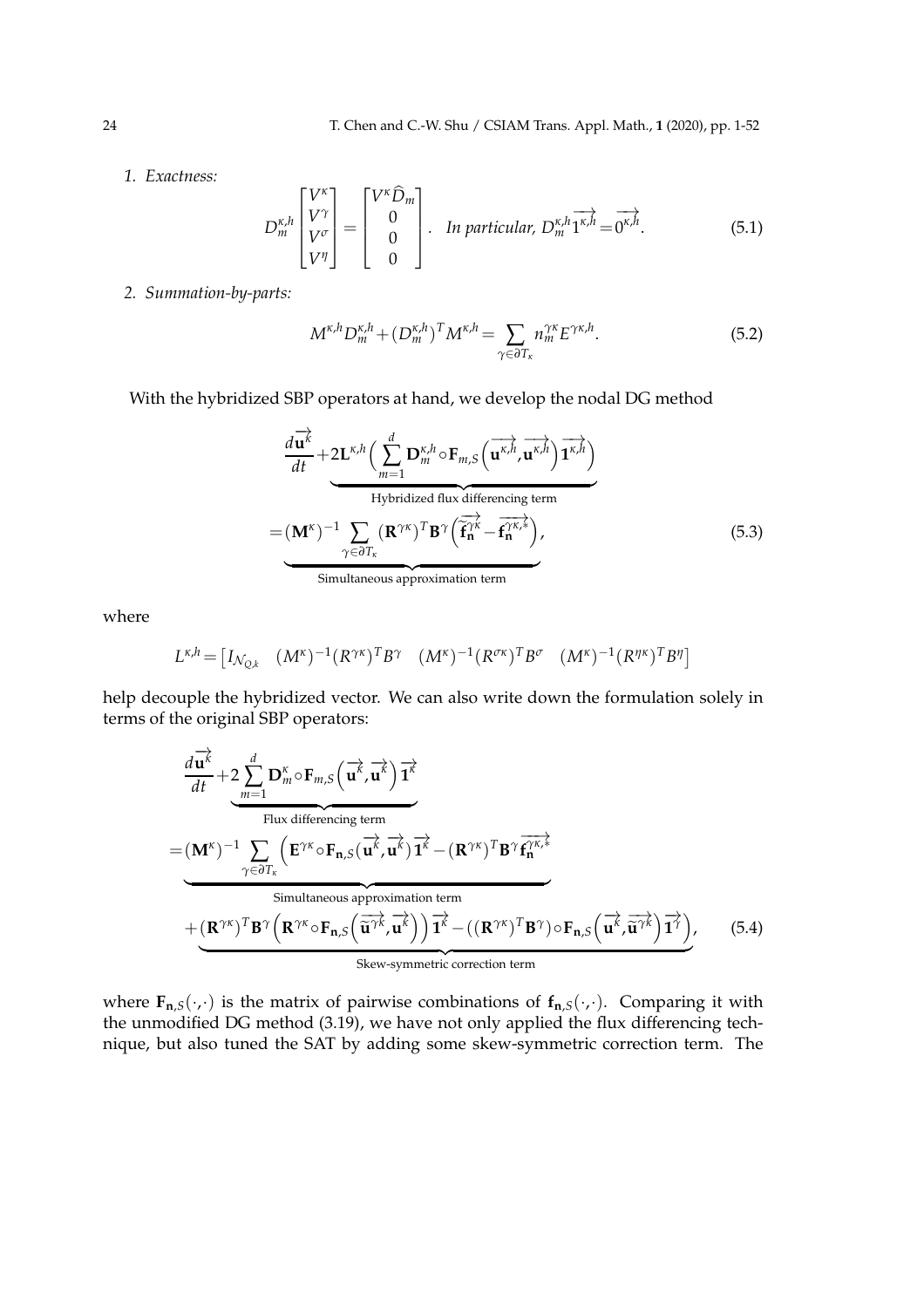1. *Exactness:*

$$D_m^{\kappa,h}\begin{bmatrix} V^\kappa \\ V^\gamma \\ V^\sigma \\ V^\eta \end{bmatrix} = \begin{bmatrix} V^\kappa \widehat{D}_m \\ 0 \\ 0 \\ 0 \end{bmatrix}. \quad \textit{In particular, } D_m^{\kappa,h}\overrightarrow{1^{\kappa,h}} = \overrightarrow{0^{\kappa,h}}. \tag{5.1}$$

2. *Summation-by-parts:*

$$M^{\kappa,h}D_m^{\kappa,h} + (D_m^{\kappa,h})^T M^{\kappa,h} = \sum_{\gamma\in\partial T_\kappa} n_m^{\gamma\kappa} E^{\gamma\kappa,h}. \tag{5.2}$$

With the hybridized SBP operators at hand, we develop the nodal DG method

$$\begin{aligned}
&\frac{d\overrightarrow{\mathbf{u}^k}}{dt} + \underbrace{2\mathbf{L}^{\kappa,h}\Big(\sum_{m=1}^{d}\mathbf{D}_m^{\kappa,h}\circ\mathbf{F}_{m,S}\Big(\overrightarrow{\mathbf{u}^{\kappa,h}},\overrightarrow{\mathbf{u}^{\kappa,h}}\Big)\overrightarrow{\mathbf{1}^{\kappa,h}}\Big)}_{\text{Hybridized flux differencing term}} \\
=&\underbrace{(\mathbf{M}^\kappa)^{-1}\sum_{\gamma\in\partial T_\kappa}(\mathbf{R}^{\gamma\kappa})^T\mathbf{B}^\gamma\Big(\overrightarrow{\widetilde{\mathbf{f}}_{\mathbf{n}}^{\gamma\kappa}} - \overrightarrow{\mathbf{f}_{\mathbf{n}}^{\gamma\kappa,*}}\Big)}_{\text{Simultaneous approximation term}},
\end{aligned} \tag{5.3}$$

where

$$L^{\kappa,h} = \begin{bmatrix} I_{\mathcal{N}_{Q,k}} & (M^\kappa)^{-1}(R^{\gamma\kappa})^T B^\gamma & (M^\kappa)^{-1}(R^{\sigma\kappa})^T B^\sigma & (M^\kappa)^{-1}(R^{\eta\kappa})^T B^\eta \end{bmatrix}$$

help decouple the hybridized vector. We can also write down the formulation solely in terms of the original SBP operators:

$$\begin{aligned}
&\frac{d\overrightarrow{\mathbf{u}^k}}{dt} + \underbrace{2\sum_{m=1}^{d}\mathbf{D}_m^\kappa\circ\mathbf{F}_{m,S}\Big(\overrightarrow{\mathbf{u}^k},\overrightarrow{\mathbf{u}^k}\Big)\overrightarrow{\mathbf{1}^k}}_{\text{Flux differencing term}} \\
=&\underbrace{(\mathbf{M}^\kappa)^{-1}\sum_{\gamma\in\partial T_\kappa}\Big(\mathbf{E}^{\gamma\kappa}\circ\mathbf{F}_{\mathbf{n},S}(\overrightarrow{\mathbf{u}^k},\overrightarrow{\mathbf{u}^k})\overrightarrow{\mathbf{1}^k} - (\mathbf{R}^{\gamma\kappa})^T\mathbf{B}^\gamma\overrightarrow{\mathbf{f}_{\mathbf{n}}^{\gamma\kappa,*}}}_{\text{Simultaneous approximation term}} \\
&\underbrace{+(\mathbf{R}^{\gamma\kappa})^T\mathbf{B}^\gamma\Big(\mathbf{R}^{\gamma\kappa}\circ\mathbf{F}_{\mathbf{n},S}\Big(\overrightarrow{\widetilde{\mathbf{u}}^{\gamma k}},\overrightarrow{\mathbf{u}^k}\Big)\Big)\overrightarrow{\mathbf{1}^k} - ((\mathbf{R}^{\gamma\kappa})^T\mathbf{B}^\gamma)\circ\mathbf{F}_{\mathbf{n},S}\Big(\overrightarrow{\mathbf{u}^k},\overrightarrow{\widetilde{\mathbf{u}}^{\gamma k}}\Big)\overrightarrow{\mathbf{1}^\gamma}\Big)}_{\text{Skew-symmetric correction term}},
\end{aligned} \tag{5.4}$$

where $\mathbf{F}_{\mathbf{n},S}(\cdot,\cdot)$ is the matrix of pairwise combinations of $\mathbf{f}_{\mathbf{n},S}(\cdot,\cdot)$. Comparing it with the unmodified DG method (3.19), we have not only applied the flux differencing technique, but also tuned the SAT by adding some skew-symmetric correction term. The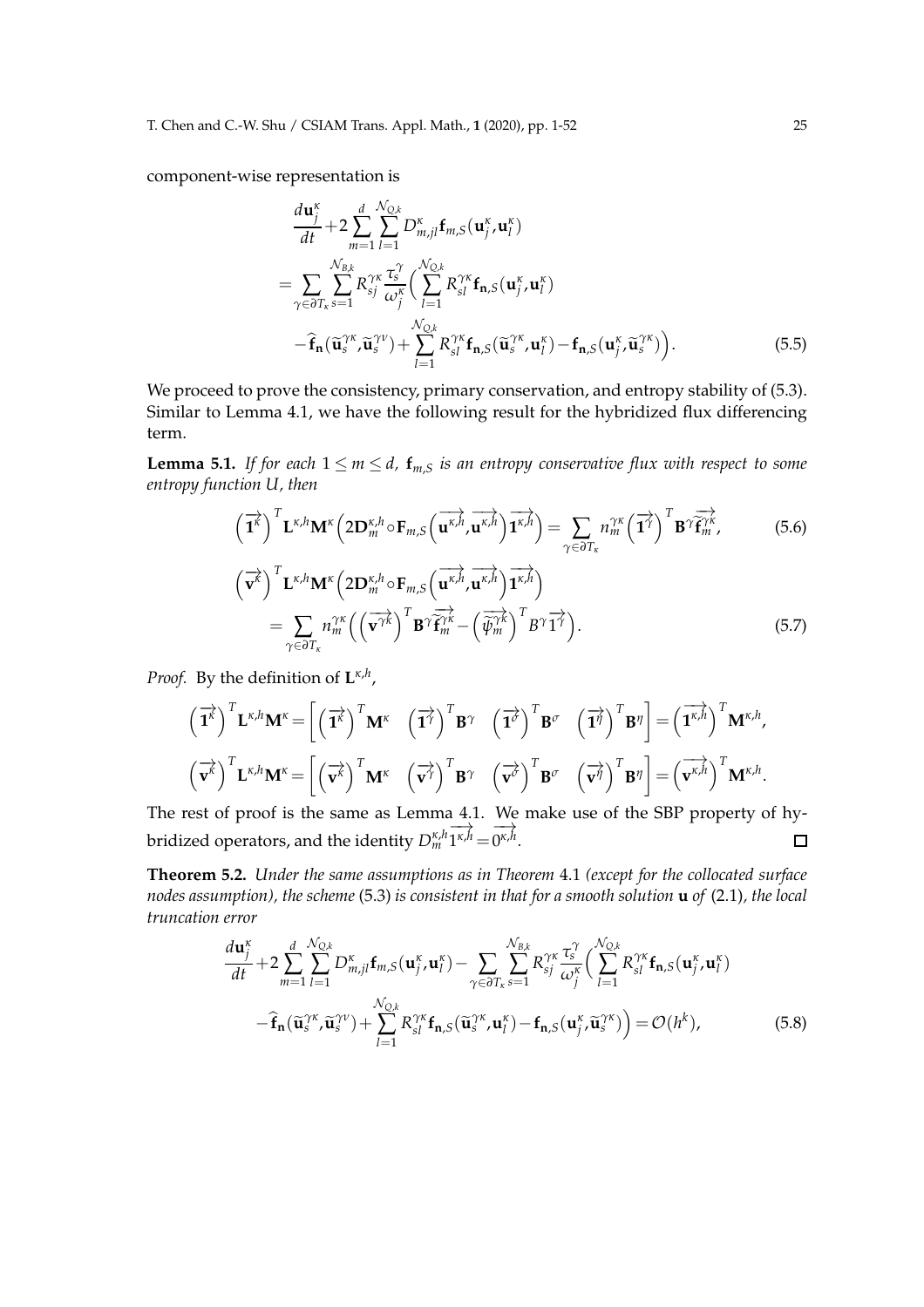component-wise representation is

$$
\begin{aligned}
&\frac{d\mathbf{u}_j^\kappa}{dt} + 2\sum_{m=1}^{d}\sum_{l=1}^{\mathcal{N}_{Q,k}} D_{m,jl}^\kappa \mathbf{f}_{m,S}(\mathbf{u}_j^\kappa,\mathbf{u}_l^\kappa) \\
&= \sum_{\gamma\in\partial T_\kappa}\sum_{s=1}^{\mathcal{N}_{B,k}} R_{sj}^{\gamma\kappa}\frac{\tau_s^\gamma}{\omega_j^\kappa}\Big(\sum_{l=1}^{\mathcal{N}_{Q,k}} R_{sl}^{\gamma\kappa}\mathbf{f}_{\mathbf{n},S}(\mathbf{u}_j^\kappa,\mathbf{u}_l^\kappa) \\
&\quad -\widehat{\mathbf{f}}_{\mathbf{n}}(\widetilde{\mathbf{u}}_s^{\gamma\kappa},\widetilde{\mathbf{u}}_s^{\gamma\nu}) + \sum_{l=1}^{\mathcal{N}_{Q,k}} R_{sl}^{\gamma\kappa}\mathbf{f}_{\mathbf{n},S}(\widetilde{\mathbf{u}}_s^{\gamma\kappa},\mathbf{u}_l^\kappa) - \mathbf{f}_{\mathbf{n},S}(\mathbf{u}_j^\kappa,\widetilde{\mathbf{u}}_s^{\gamma\kappa})\Big).
\end{aligned}
\tag{5.5}
$$

We proceed to prove the consistency, primary conservation, and entropy stability of (5.3). Similar to Lemma 4.1, we have the following result for the hybridized flux differencing term.

**Lemma 5.1.** *If for each $1\le m\le d$, $\mathbf{f}_{m,S}$ is an entropy conservative flux with respect to some entropy function $U$, then*

$$
\left(\overrightarrow{\mathbf{1}^\kappa}\right)^T \mathbf{L}^{\kappa,h}\mathbf{M}^\kappa\left(2\mathbf{D}_m^{\kappa,h}\circ\mathbf{F}_{m,S}\left(\overrightarrow{\mathbf{u}^{\kappa,h}},\overrightarrow{\mathbf{u}^{\kappa,h}}\right)\overrightarrow{\mathbf{1}^{\kappa,h}}\right) = \sum_{\gamma\in\partial T_\kappa} n_m^{\gamma\kappa}\left(\overrightarrow{\mathbf{1}^\gamma}\right)^T\mathbf{B}^\gamma\overrightarrow{\widetilde{\mathbf{f}}_m^{\gamma\kappa}},
\tag{5.6}
$$

$$
\begin{aligned}
&\left(\overrightarrow{\mathbf{v}^\kappa}\right)^T \mathbf{L}^{\kappa,h}\mathbf{M}^\kappa\left(2\mathbf{D}_m^{\kappa,h}\circ\mathbf{F}_{m,S}\left(\overrightarrow{\mathbf{u}^{\kappa,h}},\overrightarrow{\mathbf{u}^{\kappa,h}}\right)\overrightarrow{\mathbf{1}^{\kappa,h}}\right) \\
&= \sum_{\gamma\in\partial T_\kappa} n_m^{\gamma\kappa}\left(\left(\overrightarrow{\mathbf{v}^{\gamma\kappa}}\right)^T\mathbf{B}^\gamma\overrightarrow{\widetilde{\mathbf{f}}_m^{\gamma\kappa}} - \left(\overrightarrow{\widetilde{\psi}_m^{\gamma\kappa}}\right)^T B^\gamma\overrightarrow{1^\gamma}\right).
\end{aligned}
\tag{5.7}
$$

*Proof.* By the definition of $\mathbf{L}^{\kappa,h}$,

$$
\left(\overrightarrow{\mathbf{1}^\kappa}\right)^T\mathbf{L}^{\kappa,h}\mathbf{M}^\kappa = \left[\left(\overrightarrow{\mathbf{1}^\kappa}\right)^T\mathbf{M}^\kappa \quad \left(\overrightarrow{\mathbf{1}^\gamma}\right)^T\mathbf{B}^\gamma \quad \left(\overrightarrow{\mathbf{1}^\sigma}\right)^T\mathbf{B}^\sigma \quad \left(\overrightarrow{\mathbf{1}^\eta}\right)^T\mathbf{B}^\eta\right] = \left(\overrightarrow{\mathbf{1}^{\kappa,h}}\right)^T\mathbf{M}^{\kappa,h},
$$

$$
\left(\overrightarrow{\mathbf{v}^\kappa}\right)^T\mathbf{L}^{\kappa,h}\mathbf{M}^\kappa = \left[\left(\overrightarrow{\mathbf{v}^\kappa}\right)^T\mathbf{M}^\kappa \quad \left(\overrightarrow{\mathbf{v}^\gamma}\right)^T\mathbf{B}^\gamma \quad \left(\overrightarrow{\mathbf{v}^\sigma}\right)^T\mathbf{B}^\sigma \quad \left(\overrightarrow{\mathbf{v}^\eta}\right)^T\mathbf{B}^\eta\right] = \left(\overrightarrow{\mathbf{v}^{\kappa,h}}\right)^T\mathbf{M}^{\kappa,h}.
$$

The rest of proof is the same as Lemma 4.1. We make use of the SBP property of hybridized operators, and the identity $D_m^{\kappa,h}\overrightarrow{1^{\kappa,h}} = \overrightarrow{0^{\kappa,h}}$. $\square$

**Theorem 5.2.** *Under the same assumptions as in Theorem 4.1 (except for the collocated surface nodes assumption), the scheme (5.3) is consistent in that for a smooth solution $\mathbf{u}$ of (2.1), the local truncation error*

$$
\begin{aligned}
&\frac{d\mathbf{u}_j^\kappa}{dt} + 2\sum_{m=1}^{d}\sum_{l=1}^{\mathcal{N}_{Q,k}} D_{m,jl}^\kappa \mathbf{f}_{m,S}(\mathbf{u}_j^\kappa,\mathbf{u}_l^\kappa) - \sum_{\gamma\in\partial T_\kappa}\sum_{s=1}^{\mathcal{N}_{B,k}} R_{sj}^{\gamma\kappa}\frac{\tau_s^\gamma}{\omega_j^\kappa}\Big(\sum_{l=1}^{\mathcal{N}_{Q,k}} R_{sl}^{\gamma\kappa}\mathbf{f}_{\mathbf{n},S}(\mathbf{u}_j^\kappa,\mathbf{u}_l^\kappa) \\
&\quad -\widehat{\mathbf{f}}_{\mathbf{n}}(\widetilde{\mathbf{u}}_s^{\gamma\kappa},\widetilde{\mathbf{u}}_s^{\gamma\nu}) + \sum_{l=1}^{\mathcal{N}_{Q,k}} R_{sl}^{\gamma\kappa}\mathbf{f}_{\mathbf{n},S}(\widetilde{\mathbf{u}}_s^{\gamma\kappa},\mathbf{u}_l^\kappa) - \mathbf{f}_{\mathbf{n},S}(\mathbf{u}_j^\kappa,\widetilde{\mathbf{u}}_s^{\gamma\kappa})\Big) = \mathcal{O}(h^k),
\end{aligned}
\tag{5.8}
$$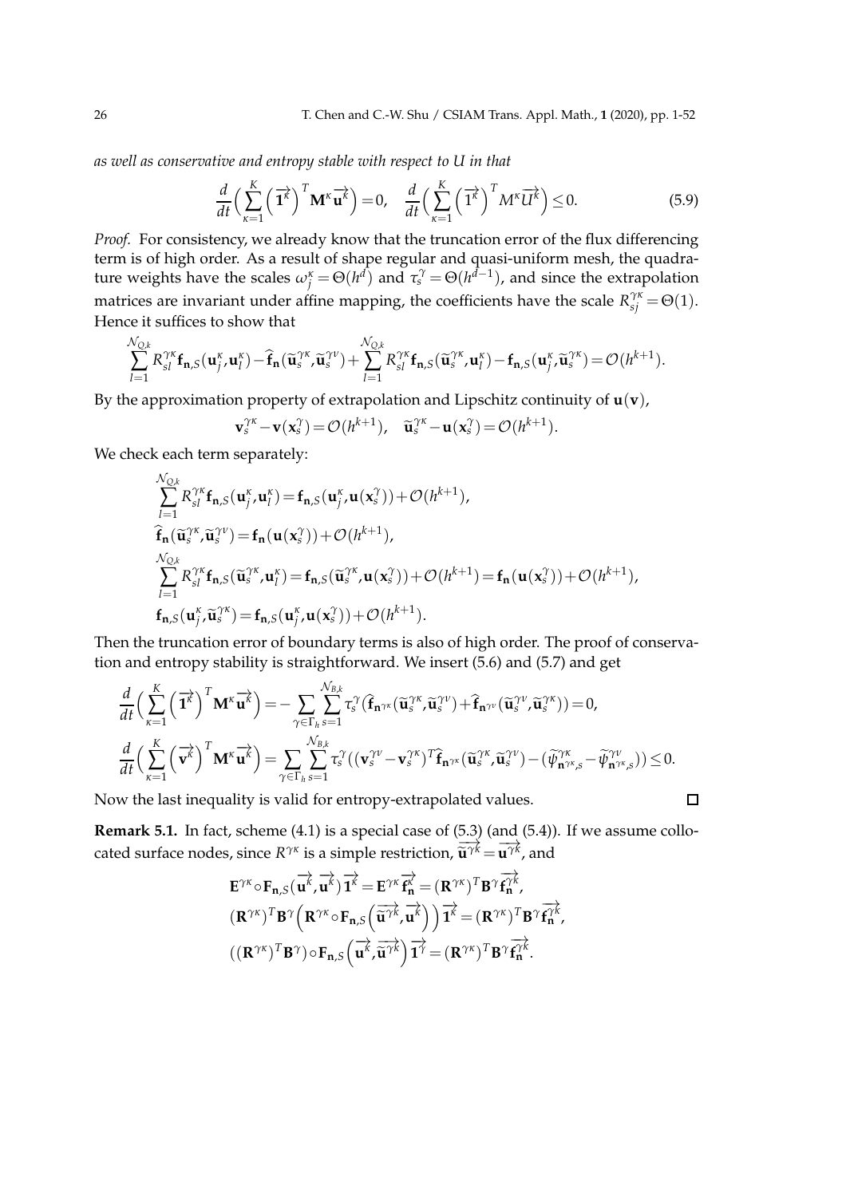*as well as conservative and entropy stable with respect to U in that*

$$\frac{d}{dt}\Big(\sum_{\kappa=1}^{K}\Big(\overrightarrow{1^k}\Big)^T\mathbf{M}^\kappa\overrightarrow{\mathbf{u}^k}\Big)=0,\quad \frac{d}{dt}\Big(\sum_{\kappa=1}^{K}\Big(\overrightarrow{1^k}\Big)^T M^\kappa\overrightarrow{U^k}\Big)\le 0. \tag{5.9}$$

*Proof.* For consistency, we already know that the truncation error of the flux differencing term is of high order. As a result of shape regular and quasi-uniform mesh, the quadrature weights have the scales $\omega_j^\kappa=\Theta(h^d)$ and $\tau_s^\gamma=\Theta(h^{d-1})$, and since the extrapolation matrices are invariant under affine mapping, the coefficients have the scale $R_{sj}^{\gamma\kappa}=\Theta(1)$. Hence it suffices to show that

$$\sum_{l=1}^{\mathcal{N}_{Q,k}}R_{sl}^{\gamma\kappa}\mathbf{f}_{\mathbf{n},S}(\mathbf{u}_j^\kappa,\mathbf{u}_l^\kappa)-\widehat{\mathbf{f}}_{\mathbf{n}}(\widetilde{\mathbf{u}}_s^{\gamma\kappa},\widetilde{\mathbf{u}}_s^{\gamma\nu})+\sum_{l=1}^{\mathcal{N}_{Q,k}}R_{sl}^{\gamma\kappa}\mathbf{f}_{\mathbf{n},S}(\widetilde{\mathbf{u}}_s^{\gamma\kappa},\mathbf{u}_l^\kappa)-\mathbf{f}_{\mathbf{n},S}(\mathbf{u}_j^\kappa,\widetilde{\mathbf{u}}_s^{\gamma\kappa})=\mathcal{O}(h^{k+1}).$$

By the approximation property of extrapolation and Lipschitz continuity of $\mathbf{u}(\mathbf{v})$,

$$\mathbf{v}_s^{\gamma\kappa}-\mathbf{v}(\mathbf{x}_s^\gamma)=\mathcal{O}(h^{k+1}),\quad \widetilde{\mathbf{u}}_s^{\gamma\kappa}-\mathbf{u}(\mathbf{x}_s^\gamma)=\mathcal{O}(h^{k+1}).$$

We check each term separately:

$$\begin{aligned}
&\sum_{l=1}^{\mathcal{N}_{Q,k}}R_{sl}^{\gamma\kappa}\mathbf{f}_{\mathbf{n},S}(\mathbf{u}_j^\kappa,\mathbf{u}_l^\kappa)=\mathbf{f}_{\mathbf{n},S}(\mathbf{u}_j^\kappa,\mathbf{u}(\mathbf{x}_s^\gamma))+\mathcal{O}(h^{k+1}),\\
&\widehat{\mathbf{f}}_{\mathbf{n}}(\widetilde{\mathbf{u}}_s^{\gamma\kappa},\widetilde{\mathbf{u}}_s^{\gamma\nu})=\mathbf{f}_{\mathbf{n}}(\mathbf{u}(\mathbf{x}_s^\gamma))+\mathcal{O}(h^{k+1}),\\
&\sum_{l=1}^{\mathcal{N}_{Q,k}}R_{sl}^{\gamma\kappa}\mathbf{f}_{\mathbf{n},S}(\widetilde{\mathbf{u}}_s^{\gamma\kappa},\mathbf{u}_l^\kappa)=\mathbf{f}_{\mathbf{n},S}(\widetilde{\mathbf{u}}_s^{\gamma\kappa},\mathbf{u}(\mathbf{x}_s^\gamma))+\mathcal{O}(h^{k+1})=\mathbf{f}_{\mathbf{n}}(\mathbf{u}(\mathbf{x}_s^\gamma))+\mathcal{O}(h^{k+1}),\\
&\mathbf{f}_{\mathbf{n},S}(\mathbf{u}_j^\kappa,\widetilde{\mathbf{u}}_s^{\gamma\kappa})=\mathbf{f}_{\mathbf{n},S}(\mathbf{u}_j^\kappa,\mathbf{u}(\mathbf{x}_s^\gamma))+\mathcal{O}(h^{k+1}).
\end{aligned}$$

Then the truncation error of boundary terms is also of high order. The proof of conservation and entropy stability is straightforward. We insert (5.6) and (5.7) and get

$$\begin{aligned}
&\frac{d}{dt}\Big(\sum_{\kappa=1}^{K}\Big(\overrightarrow{1^k}\Big)^T\mathbf{M}^\kappa\overrightarrow{\mathbf{u}^k}\Big)=-\sum_{\gamma\in\Gamma_h}\sum_{s=1}^{\mathcal{N}_{B,k}}\tau_s^\gamma\big(\widehat{\mathbf{f}}_{\mathbf{n}^{\gamma\kappa}}(\widetilde{\mathbf{u}}_s^{\gamma\kappa},\widetilde{\mathbf{u}}_s^{\gamma\nu})+\widehat{\mathbf{f}}_{\mathbf{n}^{\gamma\nu}}(\widetilde{\mathbf{u}}_s^{\gamma\nu},\widetilde{\mathbf{u}}_s^{\gamma\kappa})\big)=0,\\
&\frac{d}{dt}\Big(\sum_{\kappa=1}^{K}\Big(\overrightarrow{\mathbf{v}^k}\Big)^T\mathbf{M}^\kappa\overrightarrow{\mathbf{u}^k}\Big)=\sum_{\gamma\in\Gamma_h}\sum_{s=1}^{\mathcal{N}_{B,k}}\tau_s^\gamma\big((\mathbf{v}_s^{\gamma\nu}-\mathbf{v}_s^{\gamma\kappa})^T\widehat{\mathbf{f}}_{\mathbf{n}^{\gamma\kappa}}(\widetilde{\mathbf{u}}_s^{\gamma\kappa},\widetilde{\mathbf{u}}_s^{\gamma\nu})-(\widetilde{\psi}_{\mathbf{n}^{\gamma\kappa},s}^{\gamma\kappa}-\widetilde{\psi}_{\mathbf{n}^{\gamma\kappa},s}^{\gamma\nu})\big)\le 0.
\end{aligned}$$

Now the last inequality is valid for entropy-extrapolated values. $\square$

**Remark 5.1.** In fact, scheme (4.1) is a special case of (5.3) (and (5.4)). If we assume collocated surface nodes, since $R^{\gamma\kappa}$ is a simple restriction, $\overrightarrow{\widetilde{\mathbf{u}}^{\gamma k}}=\overrightarrow{\mathbf{u}^{\gamma k}}$, and

$$\begin{aligned}
&\mathbf{E}^{\gamma\kappa}\circ\mathbf{F}_{\mathbf{n},S}(\overrightarrow{\mathbf{u}^k},\overrightarrow{\mathbf{u}^k})\overrightarrow{1^k}=\mathbf{E}^{\gamma\kappa}\overrightarrow{\mathbf{f}_{\mathbf{n}}^k}=(\mathbf{R}^{\gamma\kappa})^T\mathbf{B}^\gamma\overrightarrow{\mathbf{f}_{\mathbf{n}}^{\gamma k}},\\
&(\mathbf{R}^{\gamma\kappa})^T\mathbf{B}^\gamma\Big(\mathbf{R}^{\gamma\kappa}\circ\mathbf{F}_{\mathbf{n},S}\Big(\overrightarrow{\widetilde{\mathbf{u}}^{\gamma k}},\overrightarrow{\mathbf{u}^k}\Big)\Big)\overrightarrow{1^k}=(\mathbf{R}^{\gamma\kappa})^T\mathbf{B}^\gamma\overrightarrow{\mathbf{f}_{\mathbf{n}}^{\gamma k}},\\
&((\mathbf{R}^{\gamma\kappa})^T\mathbf{B}^\gamma)\circ\mathbf{F}_{\mathbf{n},S}\Big(\overrightarrow{\mathbf{u}^k},\overrightarrow{\widetilde{\mathbf{u}}^{\gamma k}}\Big)\overrightarrow{1^\gamma}=(\mathbf{R}^{\gamma\kappa})^T\mathbf{B}^\gamma\overrightarrow{\mathbf{f}_{\mathbf{n}}^{\gamma k}}.
\end{aligned}$$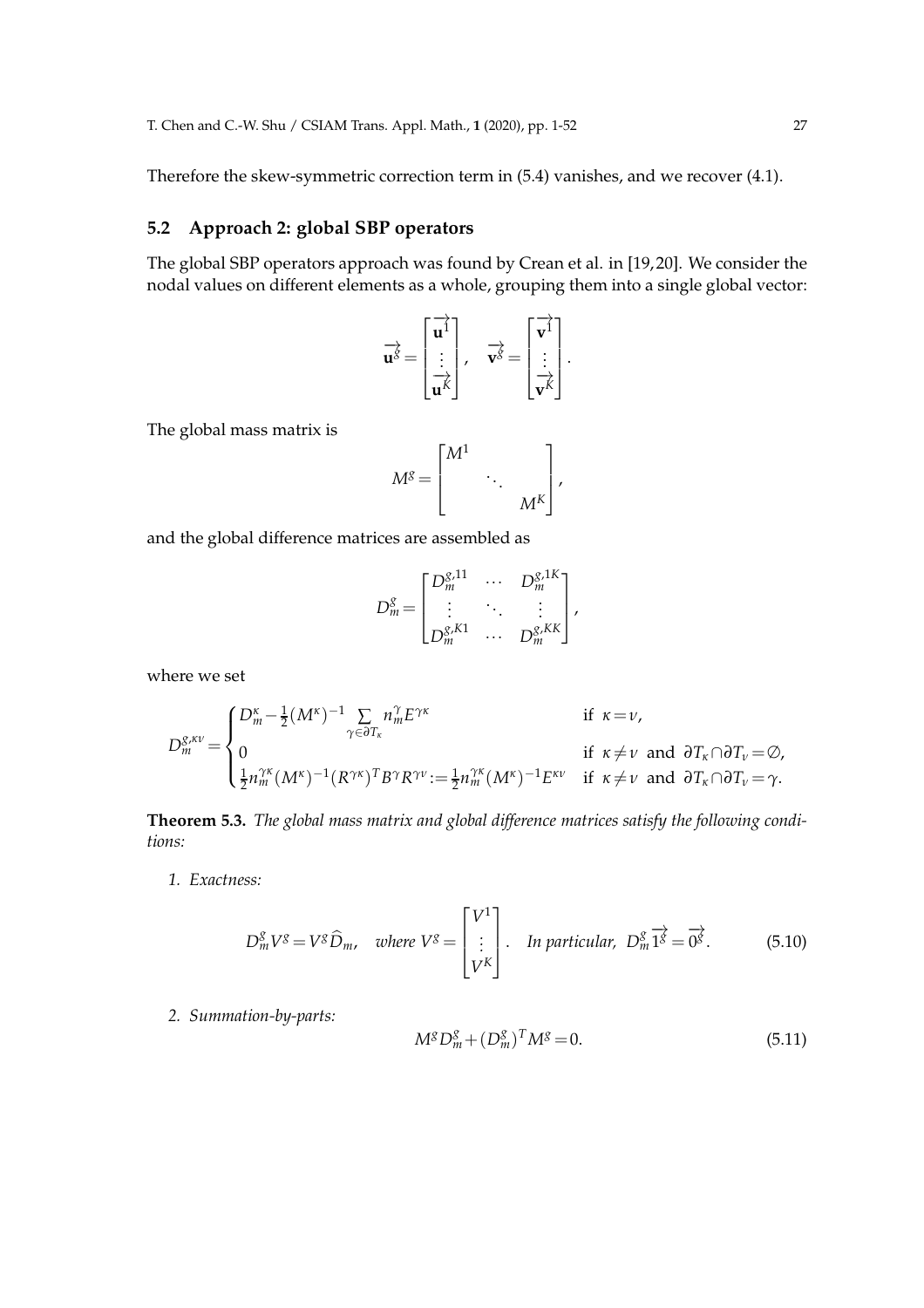Therefore the skew-symmetric correction term in (5.4) vanishes, and we recover (4.1).

## 5.2 Approach 2: global SBP operators

The global SBP operators approach was found by Crean et al. in [19,20]. We consider the nodal values on different elements as a whole, grouping them into a single global vector:

$$\overrightarrow{\mathbf{u}^g} = \begin{bmatrix} \overrightarrow{\mathbf{u}^1} \\ \vdots \\ \overrightarrow{\mathbf{u}^K} \end{bmatrix}, \quad \overrightarrow{\mathbf{v}^g} = \begin{bmatrix} \overrightarrow{\mathbf{v}^1} \\ \vdots \\ \overrightarrow{\mathbf{v}^K} \end{bmatrix}.$$

The global mass matrix is

$$M^g = \begin{bmatrix} M^1 & & \\ & \ddots & \\ & & M^K \end{bmatrix},$$

and the global difference matrices are assembled as

$$D_m^g = \begin{bmatrix} D_m^{g,11} & \cdots & D_m^{g,1K} \\ \vdots & \ddots & \vdots \\ D_m^{g,K1} & \cdots & D_m^{g,KK} \end{bmatrix},$$

where we set

$$D_m^{g,\kappa\nu} = \begin{cases} D_m^\kappa - \frac{1}{2}(M^\kappa)^{-1} \sum\limits_{\gamma \in \partial T_\kappa} n_m^\gamma E^{\gamma\kappa} & \text{if } \kappa = \nu, \\ 0 & \text{if } \kappa \neq \nu \text{ and } \partial T_\kappa \cap \partial T_\nu = \emptyset, \\ \frac{1}{2} n_m^{\gamma\kappa} (M^\kappa)^{-1} (R^{\gamma\kappa})^T B^\gamma R^{\gamma\nu} := \frac{1}{2} n_m^{\gamma\kappa} (M^\kappa)^{-1} E^{\kappa\nu} & \text{if } \kappa \neq \nu \text{ and } \partial T_\kappa \cap \partial T_\nu = \gamma. \end{cases}$$

**Theorem 5.3.** *The global mass matrix and global difference matrices satisfy the following conditions:*

1. *Exactness:*

$$D_m^g V^g = V^g \widehat{D}_m, \quad \text{where } V^g = \begin{bmatrix} V^1 \\ \vdots \\ V^K \end{bmatrix}. \quad \text{In particular, } D_m^g \overrightarrow{1^g} = \overrightarrow{0^g}. \tag{5.10}$$

2. *Summation-by-parts:*

$$M^g D_m^g + (D_m^g)^T M^g = 0. \tag{5.11}$$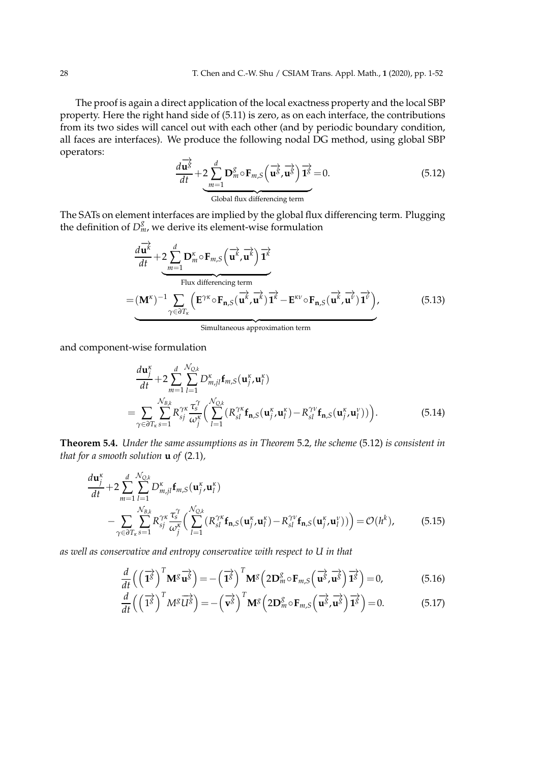The proof is again a direct application of the local exactness property and the local SBP property. Here the right hand side of (5.11) is zero, as on each interface, the contributions from its two sides will cancel out with each other (and by periodic boundary condition, all faces are interfaces). We produce the following nodal DG method, using global SBP operators:

$$\frac{d\overrightarrow{\mathbf{u}^g}}{dt}+\underbrace{2\sum_{m=1}^{d}\mathbf{D}_m^g\circ\mathbf{F}_{m,S}\left(\overrightarrow{\mathbf{u}^g},\overrightarrow{\mathbf{u}^g}\right)\overrightarrow{\mathbf{1}^g}}_{\text{Global flux differencing term}}=0. \tag{5.12}$$

The SATs on element interfaces are implied by the global flux differencing term. Plugging the definition of $D_m^g$, we derive its element-wise formulation

$$\begin{aligned}
&\frac{d\overrightarrow{\mathbf{u}^\kappa}}{dt}+\underbrace{2\sum_{m=1}^{d}\mathbf{D}_m^\kappa\circ\mathbf{F}_{m,S}\left(\overrightarrow{\mathbf{u}^\kappa},\overrightarrow{\mathbf{u}^\kappa}\right)\overrightarrow{\mathbf{1}^\kappa}}_{\text{Flux differencing term}}\\
=&\underbrace{(\mathbf{M}^\kappa)^{-1}\sum_{\gamma\in\partial T_\kappa}\left(\mathbf{E}^{\gamma\kappa}\circ\mathbf{F}_{\mathbf{n},S}(\overrightarrow{\mathbf{u}^\kappa},\overrightarrow{\mathbf{u}^\kappa})\overrightarrow{\mathbf{1}^\kappa}-\mathbf{E}^{\kappa\nu}\circ\mathbf{F}_{\mathbf{n},S}(\overrightarrow{\mathbf{u}^\kappa},\overrightarrow{\mathbf{u}^\nu})\overrightarrow{\mathbf{1}^\nu}\right)}_{\text{Simultaneous approximation term}},
\end{aligned} \tag{5.13}$$

and component-wise formulation

$$\begin{aligned}
&\frac{d\mathbf{u}_j^\kappa}{dt}+2\sum_{m=1}^{d}\sum_{l=1}^{\mathcal{N}_{Q,k}}D_{m,jl}^\kappa\mathbf{f}_{m,S}(\mathbf{u}_j^\kappa,\mathbf{u}_l^\kappa)\\
=&\sum_{\gamma\in\partial T_\kappa}\sum_{s=1}^{\mathcal{N}_{B,k}}R_{sj}^{\gamma\kappa}\frac{\tau_s^\gamma}{\omega_j^\kappa}\Big(\sum_{l=1}^{\mathcal{N}_{Q,k}}(R_{sl}^{\gamma\kappa}\mathbf{f}_{\mathbf{n},S}(\mathbf{u}_j^\kappa,\mathbf{u}_l^\kappa)-R_{sl}^{\gamma\nu}\mathbf{f}_{\mathbf{n},S}(\mathbf{u}_j^\kappa,\mathbf{u}_l^\nu))\Big).
\end{aligned} \tag{5.14}$$

**Theorem 5.4.** *Under the same assumptions as in Theorem 5.2, the scheme (5.12) is consistent in that for a smooth solution $\mathbf{u}$ of (2.1),*

$$\begin{aligned}
&\frac{d\mathbf{u}_j^\kappa}{dt}+2\sum_{m=1}^{d}\sum_{l=1}^{\mathcal{N}_{Q,k}}D_{m,jl}^\kappa\mathbf{f}_{m,S}(\mathbf{u}_j^\kappa,\mathbf{u}_l^\kappa)\\
&-\sum_{\gamma\in\partial T_\kappa}\sum_{s=1}^{\mathcal{N}_{B,k}}R_{sj}^{\gamma\kappa}\frac{\tau_s^\gamma}{\omega_j^\kappa}\Big(\sum_{l=1}^{\mathcal{N}_{Q,k}}(R_{sl}^{\gamma\kappa}\mathbf{f}_{\mathbf{n},S}(\mathbf{u}_j^\kappa,\mathbf{u}_l^\kappa)-R_{sl}^{\gamma\nu}\mathbf{f}_{\mathbf{n},S}(\mathbf{u}_j^\kappa,\mathbf{u}_l^\nu))\Big)=\mathcal{O}(h^k),
\end{aligned} \tag{5.15}$$

*as well as conservative and entropy conservative with respect to $U$ in that*

$$\frac{d}{dt}\Big(\left(\overrightarrow{\mathbf{1}^g}\right)^T\mathbf{M}^g\overrightarrow{\mathbf{u}^g}\Big)=-\left(\overrightarrow{\mathbf{1}^g}\right)^T\mathbf{M}^g\Big(2\mathbf{D}_m^g\circ\mathbf{F}_{m,S}\left(\overrightarrow{\mathbf{u}^g},\overrightarrow{\mathbf{u}^g}\right)\overrightarrow{\mathbf{1}^g}\Big)=0, \tag{5.16}$$

$$\frac{d}{dt}\Big(\left(\overrightarrow{1^g}\right)^T M^g\overrightarrow{U^g}\Big)=-\left(\overrightarrow{\mathbf{v}^g}\right)^T\mathbf{M}^g\Big(2\mathbf{D}_m^g\circ\mathbf{F}_{m,S}\left(\overrightarrow{\mathbf{u}^g},\overrightarrow{\mathbf{u}^g}\right)\overrightarrow{\mathbf{1}^g}\Big)=0. \tag{5.17}$$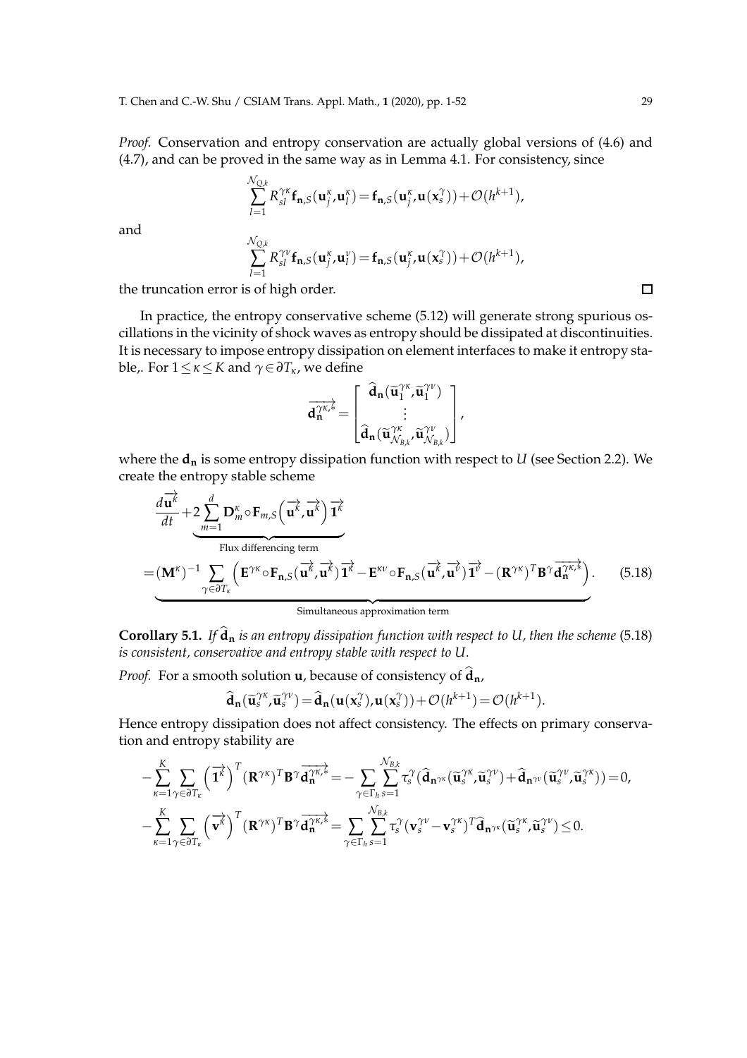*Proof.* Conservation and entropy conservation are actually global versions of (4.6) and (4.7), and can be proved in the same way as in Lemma 4.1. For consistency, since

$$\sum_{l=1}^{\mathcal{N}_{Q,k}} R_{sl}^{\gamma\kappa} \mathbf{f}_{\mathbf{n},S}(\mathbf{u}_j^\kappa, \mathbf{u}_l^\kappa) = \mathbf{f}_{\mathbf{n},S}(\mathbf{u}_j^\kappa, \mathbf{u}(\mathbf{x}_s^\gamma)) + \mathcal{O}(h^{k+1}),$$

and

$$\sum_{l=1}^{\mathcal{N}_{Q,k}} R_{sl}^{\gamma\nu} \mathbf{f}_{\mathbf{n},S}(\mathbf{u}_j^\kappa, \mathbf{u}_l^\nu) = \mathbf{f}_{\mathbf{n},S}(\mathbf{u}_j^\kappa, \mathbf{u}(\mathbf{x}_s^\gamma)) + \mathcal{O}(h^{k+1}),$$

the truncation error is of high order. □

In practice, the entropy conservative scheme (5.12) will generate strong spurious oscillations in the vicinity of shock waves as entropy should be dissipated at discontinuities. It is necessary to impose entropy dissipation on element interfaces to make it entropy stable,. For $1 \leq \kappa \leq K$ and $\gamma \in \partial T_\kappa$, we define

$$\overrightarrow{\mathbf{d}_{\mathbf{n}}^{\gamma\kappa,*}} = \begin{bmatrix} \widehat{\mathbf{d}}_{\mathbf{n}}(\widetilde{\mathbf{u}}_1^{\gamma\kappa}, \widetilde{\mathbf{u}}_1^{\gamma\nu}) \\ \vdots \\ \widehat{\mathbf{d}}_{\mathbf{n}}(\widetilde{\mathbf{u}}_{\mathcal{N}_{B,k}}^{\gamma\kappa}, \widetilde{\mathbf{u}}_{\mathcal{N}_{B,k}}^{\gamma\nu}) \end{bmatrix},$$

where the $\mathbf{d}_{\mathbf{n}}$ is some entropy dissipation function with respect to $U$ (see Section 2.2). We create the entropy stable scheme

$$\frac{d\overrightarrow{\mathbf{u}^k}}{dt} + \underbrace{2\sum_{m=1}^{d} \mathbf{D}_m^\kappa \circ \mathbf{F}_{m,S}\left(\overrightarrow{\mathbf{u}^k}, \overrightarrow{\mathbf{u}^k}\right)\overrightarrow{\mathbf{1}^k}}_{\text{Flux differencing term}}$$
$$= \underbrace{(\mathbf{M}^\kappa)^{-1} \sum_{\gamma \in \partial T_\kappa} \left( \mathbf{E}^{\gamma\kappa} \circ \mathbf{F}_{\mathbf{n},S}(\overrightarrow{\mathbf{u}^k}, \overrightarrow{\mathbf{u}^k})\overrightarrow{\mathbf{1}^k} - \mathbf{E}^{\kappa\nu} \circ \mathbf{F}_{\mathbf{n},S}(\overrightarrow{\mathbf{u}^k}, \overrightarrow{\mathbf{u}^\nu})\overrightarrow{\mathbf{1}^\nu} - (\mathbf{R}^{\gamma\kappa})^T \mathbf{B}^\gamma \overrightarrow{\mathbf{d}_{\mathbf{n}}^{\gamma\kappa,*}} \right)}_{\text{Simultaneous approximation term}}. \tag{5.18}$$

**Corollary 5.1.** *If $\widehat{\mathbf{d}}_{\mathbf{n}}$ is an entropy dissipation function with respect to $U$, then the scheme (5.18) is consistent, conservative and entropy stable with respect to $U$.*

*Proof.* For a smooth solution $\mathbf{u}$, because of consistency of $\widehat{\mathbf{d}}_{\mathbf{n}}$,

$$\widehat{\mathbf{d}}_{\mathbf{n}}(\widetilde{\mathbf{u}}_s^{\gamma\kappa}, \widetilde{\mathbf{u}}_s^{\gamma\nu}) = \widehat{\mathbf{d}}_{\mathbf{n}}(\mathbf{u}(\mathbf{x}_s^\gamma), \mathbf{u}(\mathbf{x}_s^\gamma)) + \mathcal{O}(h^{k+1}) = \mathcal{O}(h^{k+1}).$$

Hence entropy dissipation does not affect consistency. The effects on primary conservation and entropy stability are

$$-\sum_{\kappa=1}^{K} \sum_{\gamma \in \partial T_\kappa} \left(\overrightarrow{\mathbf{1}^k}\right)^T (\mathbf{R}^{\gamma\kappa})^T \mathbf{B}^\gamma \overrightarrow{\mathbf{d}_{\mathbf{n}}^{\gamma\kappa,*}} = -\sum_{\gamma \in \Gamma_h} \sum_{s=1}^{\mathcal{N}_{B,k}} \tau_s^\gamma \left( \widehat{\mathbf{d}}_{\mathbf{n}^{\gamma\kappa}}(\widetilde{\mathbf{u}}_s^{\gamma\kappa}, \widetilde{\mathbf{u}}_s^{\gamma\nu}) + \widehat{\mathbf{d}}_{\mathbf{n}^{\gamma\nu}}(\widetilde{\mathbf{u}}_s^{\gamma\nu}, \widetilde{\mathbf{u}}_s^{\gamma\kappa}) \right) = 0,$$

$$-\sum_{\kappa=1}^{K} \sum_{\gamma \in \partial T_\kappa} \left(\overrightarrow{\mathbf{v}^k}\right)^T (\mathbf{R}^{\gamma\kappa})^T \mathbf{B}^\gamma \overrightarrow{\mathbf{d}_{\mathbf{n}}^{\gamma\kappa,*}} = \sum_{\gamma \in \Gamma_h} \sum_{s=1}^{\mathcal{N}_{B,k}} \tau_s^\gamma (\mathbf{v}_s^{\gamma\nu} - \mathbf{v}_s^{\gamma\kappa})^T \widehat{\mathbf{d}}_{\mathbf{n}^{\gamma\kappa}}(\widetilde{\mathbf{u}}_s^{\gamma\kappa}, \widetilde{\mathbf{u}}_s^{\gamma\nu}) \leq 0.$$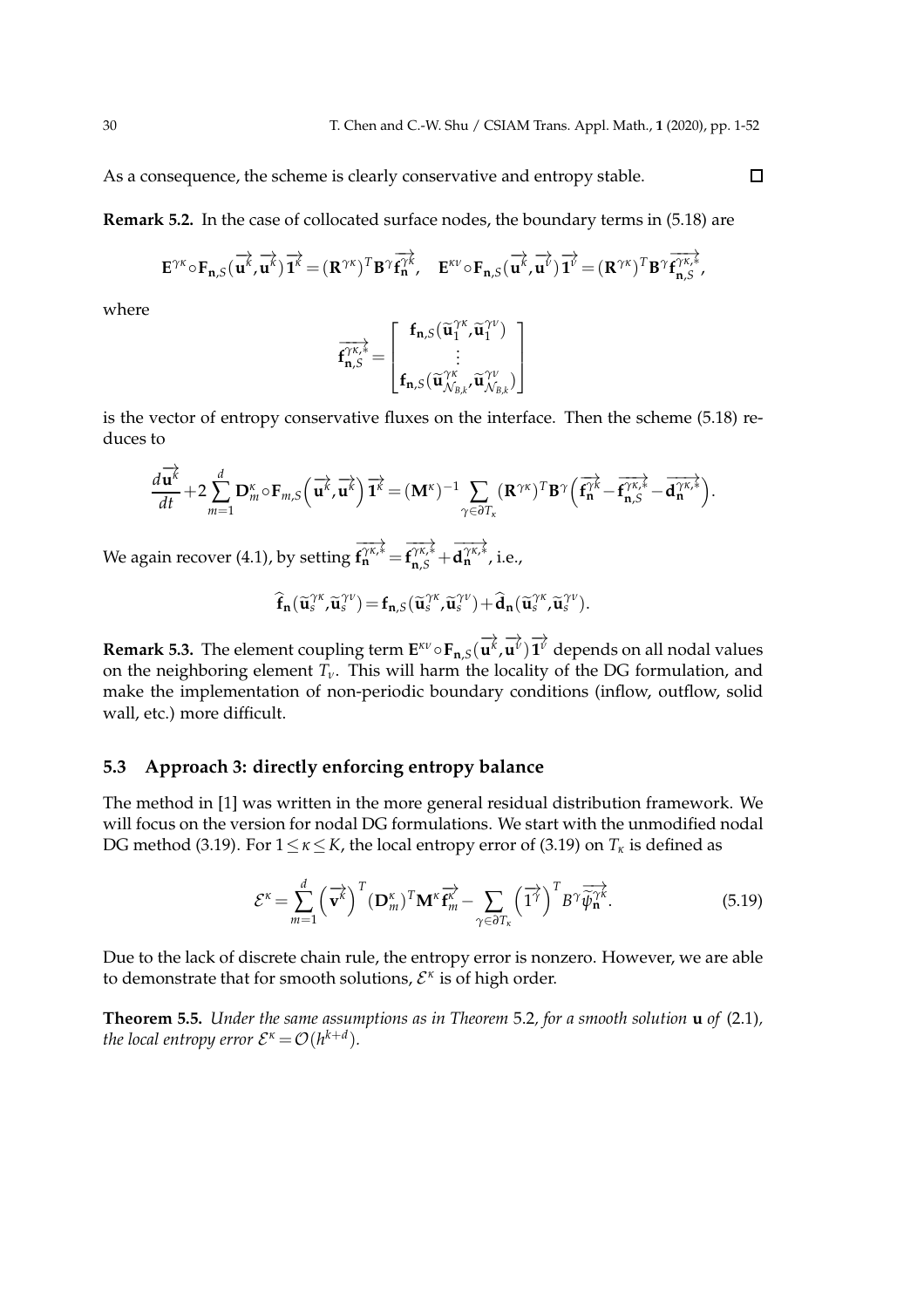As a consequence, the scheme is clearly conservative and entropy stable. $\square$

**Remark 5.2.** In the case of collocated surface nodes, the boundary terms in (5.18) are

$$\mathbf{E}^{\gamma\kappa} \circ \mathbf{F}_{\mathbf{n},S}(\overrightarrow{\mathbf{u}^{k}},\overrightarrow{\mathbf{u}^{k}})\overrightarrow{\mathbf{1}^{k}} = (\mathbf{R}^{\gamma\kappa})^T \mathbf{B}^{\gamma} \overrightarrow{\mathbf{f}_{\mathbf{n}}^{\gamma k}}, \quad \mathbf{E}^{\kappa\nu} \circ \mathbf{F}_{\mathbf{n},S}(\overrightarrow{\mathbf{u}^{k}},\overrightarrow{\mathbf{u}^{\nu}})\overrightarrow{\mathbf{1}^{\nu}} = (\mathbf{R}^{\gamma\kappa})^T \mathbf{B}^{\gamma} \overrightarrow{\mathbf{f}_{\mathbf{n},S}^{\gamma\kappa,*}},$$

where

$$\overrightarrow{\mathbf{f}_{\mathbf{n},S}^{\gamma\kappa,*}} = \begin{bmatrix} \mathbf{f}_{\mathbf{n},S}(\widetilde{\mathbf{u}}_1^{\gamma\kappa},\widetilde{\mathbf{u}}_1^{\gamma\nu}) \\ \vdots \\ \mathbf{f}_{\mathbf{n},S}(\widetilde{\mathbf{u}}_{\mathcal{N}_{B,k}}^{\gamma\kappa},\widetilde{\mathbf{u}}_{\mathcal{N}_{B,k}}^{\gamma\nu}) \end{bmatrix}$$

is the vector of entropy conservative fluxes on the interface. Then the scheme (5.18) reduces to

$$\frac{d\overrightarrow{\mathbf{u}^{k}}}{dt} + 2\sum_{m=1}^{d} \mathbf{D}_m^{\kappa} \circ \mathbf{F}_{m,S}\left(\overrightarrow{\mathbf{u}^{k}},\overrightarrow{\mathbf{u}^{k}}\right)\overrightarrow{\mathbf{1}^{k}} = (\mathbf{M}^{\kappa})^{-1} \sum_{\gamma\in\partial T_\kappa} (\mathbf{R}^{\gamma\kappa})^T \mathbf{B}^{\gamma}\left(\overrightarrow{\mathbf{f}_{\mathbf{n}}^{\gamma k}} - \overrightarrow{\mathbf{f}_{\mathbf{n},S}^{\gamma\kappa,*}} - \overrightarrow{\mathbf{d}_{\mathbf{n}}^{\gamma\kappa,*}}\right).$$

We again recover (4.1), by setting $\overrightarrow{\mathbf{f}_{\mathbf{n}}^{\gamma\kappa,*}} = \overrightarrow{\mathbf{f}_{\mathbf{n},S}^{\gamma\kappa,*}} + \overrightarrow{\mathbf{d}_{\mathbf{n}}^{\gamma\kappa,*}}$, i.e.,

$$\widehat{\mathbf{f}}_{\mathbf{n}}(\widetilde{\mathbf{u}}_s^{\gamma\kappa},\widetilde{\mathbf{u}}_s^{\gamma\nu}) = \mathbf{f}_{\mathbf{n},S}(\widetilde{\mathbf{u}}_s^{\gamma\kappa},\widetilde{\mathbf{u}}_s^{\gamma\nu}) + \widehat{\mathbf{d}}_{\mathbf{n}}(\widetilde{\mathbf{u}}_s^{\gamma\kappa},\widetilde{\mathbf{u}}_s^{\gamma\nu}).$$

**Remark 5.3.** The element coupling term $\mathbf{E}^{\kappa\nu} \circ \mathbf{F}_{\mathbf{n},S}(\overrightarrow{\mathbf{u}^{k}},\overrightarrow{\mathbf{u}^{\nu}})\overrightarrow{\mathbf{1}^{\nu}}$ depends on all nodal values on the neighboring element $T_\nu$. This will harm the locality of the DG formulation, and make the implementation of non-periodic boundary conditions (inflow, outflow, solid wall, etc.) more difficult.

### 5.3 Approach 3: directly enforcing entropy balance

The method in [1] was written in the more general residual distribution framework. We will focus on the version for nodal DG formulations. We start with the unmodified nodal DG method (3.19). For $1 \le \kappa \le K$, the local entropy error of (3.19) on $T_\kappa$ is defined as

$$\mathcal{E}^{\kappa} = \sum_{m=1}^{d} \left(\overrightarrow{\mathbf{v}^{k}}\right)^T (\mathbf{D}_m^{\kappa})^T \mathbf{M}^{\kappa} \overrightarrow{\mathbf{f}_m^{\kappa}} - \sum_{\gamma\in\partial T_\kappa} \left(\overrightarrow{1^{\gamma}}\right)^T B^{\gamma} \overrightarrow{\widetilde{\psi}_{\mathbf{n}}^{\gamma k}}. \tag{5.19}$$

Due to the lack of discrete chain rule, the entropy error is nonzero. However, we are able to demonstrate that for smooth solutions, $\mathcal{E}^{\kappa}$ is of high order.

**Theorem 5.5.** *Under the same assumptions as in Theorem* 5.2*, for a smooth solution* $\mathbf{u}$ *of* (2.1)*, the local entropy error* $\mathcal{E}^{\kappa} = \mathcal{O}(h^{k+d})$.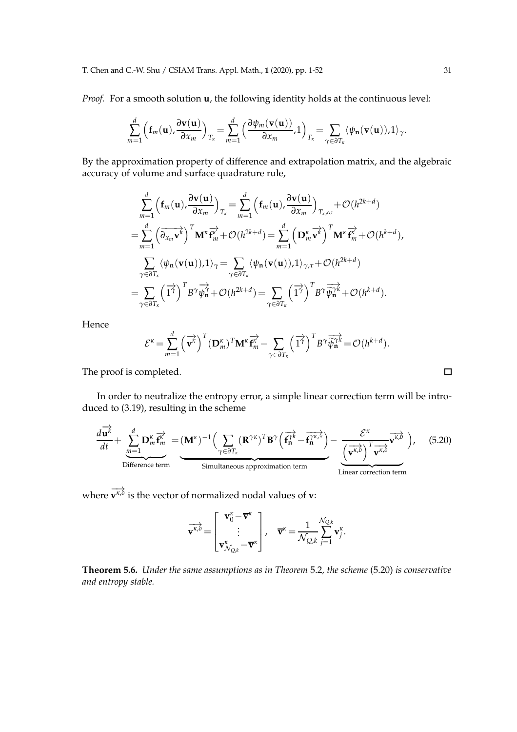*Proof.* For a smooth solution $\mathbf{u}$, the following identity holds at the continuous level:

$$\sum_{m=1}^{d}\Big(\mathbf{f}_m(\mathbf{u}),\frac{\partial \mathbf{v}(\mathbf{u})}{\partial x_m}\Big)_{T_\kappa}=\sum_{m=1}^{d}\Big(\frac{\partial \psi_m(\mathbf{v}(\mathbf{u}))}{\partial x_m},1\Big)_{T_\kappa}=\sum_{\gamma\in\partial T_\kappa}\langle \psi_{\mathbf{n}}(\mathbf{v}(\mathbf{u})),1\rangle_\gamma.$$

By the approximation property of difference and extrapolation matrix, and the algebraic accuracy of volume and surface quadrature rule,

$$\begin{aligned}
&\sum_{m=1}^{d}\Big(\mathbf{f}_m(\mathbf{u}),\frac{\partial \mathbf{v}(\mathbf{u})}{\partial x_m}\Big)_{T_\kappa}=\sum_{m=1}^{d}\Big(\mathbf{f}_m(\mathbf{u}),\frac{\partial \mathbf{v}(\mathbf{u})}{\partial x_m}\Big)_{T_\kappa,\omega}+\mathcal{O}(h^{2k+d})\\
=&\sum_{m=1}^{d}\Big(\overrightarrow{\partial_{x_m}\mathbf{v}^\kappa}\Big)^T\mathbf{M}^\kappa\overrightarrow{\mathbf{f}_m^\kappa}+\mathcal{O}(h^{2k+d})=\sum_{m=1}^{d}\Big(\mathbf{D}_m^\kappa\overrightarrow{\mathbf{v}^\kappa}\Big)^T\mathbf{M}^\kappa\overrightarrow{\mathbf{f}_m^\kappa}+\mathcal{O}(h^{k+d}),\\
&\sum_{\gamma\in\partial T_\kappa}\langle \psi_{\mathbf{n}}(\mathbf{v}(\mathbf{u})),1\rangle_\gamma=\sum_{\gamma\in\partial T_\kappa}\langle \psi_{\mathbf{n}}(\mathbf{v}(\mathbf{u})),1\rangle_{\gamma,\tau}+\mathcal{O}(h^{2k+d})\\
=&\sum_{\gamma\in\partial T_\kappa}\Big(\overrightarrow{1^\gamma}\Big)^T B^\gamma\overrightarrow{\psi_{\mathbf{n}}^\gamma}+\mathcal{O}(h^{2k+d})=\sum_{\gamma\in\partial T_\kappa}\Big(\overrightarrow{1^\gamma}\Big)^T B^\gamma\overrightarrow{\widetilde{\psi}_{\mathbf{n}}^{\gamma\kappa}}+\mathcal{O}(h^{k+d}).
\end{aligned}$$

Hence

$$\mathcal{E}^\kappa=\sum_{m=1}^{d}\Big(\overrightarrow{\mathbf{v}^\kappa}\Big)^T(\mathbf{D}_m^\kappa)^T\mathbf{M}^\kappa\overrightarrow{\mathbf{f}_m^\kappa}-\sum_{\gamma\in\partial T_\kappa}\Big(\overrightarrow{1^\gamma}\Big)^T B^\gamma\overrightarrow{\widetilde{\psi}_{\mathbf{n}}^{\gamma\kappa}}=\mathcal{O}(h^{k+d}).$$

The proof is completed. $\square$

In order to neutralize the entropy error, a simple linear correction term will be introduced to (3.19), resulting in the scheme

$$\frac{d\overrightarrow{\mathbf{u}^\kappa}}{dt}+\underbrace{\sum_{m=1}^{d}\mathbf{D}_m^\kappa\overrightarrow{\mathbf{f}_m^\kappa}}_{\text{Difference term}}=\underbrace{(\mathbf{M}^\kappa)^{-1}\Big(\sum_{\gamma\in\partial T_\kappa}(\mathbf{R}^{\gamma\kappa})^T\mathbf{B}^\gamma\Big(\overrightarrow{\mathbf{f}_{\mathbf{n}}^{\gamma\kappa}}-\overrightarrow{\mathbf{f}_{\mathbf{n}}^{\gamma\kappa,*}}\Big)}_{\text{Simultaneous approximation term}}-\underbrace{\frac{\mathcal{E}^\kappa}{\Big(\overrightarrow{\mathbf{v}^{\kappa,\delta}}\Big)^T\overrightarrow{\mathbf{v}^{\kappa,\delta}}}\overrightarrow{\mathbf{v}^{\kappa,\delta}}\Big)}_{\text{Linear correction term}},\qquad(5.20)$$

where $\overrightarrow{\mathbf{v}^{\kappa,\delta}}$ is the vector of normalized nodal values of $\mathbf{v}$:

$$\overrightarrow{\mathbf{v}^{\kappa,\delta}}=\begin{bmatrix}\mathbf{v}_0^\kappa-\overline{\mathbf{v}}^\kappa\\ \vdots\\ \mathbf{v}_{\mathcal{N}_{Q,k}}^\kappa-\overline{\mathbf{v}}^\kappa\end{bmatrix},\quad \overline{\mathbf{v}}^\kappa=\frac{1}{\mathcal{N}_{Q,k}}\sum_{j=1}^{\mathcal{N}_{Q,k}}\mathbf{v}_j^\kappa.$$

**Theorem 5.6.** *Under the same assumptions as in Theorem* 5.2, *the scheme* (5.20) *is conservative and entropy stable.*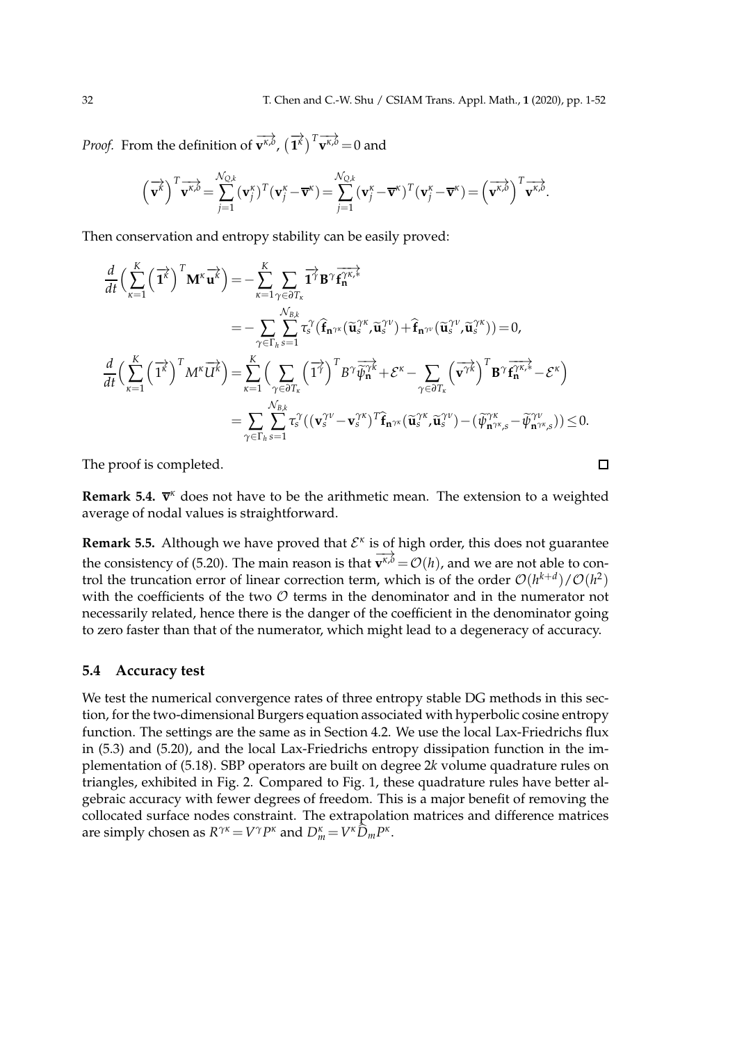*Proof.* From the definition of $\overrightarrow{\mathbf{v}^{\kappa,\delta}}$, $\left(\overrightarrow{\mathbf{1}^{\kappa}}\right)^T\overrightarrow{\mathbf{v}^{\kappa,\delta}}=0$ and

$$\left(\overrightarrow{\mathbf{v}^{\kappa}}\right)^T\overrightarrow{\mathbf{v}^{\kappa,\delta}}=\sum_{j=1}^{\mathcal{N}_{Q,k}}(\mathbf{v}_j^{\kappa})^T(\mathbf{v}_j^{\kappa}-\overline{\mathbf{v}}^{\kappa})=\sum_{j=1}^{\mathcal{N}_{Q,k}}(\mathbf{v}_j^{\kappa}-\overline{\mathbf{v}}^{\kappa})^T(\mathbf{v}_j^{\kappa}-\overline{\mathbf{v}}^{\kappa})=\left(\overrightarrow{\mathbf{v}^{\kappa,\delta}}\right)^T\overrightarrow{\mathbf{v}^{\kappa,\delta}}.$$

Then conservation and entropy stability can be easily proved:

$$\begin{aligned}
\frac{d}{dt}\Big(\sum_{\kappa=1}^{K}\left(\overrightarrow{\mathbf{1}^{\kappa}}\right)^T\mathbf{M}^{\kappa}\overrightarrow{\mathbf{u}^{\kappa}}\Big)&=-\sum_{\kappa=1}^{K}\sum_{\gamma\in\partial T_\kappa}\overrightarrow{\mathbf{1}^{\gamma}}\mathbf{B}^{\gamma}\overrightarrow{\mathbf{f}_{\mathbf{n}}^{\gamma\kappa,*}}\\
&=-\sum_{\gamma\in\Gamma_h}\sum_{s=1}^{\mathcal{N}_{B,k}}\tau_s^{\gamma}\big(\widehat{\mathbf{f}}_{\mathbf{n}^{\gamma\kappa}}(\widetilde{\mathbf{u}}_s^{\gamma\kappa},\widetilde{\mathbf{u}}_s^{\gamma\nu})+\widehat{\mathbf{f}}_{\mathbf{n}^{\gamma\nu}}(\widetilde{\mathbf{u}}_s^{\gamma\nu},\widetilde{\mathbf{u}}_s^{\gamma\kappa})\big)=0,\\
\frac{d}{dt}\Big(\sum_{\kappa=1}^{K}\left(\overrightarrow{1^{\kappa}}\right)^T M^{\kappa}\overrightarrow{U^{\kappa}}\Big)&=\sum_{\kappa=1}^{K}\Big(\sum_{\gamma\in\partial T_\kappa}\left(\overrightarrow{1^{\gamma}}\right)^T B^{\gamma}\overrightarrow{\widetilde{\psi}_{\mathbf{n}}^{\gamma\kappa}}+\mathcal{E}^{\kappa}-\sum_{\gamma\in\partial T_\kappa}\left(\overrightarrow{\mathbf{v}^{\gamma\kappa}}\right)^T\mathbf{B}^{\gamma}\overrightarrow{\mathbf{f}_{\mathbf{n}}^{\gamma\kappa,*}}-\mathcal{E}^{\kappa}\Big)\\
&=\sum_{\gamma\in\Gamma_h}\sum_{s=1}^{\mathcal{N}_{B,k}}\tau_s^{\gamma}\big((\mathbf{v}_s^{\gamma\nu}-\mathbf{v}_s^{\gamma\kappa})^T\widehat{\mathbf{f}}_{\mathbf{n}^{\gamma\kappa}}(\widetilde{\mathbf{u}}_s^{\gamma\kappa},\widetilde{\mathbf{u}}_s^{\gamma\nu})-(\widetilde{\psi}_{\mathbf{n}^{\gamma\kappa},s}^{\gamma\kappa}-\widetilde{\psi}_{\mathbf{n}^{\gamma\kappa},s}^{\gamma\nu})\big)\leq 0.
\end{aligned}$$

The proof is completed. □

**Remark 5.4.** $\overline{\mathbf{v}}^{\kappa}$ does not have to be the arithmetic mean. The extension to a weighted average of nodal values is straightforward.

**Remark 5.5.** Although we have proved that $\mathcal{E}^{\kappa}$ is of high order, this does not guarantee the consistency of (5.20). The main reason is that $\overrightarrow{\mathbf{v}^{\kappa,\delta}}=\mathcal{O}(h)$, and we are not able to control the truncation error of linear correction term, which is of the order $\mathcal{O}(h^{k+d})/\mathcal{O}(h^2)$ with the coefficients of the two $\mathcal{O}$ terms in the denominator and in the numerator not necessarily related, hence there is the danger of the coefficient in the denominator going to zero faster than that of the numerator, which might lead to a degeneracy of accuracy.

### 5.4 Accuracy test

We test the numerical convergence rates of three entropy stable DG methods in this section, for the two-dimensional Burgers equation associated with hyperbolic cosine entropy function. The settings are the same as in Section 4.2. We use the local Lax-Friedrichs flux in (5.3) and (5.20), and the local Lax-Friedrichs entropy dissipation function in the implementation of (5.18). SBP operators are built on degree $2k$ volume quadrature rules on triangles, exhibited in Fig. 2. Compared to Fig. 1, these quadrature rules have better algebraic accuracy with fewer degrees of freedom. This is a major benefit of removing the collocated surface nodes constraint. The extrapolation matrices and difference matrices are simply chosen as $R^{\gamma\kappa}=V^{\gamma}P^{\kappa}$ and $D_m^{\kappa}=V^{\kappa}\widehat{D}_mP^{\kappa}$.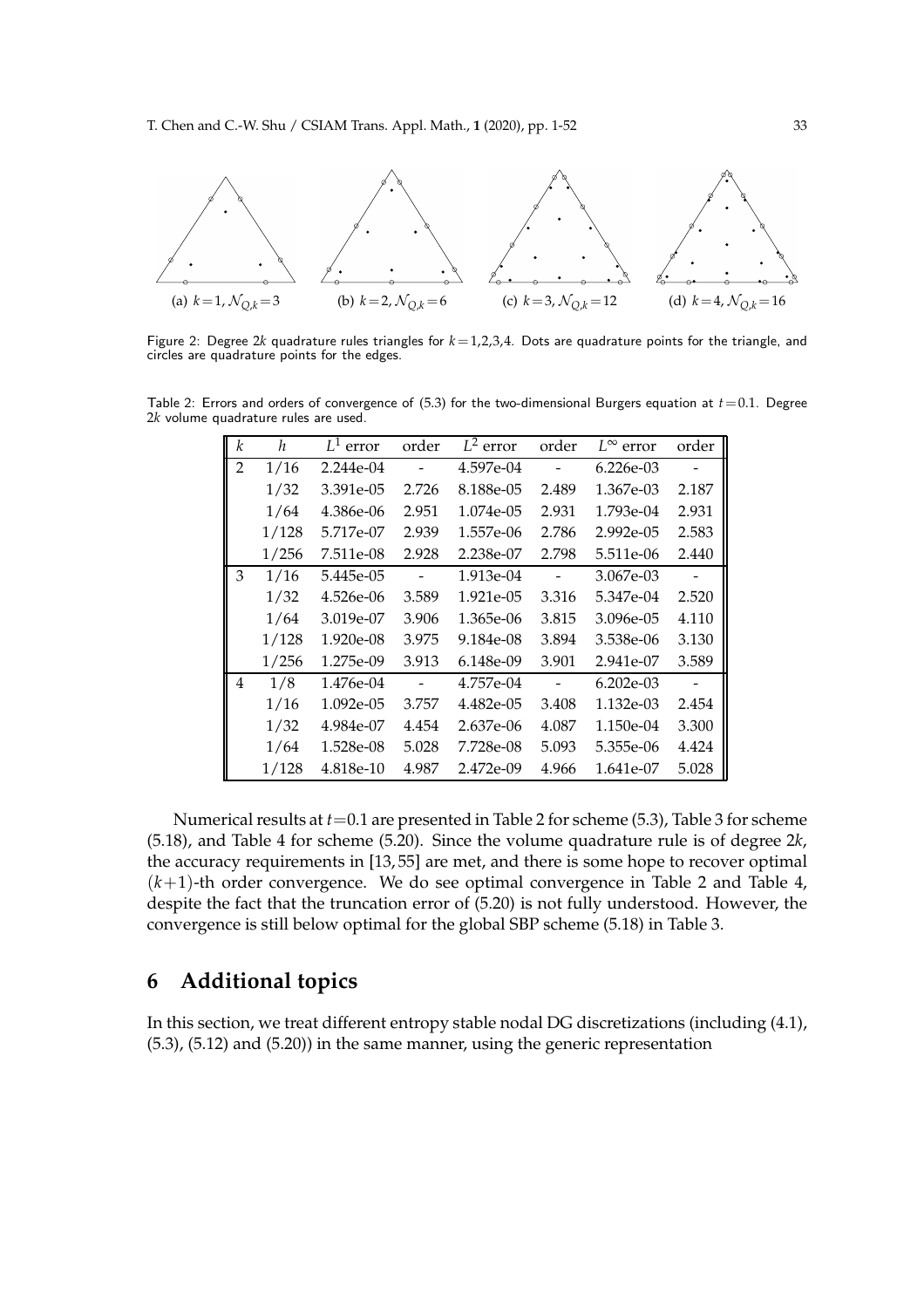(a) $k=1, \mathcal{N}_{Q,k}=3$ (b) $k=2, \mathcal{N}_{Q,k}=6$ (c) $k=3, \mathcal{N}_{Q,k}=12$ (d) $k=4, \mathcal{N}_{Q,k}=16$

Figure 2: Degree $2k$ quadrature rules triangles for $k=1,2,3,4$. Dots are quadrature points for the triangle, and circles are quadrature points for the edges.

Table 2: Errors and orders of convergence of (5.3) for the two-dimensional Burgers equation at $t=0.1$. Degree $2k$ volume quadrature rules are used.

| $k$ | $h$ | $L^1$ error | order | $L^2$ error | order | $L^\infty$ error | order |
|---|---|---|---|---|---|---|---|
| 2 | 1/16 | 2.244e-04 | - | 4.597e-04 | - | 6.226e-03 | - |
| | 1/32 | 3.391e-05 | 2.726 | 8.188e-05 | 2.489 | 1.367e-03 | 2.187 |
| | 1/64 | 4.386e-06 | 2.951 | 1.074e-05 | 2.931 | 1.793e-04 | 2.931 |
| | 1/128 | 5.717e-07 | 2.939 | 1.557e-06 | 2.786 | 2.992e-05 | 2.583 |
| | 1/256 | 7.511e-08 | 2.928 | 2.238e-07 | 2.798 | 5.511e-06 | 2.440 |
| 3 | 1/16 | 5.445e-05 | - | 1.913e-04 | - | 3.067e-03 | - |
| | 1/32 | 4.526e-06 | 3.589 | 1.921e-05 | 3.316 | 5.347e-04 | 2.520 |
| | 1/64 | 3.019e-07 | 3.906 | 1.365e-06 | 3.815 | 3.096e-05 | 4.110 |
| | 1/128 | 1.920e-08 | 3.975 | 9.184e-08 | 3.894 | 3.538e-06 | 3.130 |
| | 1/256 | 1.275e-09 | 3.913 | 6.148e-09 | 3.901 | 2.941e-07 | 3.589 |
| 4 | 1/8 | 1.476e-04 | - | 4.757e-04 | - | 6.202e-03 | - |
| | 1/16 | 1.092e-05 | 3.757 | 4.482e-05 | 3.408 | 1.132e-03 | 2.454 |
| | 1/32 | 4.984e-07 | 4.454 | 2.637e-06 | 4.087 | 1.150e-04 | 3.300 |
| | 1/64 | 1.528e-08 | 5.028 | 7.728e-08 | 5.093 | 5.355e-06 | 4.424 |
| | 1/128 | 4.818e-10 | 4.987 | 2.472e-09 | 4.966 | 1.641e-07 | 5.028 |

Numerical results at $t=0.1$ are presented in Table 2 for scheme (5.3), Table 3 for scheme (5.18), and Table 4 for scheme (5.20). Since the volume quadrature rule is of degree $2k$, the accuracy requirements in [13, 55] are met, and there is some hope to recover optimal $(k+1)$-th order convergence. We do see optimal convergence in Table 2 and Table 4, despite the fact that the truncation error of (5.20) is not fully understood. However, the convergence is still below optimal for the global SBP scheme (5.18) in Table 3.

# 6 Additional topics

In this section, we treat different entropy stable nodal DG discretizations (including (4.1), (5.3), (5.12) and (5.20)) in the same manner, using the generic representation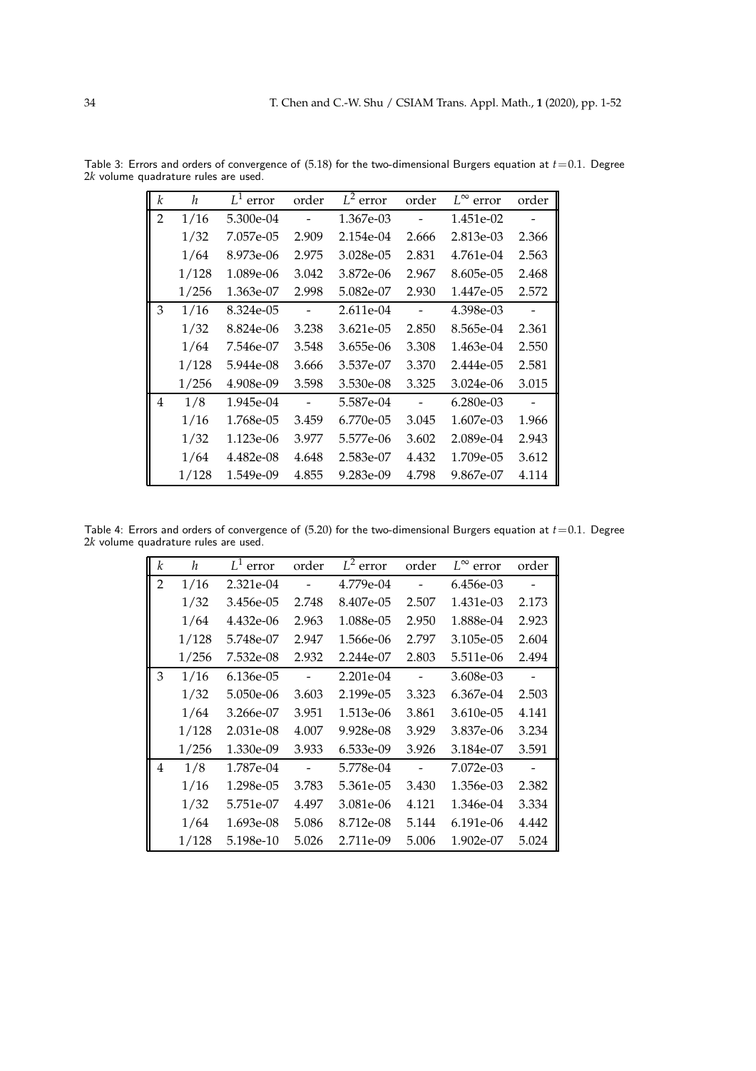Table 3: Errors and orders of convergence of (5.18) for the two-dimensional Burgers equation at $t=0.1$. Degree $2k$ volume quadrature rules are used.

| $k$ | $h$ | $L^1$ error | order | $L^2$ error | order | $L^\infty$ error | order |
|---|---|---|---|---|---|---|---|
| 2 | 1/16 | 5.300e-04 | - | 1.367e-03 | - | 1.451e-02 | - |
| | 1/32 | 7.057e-05 | 2.909 | 2.154e-04 | 2.666 | 2.813e-03 | 2.366 |
| | 1/64 | 8.973e-06 | 2.975 | 3.028e-05 | 2.831 | 4.761e-04 | 2.563 |
| | 1/128 | 1.089e-06 | 3.042 | 3.872e-06 | 2.967 | 8.605e-05 | 2.468 |
| | 1/256 | 1.363e-07 | 2.998 | 5.082e-07 | 2.930 | 1.447e-05 | 2.572 |
| 3 | 1/16 | 8.324e-05 | - | 2.611e-04 | - | 4.398e-03 | - |
| | 1/32 | 8.824e-06 | 3.238 | 3.621e-05 | 2.850 | 8.565e-04 | 2.361 |
| | 1/64 | 7.546e-07 | 3.548 | 3.655e-06 | 3.308 | 1.463e-04 | 2.550 |
| | 1/128 | 5.944e-08 | 3.666 | 3.537e-07 | 3.370 | 2.444e-05 | 2.581 |
| | 1/256 | 4.908e-09 | 3.598 | 3.530e-08 | 3.325 | 3.024e-06 | 3.015 |
| 4 | 1/8 | 1.945e-04 | - | 5.587e-04 | - | 6.280e-03 | - |
| | 1/16 | 1.768e-05 | 3.459 | 6.770e-05 | 3.045 | 1.607e-03 | 1.966 |
| | 1/32 | 1.123e-06 | 3.977 | 5.577e-06 | 3.602 | 2.089e-04 | 2.943 |
| | 1/64 | 4.482e-08 | 4.648 | 2.583e-07 | 4.432 | 1.709e-05 | 3.612 |
| | 1/128 | 1.549e-09 | 4.855 | 9.283e-09 | 4.798 | 9.867e-07 | 4.114 |

Table 4: Errors and orders of convergence of (5.20) for the two-dimensional Burgers equation at $t=0.1$. Degree $2k$ volume quadrature rules are used.

| $k$ | $h$ | $L^1$ error | order | $L^2$ error | order | $L^\infty$ error | order |
|---|---|---|---|---|---|---|---|
| 2 | 1/16 | 2.321e-04 | - | 4.779e-04 | - | 6.456e-03 | - |
| | 1/32 | 3.456e-05 | 2.748 | 8.407e-05 | 2.507 | 1.431e-03 | 2.173 |
| | 1/64 | 4.432e-06 | 2.963 | 1.088e-05 | 2.950 | 1.888e-04 | 2.923 |
| | 1/128 | 5.748e-07 | 2.947 | 1.566e-06 | 2.797 | 3.105e-05 | 2.604 |
| | 1/256 | 7.532e-08 | 2.932 | 2.244e-07 | 2.803 | 5.511e-06 | 2.494 |
| 3 | 1/16 | 6.136e-05 | - | 2.201e-04 | - | 3.608e-03 | - |
| | 1/32 | 5.050e-06 | 3.603 | 2.199e-05 | 3.323 | 6.367e-04 | 2.503 |
| | 1/64 | 3.266e-07 | 3.951 | 1.513e-06 | 3.861 | 3.610e-05 | 4.141 |
| | 1/128 | 2.031e-08 | 4.007 | 9.928e-08 | 3.929 | 3.837e-06 | 3.234 |
| | 1/256 | 1.330e-09 | 3.933 | 6.533e-09 | 3.926 | 3.184e-07 | 3.591 |
| 4 | 1/8 | 1.787e-04 | - | 5.778e-04 | - | 7.072e-03 | - |
| | 1/16 | 1.298e-05 | 3.783 | 5.361e-05 | 3.430 | 1.356e-03 | 2.382 |
| | 1/32 | 5.751e-07 | 4.497 | 3.081e-06 | 4.121 | 1.346e-04 | 3.334 |
| | 1/64 | 1.693e-08 | 5.086 | 8.712e-08 | 5.144 | 6.191e-06 | 4.442 |
| | 1/128 | 5.198e-10 | 5.026 | 2.711e-09 | 5.006 | 1.902e-07 | 5.024 |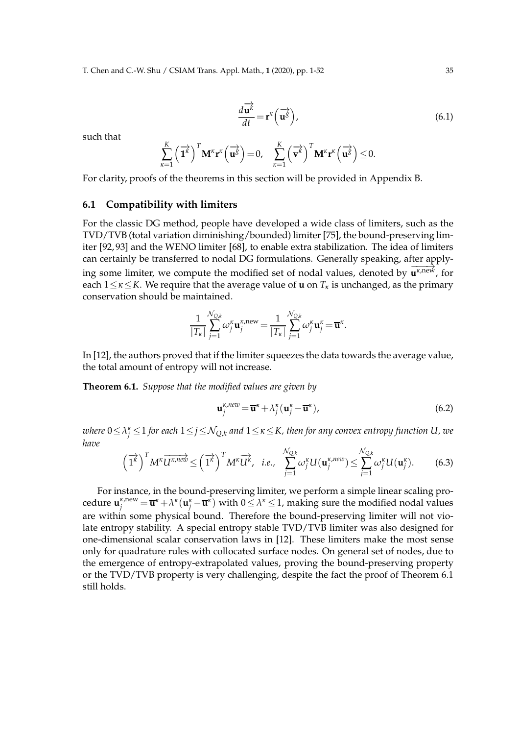$$\frac{d\overrightarrow{\mathbf{u}^{\kappa}}}{dt} = \mathbf{r}^{\kappa}\left(\overrightarrow{\mathbf{u}^{g}}\right), \tag{6.1}$$

such that

$$\sum_{\kappa=1}^{K}\left(\overrightarrow{\mathbf{1}^{\kappa}}\right)^{T}\mathbf{M}^{\kappa}\mathbf{r}^{\kappa}\left(\overrightarrow{\mathbf{u}^{g}}\right)=0, \quad \sum_{\kappa=1}^{K}\left(\overrightarrow{\mathbf{v}^{\kappa}}\right)^{T}\mathbf{M}^{\kappa}\mathbf{r}^{\kappa}\left(\overrightarrow{\mathbf{u}^{g}}\right)\leq 0.$$

For clarity, proofs of the theorems in this section will be provided in Appendix B.

### 6.1 Compatibility with limiters

For the classic DG method, people have developed a wide class of limiters, such as the TVD/TVB (total variation diminishing/bounded) limiter [75], the bound-preserving limiter [92, 93] and the WENO limiter [68], to enable extra stabilization. The idea of limiters can certainly be transferred to nodal DG formulations. Generally speaking, after applying some limiter, we compute the modified set of nodal values, denoted by $\overrightarrow{\mathbf{u}^{\kappa,\text{new}}}$, for each $1\leq\kappa\leq K$. We require that the average value of $\mathbf{u}$ on $T_{\kappa}$ is unchanged, as the primary conservation should be maintained.

$$\frac{1}{|T_{\kappa}|}\sum_{j=1}^{\mathcal{N}_{Q,k}}\omega_{j}^{\kappa}\mathbf{u}_{j}^{\kappa,\text{new}}=\frac{1}{|T_{\kappa}|}\sum_{j=1}^{\mathcal{N}_{Q,k}}\omega_{j}^{\kappa}\mathbf{u}_{j}^{\kappa}=\overline{\mathbf{u}}^{\kappa}.$$

In [12], the authors proved that if the limiter squeezes the data towards the average value, the total amount of entropy will not increase.

**Theorem 6.1.** *Suppose that the modified values are given by*

$$\mathbf{u}_{j}^{\kappa,new}=\overline{\mathbf{u}}^{\kappa}+\lambda_{j}^{\kappa}(\mathbf{u}_{j}^{\kappa}-\overline{\mathbf{u}}^{\kappa}), \tag{6.2}$$

*where $0\leq\lambda_{j}^{\kappa}\leq 1$ for each $1\leq j\leq\mathcal{N}_{Q,k}$ and $1\leq\kappa\leq K$, then for any convex entropy function $U$, we have*

$$\left(\overrightarrow{1^{\kappa}}\right)^{T}M^{\kappa}\overrightarrow{U^{\kappa,new}}\leq\left(\overrightarrow{1^{\kappa}}\right)^{T}M^{\kappa}\overrightarrow{U^{\kappa}}, \quad i.e., \quad \sum_{j=1}^{\mathcal{N}_{Q,k}}\omega_{j}^{\kappa}U(\mathbf{u}_{j}^{\kappa,new})\leq\sum_{j=1}^{\mathcal{N}_{Q,k}}\omega_{j}^{\kappa}U(\mathbf{u}_{j}^{\kappa}). \tag{6.3}$$

For instance, in the bound-preserving limiter, we perform a simple linear scaling procedure $\mathbf{u}_{j}^{\kappa,\text{new}}=\overline{\mathbf{u}}^{\kappa}+\lambda^{\kappa}(\mathbf{u}_{j}^{\kappa}-\overline{\mathbf{u}}^{\kappa})$ with $0\leq\lambda^{\kappa}\leq 1$, making sure the modified nodal values are within some physical bound. Therefore the bound-preserving limiter will not violate entropy stability. A special entropy stable TVD/TVB limiter was also designed for one-dimensional scalar conservation laws in [12]. These limiters make the most sense only for quadrature rules with collocated surface nodes. On general set of nodes, due to the emergence of entropy-extrapolated values, proving the bound-preserving property or the TVD/TVB property is very challenging, despite the fact the proof of Theorem 6.1 still holds.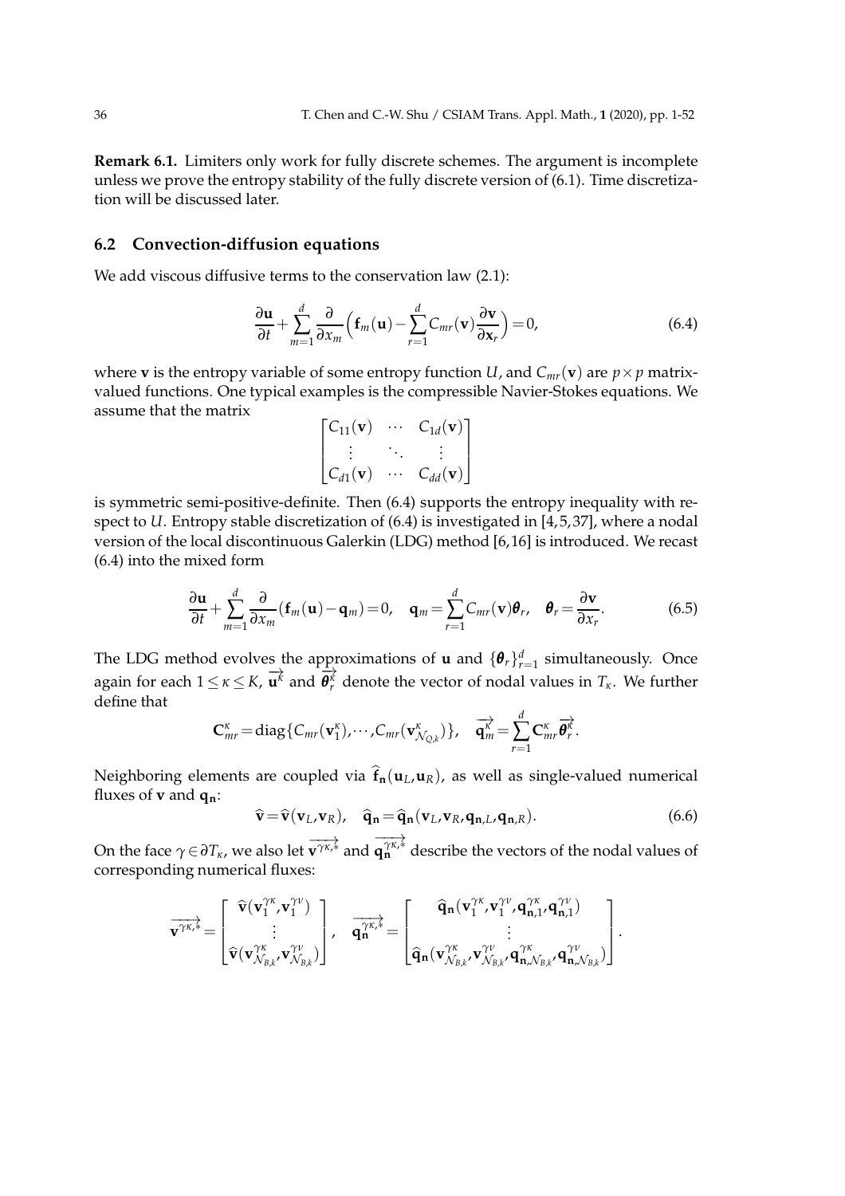**Remark 6.1.** Limiters only work for fully discrete schemes. The argument is incomplete unless we prove the entropy stability of the fully discrete version of (6.1). Time discretization will be discussed later.

### 6.2 Convection-diffusion equations

We add viscous diffusive terms to the conservation law (2.1):

$$\frac{\partial \mathbf{u}}{\partial t}+\sum_{m=1}^{d}\frac{\partial}{\partial x_m}\Big(\mathbf{f}_m(\mathbf{u})-\sum_{r=1}^{d}C_{mr}(\mathbf{v})\frac{\partial \mathbf{v}}{\partial \mathbf{x}_r}\Big)=0, \tag{6.4}$$

where $\mathbf{v}$ is the entropy variable of some entropy function $U$, and $C_{mr}(\mathbf{v})$ are $p\times p$ matrix-valued functions. One typical examples is the compressible Navier-Stokes equations. We assume that the matrix

$$\begin{bmatrix} C_{11}(\mathbf{v}) & \cdots & C_{1d}(\mathbf{v}) \\ \vdots & \ddots & \vdots \\ C_{d1}(\mathbf{v}) & \cdots & C_{dd}(\mathbf{v}) \end{bmatrix}$$

is symmetric semi-positive-definite. Then (6.4) supports the entropy inequality with respect to $U$. Entropy stable discretization of (6.4) is investigated in [4,5,37], where a nodal version of the local discontinuous Galerkin (LDG) method [6,16] is introduced. We recast (6.4) into the mixed form

$$\frac{\partial \mathbf{u}}{\partial t}+\sum_{m=1}^{d}\frac{\partial}{\partial x_m}(\mathbf{f}_m(\mathbf{u})-\mathbf{q}_m)=0,\quad \mathbf{q}_m=\sum_{r=1}^{d}C_{mr}(\mathbf{v})\boldsymbol{\theta}_r,\quad \boldsymbol{\theta}_r=\frac{\partial \mathbf{v}}{\partial x_r}. \tag{6.5}$$

The LDG method evolves the approximations of $\mathbf{u}$ and $\{\boldsymbol{\theta}_r\}_{r=1}^{d}$ simultaneously. Once again for each $1\le\kappa\le K$, $\overrightarrow{\mathbf{u}^{\kappa}}$ and $\overrightarrow{\boldsymbol{\theta}_r^{\kappa}}$ denote the vector of nodal values in $T_\kappa$. We further define that

$$\mathbf{C}_{mr}^{\kappa}=\mathrm{diag}\{C_{mr}(\mathbf{v}_1^{\kappa}),\cdots,C_{mr}(\mathbf{v}_{\mathcal{N}_{Q,k}}^{\kappa})\},\quad \overrightarrow{\mathbf{q}_m^{\kappa}}=\sum_{r=1}^{d}\mathbf{C}_{mr}^{\kappa}\overrightarrow{\boldsymbol{\theta}_r^{\kappa}}.$$

Neighboring elements are coupled via $\widehat{\mathbf{f}}_{\mathbf{n}}(\mathbf{u}_L,\mathbf{u}_R)$, as well as single-valued numerical fluxes of $\mathbf{v}$ and $\mathbf{q}_{\mathbf{n}}$:

$$\widehat{\mathbf{v}}=\widehat{\mathbf{v}}(\mathbf{v}_L,\mathbf{v}_R),\quad \widehat{\mathbf{q}}_{\mathbf{n}}=\widehat{\mathbf{q}}_{\mathbf{n}}(\mathbf{v}_L,\mathbf{v}_R,\mathbf{q}_{\mathbf{n},L},\mathbf{q}_{\mathbf{n},R}). \tag{6.6}$$

On the face $\gamma\in\partial T_\kappa$, we also let $\overrightarrow{\mathbf{v}^{\gamma\kappa,*}}$ and $\overrightarrow{\mathbf{q}_{\mathbf{n}}^{\gamma\kappa,*}}$ describe the vectors of the nodal values of corresponding numerical fluxes:

$$\overrightarrow{\mathbf{v}^{\gamma\kappa,*}}=\begin{bmatrix}\widehat{\mathbf{v}}(\mathbf{v}_1^{\gamma\kappa},\mathbf{v}_1^{\gamma\nu})\\ \vdots \\ \widehat{\mathbf{v}}(\mathbf{v}_{\mathcal{N}_{B,k}}^{\gamma\kappa},\mathbf{v}_{\mathcal{N}_{B,k}}^{\gamma\nu})\end{bmatrix},\quad \overrightarrow{\mathbf{q}_{\mathbf{n}}^{\gamma\kappa,*}}=\begin{bmatrix}\widehat{\mathbf{q}}_{\mathbf{n}}(\mathbf{v}_1^{\gamma\kappa},\mathbf{v}_1^{\gamma\nu},\mathbf{q}_{\mathbf{n},1}^{\gamma\kappa},\mathbf{q}_{\mathbf{n},1}^{\gamma\nu})\\ \vdots \\ \widehat{\mathbf{q}}_{\mathbf{n}}(\mathbf{v}_{\mathcal{N}_{B,k}}^{\gamma\kappa},\mathbf{v}_{\mathcal{N}_{B,k}}^{\gamma\nu},\mathbf{q}_{\mathbf{n},\mathcal{N}_{B,k}}^{\gamma\kappa},\mathbf{q}_{\mathbf{n},\mathcal{N}_{B,k}}^{\gamma\nu})\end{bmatrix}.$$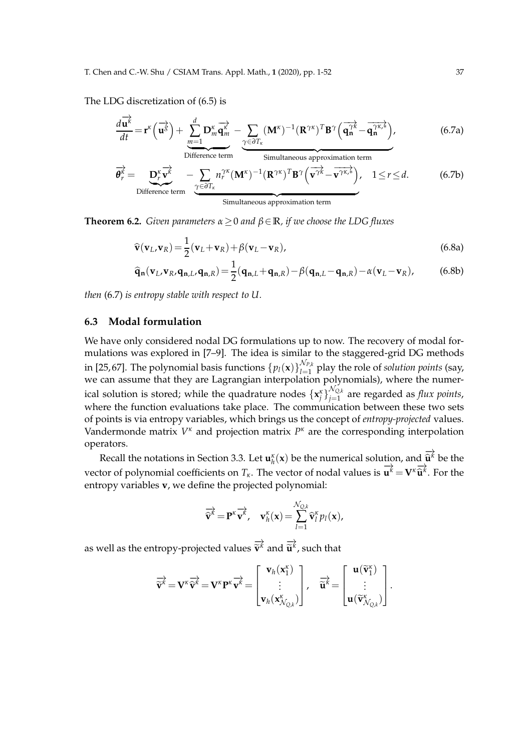The LDG discretization of (6.5) is

$$\frac{d\overrightarrow{\mathbf{u}^{\kappa}}}{dt}=\mathbf{r}^{\kappa}\left(\overrightarrow{\mathbf{u}^{g}}\right)+\underbrace{\sum_{m=1}^{d}\mathbf{D}_m^{\kappa}\overrightarrow{\mathbf{q}_m^{\kappa}}}_{\text{Difference term}}-\underbrace{\sum_{\gamma\in\partial T_\kappa}(\mathbf{M}^{\kappa})^{-1}(\mathbf{R}^{\gamma\kappa})^T\mathbf{B}^{\gamma}\left(\overrightarrow{\mathbf{q}_{\mathbf{n}}^{\gamma\kappa}}-\overrightarrow{\mathbf{q}_{\mathbf{n}}^{\gamma\kappa,*}}\right)}_{\text{Simultaneous approximation term}}, \tag{6.7a}$$

$$\overrightarrow{\boldsymbol{\theta}_r^{\kappa}}=\underbrace{\mathbf{D}_r^{\kappa}\overrightarrow{\mathbf{v}^{\kappa}}}_{\text{Difference term}}-\underbrace{\sum_{\gamma\in\partial T_\kappa}n_r^{\gamma\kappa}(\mathbf{M}^{\kappa})^{-1}(\mathbf{R}^{\gamma\kappa})^T\mathbf{B}^{\gamma}\left(\overrightarrow{\mathbf{v}^{\gamma\kappa}}-\overrightarrow{\mathbf{v}^{\gamma\kappa,*}}\right)}_{\text{Simultaneous approximation term}},\quad 1\le r\le d. \tag{6.7b}$$

**Theorem 6.2.** *Given parameters $\alpha\ge 0$ and $\beta\in\mathbb{R}$, if we choose the LDG fluxes*

$$\widehat{\mathbf{v}}(\mathbf{v}_L,\mathbf{v}_R)=\frac{1}{2}(\mathbf{v}_L+\mathbf{v}_R)+\beta(\mathbf{v}_L-\mathbf{v}_R), \tag{6.8a}$$

$$\widehat{\mathbf{q}}_{\mathbf{n}}(\mathbf{v}_L,\mathbf{v}_R,\mathbf{q}_{\mathbf{n},L},\mathbf{q}_{\mathbf{n},R})=\frac{1}{2}(\mathbf{q}_{\mathbf{n},L}+\mathbf{q}_{\mathbf{n},R})-\beta(\mathbf{q}_{\mathbf{n},L}-\mathbf{q}_{\mathbf{n},R})-\alpha(\mathbf{v}_L-\mathbf{v}_R), \tag{6.8b}$$

*then* (6.7) *is entropy stable with respect to $U$.*

### 6.3 Modal formulation

We have only considered nodal DG formulations up to now. The recovery of modal formulations was explored in [7–9]. The idea is similar to the staggered-grid DG methods in [25,67]. The polynomial basis functions $\{p_l(\mathbf{x})\}_{l=1}^{\mathcal{N}_{P,k}}$ play the role of *solution points* (say, we can assume that they are Lagrangian interpolation polynomials), where the numerical solution is stored; while the quadrature nodes $\{\mathbf{x}_j^{\kappa}\}_{j=1}^{\mathcal{N}_{Q,k}}$ are regarded as *flux points*, where the function evaluations take place. The communication between these two sets of points is via entropy variables, which brings us the concept of *entropy-projected* values. Vandermonde matrix $V^{\kappa}$ and projection matrix $P^{\kappa}$ are the corresponding interpolation operators.

Recall the notations in Section 3.3. Let $\mathbf{u}_h^{\kappa}(\mathbf{x})$ be the numerical solution, and $\overrightarrow{\widehat{\mathbf{u}}^{\kappa}}$ be the vector of polynomial coefficients on $T_\kappa$. The vector of nodal values is $\overrightarrow{\mathbf{u}^{\kappa}}=\mathbf{V}^{\kappa}\overrightarrow{\widehat{\mathbf{u}}^{\kappa}}$. For the entropy variables $\mathbf{v}$, we define the projected polynomial:

$$\overrightarrow{\widehat{\mathbf{v}}^{\kappa}}=\mathbf{P}^{\kappa}\overrightarrow{\mathbf{v}^{\kappa}},\quad \mathbf{v}_h^{\kappa}(\mathbf{x})=\sum_{l=1}^{\mathcal{N}_{Q,k}}\widehat{\mathbf{v}}_l^{\kappa}p_l(\mathbf{x}),$$

as well as the entropy-projected values $\overrightarrow{\widetilde{\mathbf{v}}^{\kappa}}$ and $\overrightarrow{\widetilde{\mathbf{u}}^{\kappa}}$, such that

$$\overrightarrow{\widetilde{\mathbf{v}}^{\kappa}}=\mathbf{V}^{\kappa}\overrightarrow{\widehat{\mathbf{v}}^{\kappa}}=\mathbf{V}^{\kappa}\mathbf{P}^{\kappa}\overrightarrow{\mathbf{v}^{\kappa}}=\begin{bmatrix}\mathbf{v}_h(\mathbf{x}_1^{\kappa})\\ \vdots\\ \mathbf{v}_h(\mathbf{x}_{\mathcal{N}_{Q,k}}^{\kappa})\end{bmatrix},\quad \overrightarrow{\widetilde{\mathbf{u}}^{\kappa}}=\begin{bmatrix}\mathbf{u}(\widetilde{\mathbf{v}}_1^{\kappa})\\ \vdots\\ \mathbf{u}(\widetilde{\mathbf{v}}_{\mathcal{N}_{Q,k}}^{\kappa})\end{bmatrix}.$$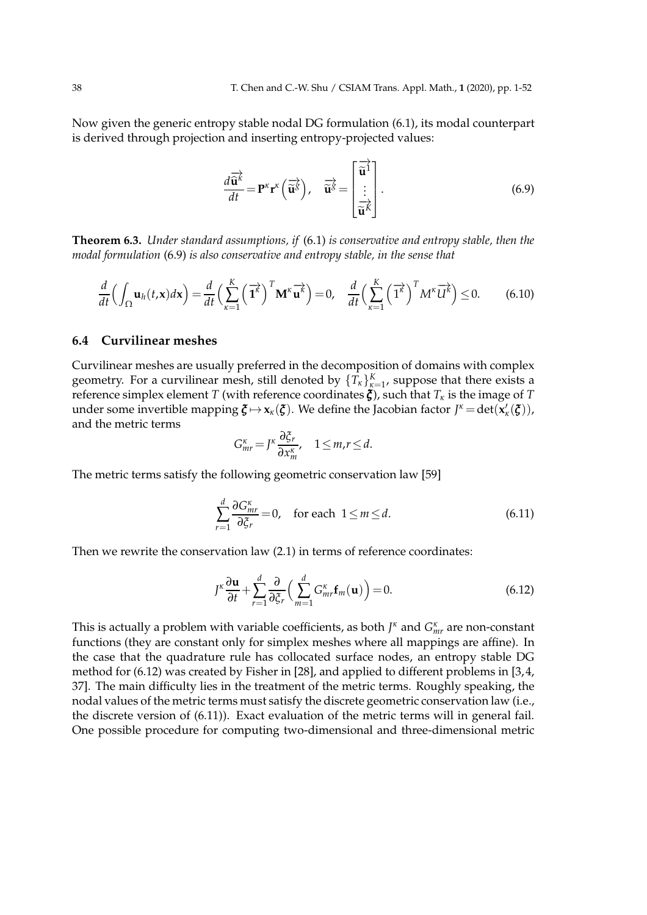Now given the generic entropy stable nodal DG formulation (6.1), its modal counterpart is derived through projection and inserting entropy-projected values:

$$\frac{d\overrightarrow{\widehat{\mathbf{u}}^{\kappa}}}{dt} = \mathbf{P}^{\kappa}\mathbf{r}^{\kappa}\left(\overrightarrow{\widetilde{\mathbf{u}}^{\delta}}\right), \quad \overrightarrow{\widetilde{\mathbf{u}}^{\delta}} = \begin{bmatrix} \overrightarrow{\widetilde{\mathbf{u}}^{1}} \\ \vdots \\ \overrightarrow{\widetilde{\mathbf{u}}^{K}} \end{bmatrix}. \tag{6.9}$$

**Theorem 6.3.** *Under standard assumptions, if* (6.1) *is conservative and entropy stable, then the modal formulation* (6.9) *is also conservative and entropy stable, in the sense that*

$$\frac{d}{dt}\Big(\int_{\Omega}\mathbf{u}_h(t,\mathbf{x})d\mathbf{x}\Big) = \frac{d}{dt}\Big(\sum_{\kappa=1}^{K}\left(\overrightarrow{\mathbf{1}^{\kappa}}\right)^T\mathbf{M}^{\kappa}\overrightarrow{\mathbf{u}^{\kappa}}\Big) = 0, \quad \frac{d}{dt}\Big(\sum_{\kappa=1}^{K}\left(\overrightarrow{1^{\kappa}}\right)^T M^{\kappa}\overrightarrow{U^{\kappa}}\Big) \leq 0. \tag{6.10}$$

### 6.4 Curvilinear meshes

Curvilinear meshes are usually preferred in the decomposition of domains with complex geometry. For a curvilinear mesh, still denoted by $\{T_\kappa\}_{\kappa=1}^K$, suppose that there exists a reference simplex element $T$ (with reference coordinates $\boldsymbol{\xi}$), such that $T_\kappa$ is the image of $T$ under some invertible mapping $\boldsymbol{\xi} \mapsto \mathbf{x}_\kappa(\boldsymbol{\xi})$. We define the Jacobian factor $J^\kappa = \det(\mathbf{x}'_\kappa(\boldsymbol{\xi}))$, and the metric terms

$$G^{\kappa}_{mr} = J^{\kappa}\frac{\partial \xi_r}{\partial x^{\kappa}_m}, \quad 1 \leq m,r \leq d.$$

The metric terms satisfy the following geometric conservation law [59]

$$\sum_{r=1}^{d}\frac{\partial G^{\kappa}_{mr}}{\partial \xi_r} = 0, \quad \text{for each } 1 \leq m \leq d. \tag{6.11}$$

Then we rewrite the conservation law (2.1) in terms of reference coordinates:

$$J^{\kappa}\frac{\partial \mathbf{u}}{\partial t} + \sum_{r=1}^{d}\frac{\partial}{\partial \xi_r}\Big(\sum_{m=1}^{d}G^{\kappa}_{mr}\mathbf{f}_m(\mathbf{u})\Big) = 0. \tag{6.12}$$

This is actually a problem with variable coefficients, as both $J^\kappa$ and $G^\kappa_{mr}$ are non-constant functions (they are constant only for simplex meshes where all mappings are affine). In the case that the quadrature rule has collocated surface nodes, an entropy stable DG method for (6.12) was created by Fisher in [28], and applied to different problems in [3,4, 37]. The main difficulty lies in the treatment of the metric terms. Roughly speaking, the nodal values of the metric terms must satisfy the discrete geometric conservation law (i.e., the discrete version of (6.11)). Exact evaluation of the metric terms will in general fail. One possible procedure for computing two-dimensional and three-dimensional metric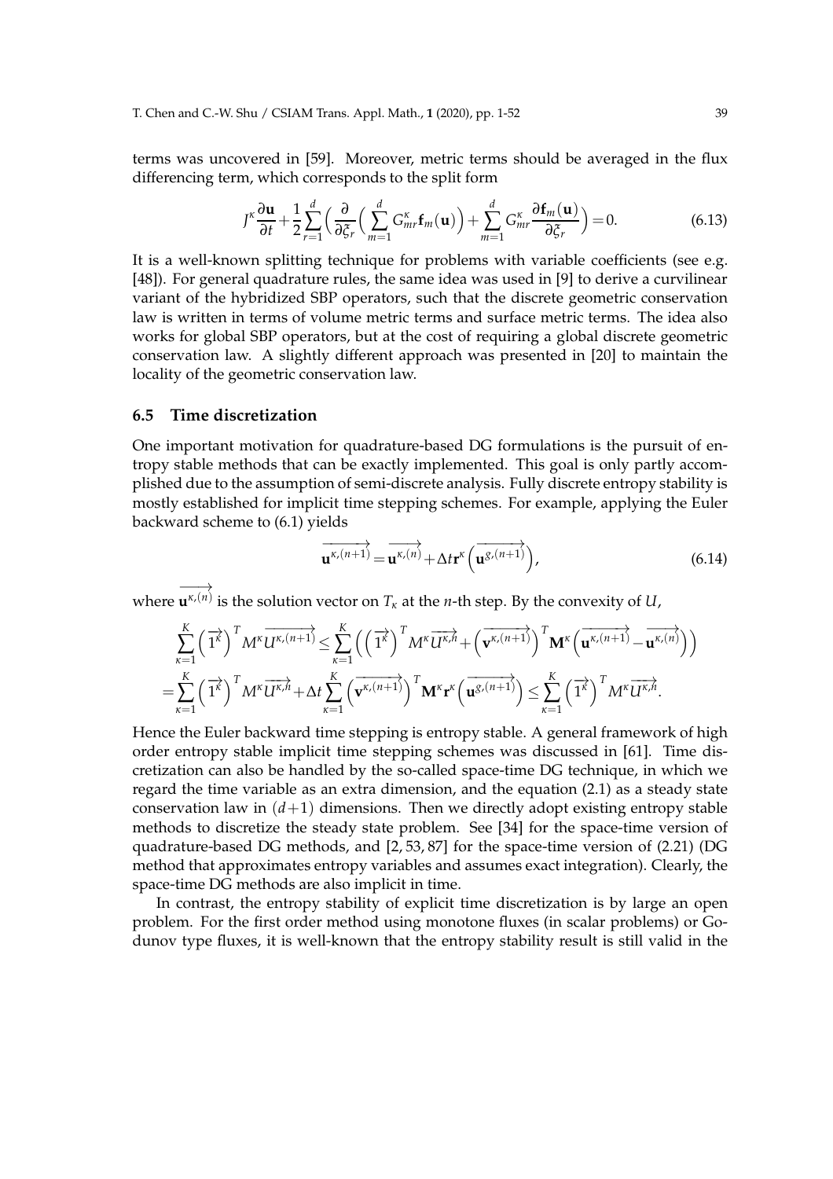terms was uncovered in [59]. Moreover, metric terms should be averaged in the flux differencing term, which corresponds to the split form

$$J^\kappa \frac{\partial \mathbf{u}}{\partial t} + \frac{1}{2}\sum_{r=1}^{d}\Big(\frac{\partial}{\partial \xi_r}\Big(\sum_{m=1}^{d} G^\kappa_{mr}\mathbf{f}_m(\mathbf{u})\Big) + \sum_{m=1}^{d} G^\kappa_{mr}\frac{\partial \mathbf{f}_m(\mathbf{u})}{\partial \xi_r}\Big) = 0. \tag{6.13}$$

It is a well-known splitting technique for problems with variable coefficients (see e.g. [48]). For general quadrature rules, the same idea was used in [9] to derive a curvilinear variant of the hybridized SBP operators, such that the discrete geometric conservation law is written in terms of volume metric terms and surface metric terms. The idea also works for global SBP operators, but at the cost of requiring a global discrete geometric conservation law. A slightly different approach was presented in [20] to maintain the locality of the geometric conservation law.

### 6.5 Time discretization

One important motivation for quadrature-based DG formulations is the pursuit of entropy stable methods that can be exactly implemented. This goal is only partly accomplished due to the assumption of semi-discrete analysis. Fully discrete entropy stability is mostly established for implicit time stepping schemes. For example, applying the Euler backward scheme to (6.1) yields

$$\overrightarrow{\mathbf{u}^{\kappa,(n+1)}} = \overrightarrow{\mathbf{u}^{\kappa,(n)}} + \Delta t \mathbf{r}^\kappa\Big(\overrightarrow{\mathbf{u}^{g,(n+1)}}\Big), \tag{6.14}$$

where $\overrightarrow{\mathbf{u}^{\kappa,(n)}}$ is the solution vector on $T_\kappa$ at the $n$-th step. By the convexity of $U$,

$$\begin{aligned}
&\sum_{\kappa=1}^{K}\Big(\overrightarrow{1^\kappa}\Big)^T M^\kappa \overrightarrow{U^{\kappa,(n+1)}} \le \sum_{\kappa=1}^{K}\Big(\Big(\overrightarrow{1^\kappa}\Big)^T M^\kappa \overrightarrow{U^{\kappa,h}} + \Big(\overrightarrow{\mathbf{v}^{\kappa,(n+1)}}\Big)^T \mathbf{M}^\kappa\Big(\overrightarrow{\mathbf{u}^{\kappa,(n+1)}} - \overrightarrow{\mathbf{u}^{\kappa,(n)}}\Big)\Big) \\
=&\sum_{\kappa=1}^{K}\Big(\overrightarrow{1^\kappa}\Big)^T M^\kappa \overrightarrow{U^{\kappa,h}} + \Delta t \sum_{\kappa=1}^{K}\Big(\overrightarrow{\mathbf{v}^{\kappa,(n+1)}}\Big)^T \mathbf{M}^\kappa \mathbf{r}^\kappa\Big(\overrightarrow{\mathbf{u}^{g,(n+1)}}\Big) \le \sum_{\kappa=1}^{K}\Big(\overrightarrow{1^\kappa}\Big)^T M^\kappa \overrightarrow{U^{\kappa,h}}.
\end{aligned}$$

Hence the Euler backward time stepping is entropy stable. A general framework of high order entropy stable implicit time stepping schemes was discussed in [61]. Time discretization can also be handled by the so-called space-time DG technique, in which we regard the time variable as an extra dimension, and the equation (2.1) as a steady state conservation law in $(d+1)$ dimensions. Then we directly adopt existing entropy stable methods to discretize the steady state problem. See [34] for the space-time version of quadrature-based DG methods, and [2, 53, 87] for the space-time version of (2.21) (DG method that approximates entropy variables and assumes exact integration). Clearly, the space-time DG methods are also implicit in time.

In contrast, the entropy stability of explicit time discretization is by large an open problem. For the first order method using monotone fluxes (in scalar problems) or Godunov type fluxes, it is well-known that the entropy stability result is still valid in the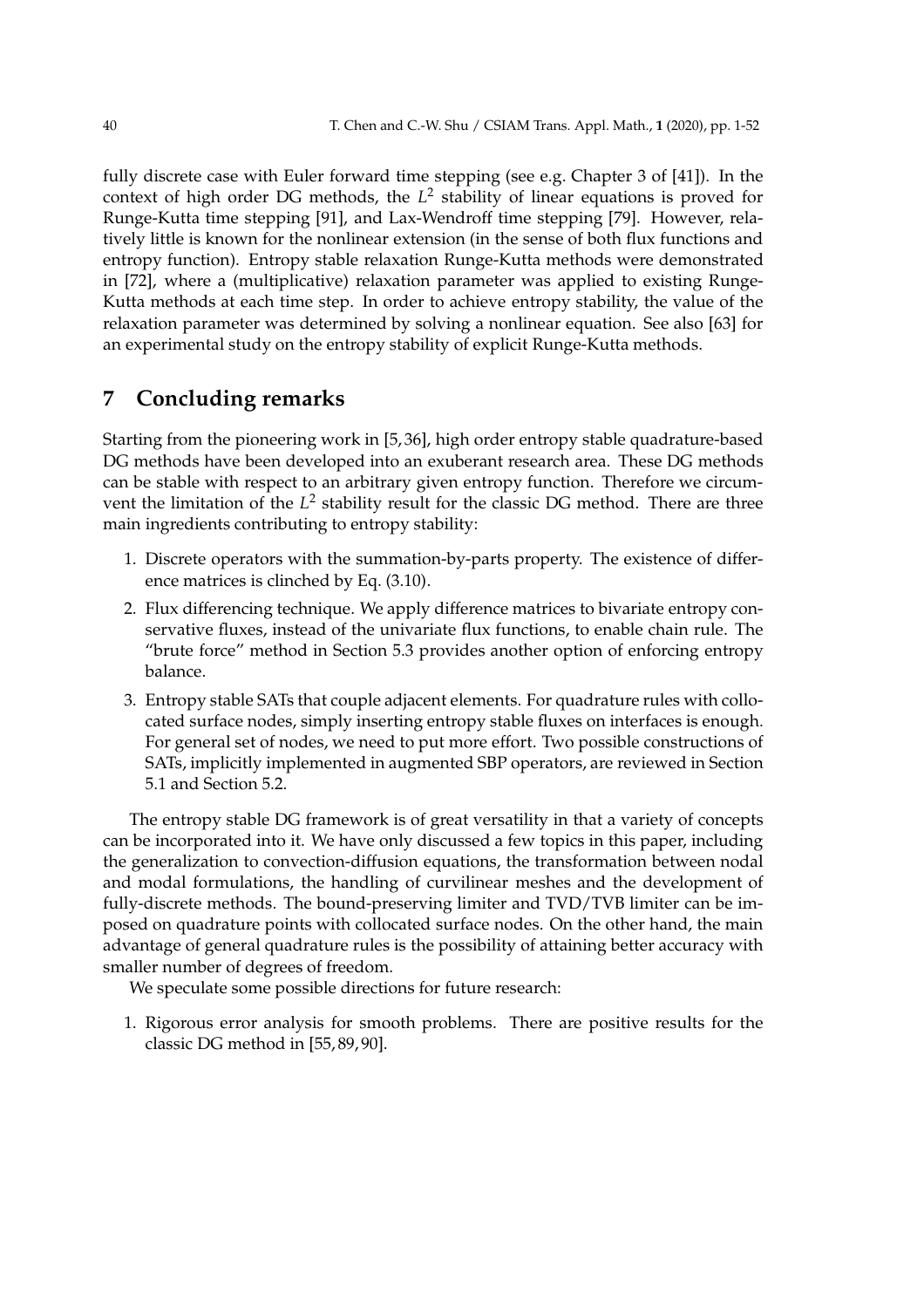fully discrete case with Euler forward time stepping (see e.g. Chapter 3 of [41]). In the context of high order DG methods, the $L^2$ stability of linear equations is proved for Runge-Kutta time stepping [91], and Lax-Wendroff time stepping [79]. However, relatively little is known for the nonlinear extension (in the sense of both flux functions and entropy function). Entropy stable relaxation Runge-Kutta methods were demonstrated in [72], where a (multiplicative) relaxation parameter was applied to existing Runge-Kutta methods at each time step. In order to achieve entropy stability, the value of the relaxation parameter was determined by solving a nonlinear equation. See also [63] for an experimental study on the entropy stability of explicit Runge-Kutta methods.

## 7 Concluding remarks

Starting from the pioneering work in [5,36], high order entropy stable quadrature-based DG methods have been developed into an exuberant research area. These DG methods can be stable with respect to an arbitrary given entropy function. Therefore we circumvent the limitation of the $L^2$ stability result for the classic DG method. There are three main ingredients contributing to entropy stability:

1. Discrete operators with the summation-by-parts property. The existence of difference matrices is clinched by Eq. (3.10).
2. Flux differencing technique. We apply difference matrices to bivariate entropy conservative fluxes, instead of the univariate flux functions, to enable chain rule. The "brute force" method in Section 5.3 provides another option of enforcing entropy balance.
3. Entropy stable SATs that couple adjacent elements. For quadrature rules with collocated surface nodes, simply inserting entropy stable fluxes on interfaces is enough. For general set of nodes, we need to put more effort. Two possible constructions of SATs, implicitly implemented in augmented SBP operators, are reviewed in Section 5.1 and Section 5.2.

The entropy stable DG framework is of great versatility in that a variety of concepts can be incorporated into it. We have only discussed a few topics in this paper, including the generalization to convection-diffusion equations, the transformation between nodal and modal formulations, the handling of curvilinear meshes and the development of fully-discrete methods. The bound-preserving limiter and TVD/TVB limiter can be imposed on quadrature points with collocated surface nodes. On the other hand, the main advantage of general quadrature rules is the possibility of attaining better accuracy with smaller number of degrees of freedom.

We speculate some possible directions for future research:

1. Rigorous error analysis for smooth problems. There are positive results for the classic DG method in [55,89,90].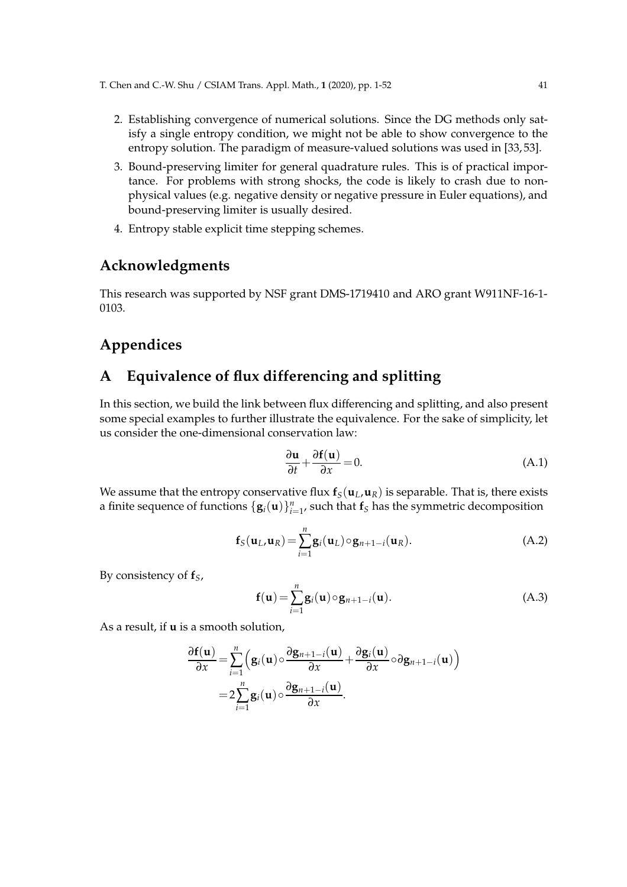2. Establishing convergence of numerical solutions. Since the DG methods only satisfy a single entropy condition, we might not be able to show convergence to the entropy solution. The paradigm of measure-valued solutions was used in [33, 53].
3. Bound-preserving limiter for general quadrature rules. This is of practical importance. For problems with strong shocks, the code is likely to crash due to nonphysical values (e.g. negative density or negative pressure in Euler equations), and bound-preserving limiter is usually desired.
4. Entropy stable explicit time stepping schemes.

## Acknowledgments

This research was supported by NSF grant DMS-1719410 and ARO grant W911NF-16-1-0103.

## Appendices

## A Equivalence of flux differencing and splitting

In this section, we build the link between flux differencing and splitting, and also present some special examples to further illustrate the equivalence. For the sake of simplicity, let us consider the one-dimensional conservation law:

$$\frac{\partial \mathbf{u}}{\partial t}+\frac{\partial \mathbf{f}(\mathbf{u})}{\partial x}=0. \tag{A.1}$$

We assume that the entropy conservative flux $\mathbf{f}_S(\mathbf{u}_L,\mathbf{u}_R)$ is separable. That is, there exists a finite sequence of functions $\{\mathbf{g}_i(\mathbf{u})\}_{i=1}^n$, such that $\mathbf{f}_S$ has the symmetric decomposition

$$\mathbf{f}_S(\mathbf{u}_L,\mathbf{u}_R)=\sum_{i=1}^n \mathbf{g}_i(\mathbf{u}_L)\circ \mathbf{g}_{n+1-i}(\mathbf{u}_R). \tag{A.2}$$

By consistency of $\mathbf{f}_S$,

$$\mathbf{f}(\mathbf{u})=\sum_{i=1}^n \mathbf{g}_i(\mathbf{u})\circ \mathbf{g}_{n+1-i}(\mathbf{u}). \tag{A.3}$$

As a result, if $\mathbf{u}$ is a smooth solution,

$$\begin{aligned}\frac{\partial \mathbf{f}(\mathbf{u})}{\partial x}&=\sum_{i=1}^n\Big(\mathbf{g}_i(\mathbf{u})\circ\frac{\partial \mathbf{g}_{n+1-i}(\mathbf{u})}{\partial x}+\frac{\partial \mathbf{g}_i(\mathbf{u})}{\partial x}\circ\partial \mathbf{g}_{n+1-i}(\mathbf{u})\Big)\\&=2\sum_{i=1}^n \mathbf{g}_i(\mathbf{u})\circ\frac{\partial \mathbf{g}_{n+1-i}(\mathbf{u})}{\partial x}.\end{aligned}$$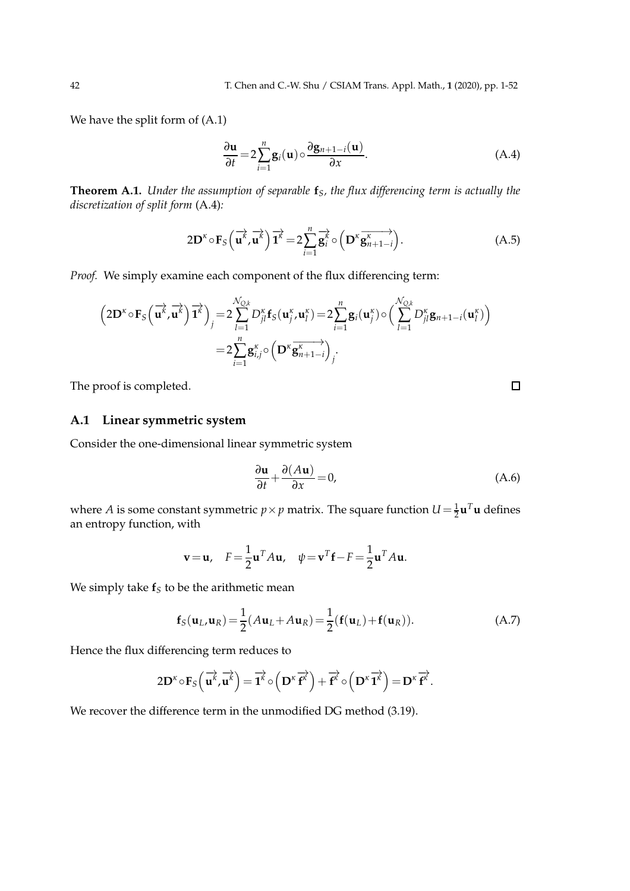We have the split form of (A.1)

$$\frac{\partial \mathbf{u}}{\partial t} = 2\sum_{i=1}^{n} \mathbf{g}_i(\mathbf{u}) \circ \frac{\partial \mathbf{g}_{n+1-i}(\mathbf{u})}{\partial x}. \tag{A.4}$$

**Theorem A.1.** *Under the assumption of separable $\mathbf{f}_S$, the flux differencing term is actually the discretization of split form* (A.4)*:*

$$2\mathbf{D}^\kappa \circ \mathbf{F}_S\left(\overrightarrow{\mathbf{u}^\kappa}, \overrightarrow{\mathbf{u}^\kappa}\right)\overrightarrow{\mathbf{1}^\kappa} = 2\sum_{i=1}^{n} \overrightarrow{\mathbf{g}_i^\kappa} \circ \left(\mathbf{D}^\kappa \overrightarrow{\mathbf{g}_{n+1-i}^\kappa}\right). \tag{A.5}$$

*Proof.* We simply examine each component of the flux differencing term:

$$\begin{aligned}
\left(2\mathbf{D}^\kappa \circ \mathbf{F}_S\left(\overrightarrow{\mathbf{u}^\kappa}, \overrightarrow{\mathbf{u}^\kappa}\right)\overrightarrow{\mathbf{1}^\kappa}\right)_j &= 2\sum_{l=1}^{\mathcal{N}_{Q,k}} D_{jl}^\kappa \mathbf{f}_S(\mathbf{u}_j^\kappa, \mathbf{u}_l^\kappa) = 2\sum_{i=1}^{n} \mathbf{g}_i(\mathbf{u}_j^\kappa) \circ \left(\sum_{l=1}^{\mathcal{N}_{Q,k}} D_{jl}^\kappa \mathbf{g}_{n+1-i}(\mathbf{u}_l^\kappa)\right) \\
&= 2\sum_{i=1}^{n} \mathbf{g}_{i,j}^\kappa \circ \left(\mathbf{D}^\kappa \overrightarrow{\mathbf{g}_{n+1-i}^\kappa}\right)_j.
\end{aligned}$$

The proof is completed. $\square$

## A.1 Linear symmetric system

Consider the one-dimensional linear symmetric system

$$\frac{\partial \mathbf{u}}{\partial t} + \frac{\partial (A\mathbf{u})}{\partial x} = 0, \tag{A.6}$$

where $A$ is some constant symmetric $p \times p$ matrix. The square function $U = \frac{1}{2}\mathbf{u}^T\mathbf{u}$ defines an entropy function, with

$$\mathbf{v} = \mathbf{u}, \quad F = \frac{1}{2}\mathbf{u}^T A\mathbf{u}, \quad \psi = \mathbf{v}^T\mathbf{f} - F = \frac{1}{2}\mathbf{u}^T A\mathbf{u}.$$

We simply take $\mathbf{f}_S$ to be the arithmetic mean

$$\mathbf{f}_S(\mathbf{u}_L, \mathbf{u}_R) = \frac{1}{2}(A\mathbf{u}_L + A\mathbf{u}_R) = \frac{1}{2}(\mathbf{f}(\mathbf{u}_L) + \mathbf{f}(\mathbf{u}_R)). \tag{A.7}$$

Hence the flux differencing term reduces to

$$2\mathbf{D}^\kappa \circ \mathbf{F}_S\left(\overrightarrow{\mathbf{u}^\kappa}, \overrightarrow{\mathbf{u}^\kappa}\right) = \overrightarrow{\mathbf{1}^\kappa} \circ \left(\mathbf{D}^\kappa \overrightarrow{\mathbf{f}^\kappa}\right) + \overrightarrow{\mathbf{f}^\kappa} \circ \left(\mathbf{D}^\kappa \overrightarrow{\mathbf{1}^\kappa}\right) = \mathbf{D}^\kappa \overrightarrow{\mathbf{f}^\kappa}.$$

We recover the difference term in the unmodified DG method (3.19).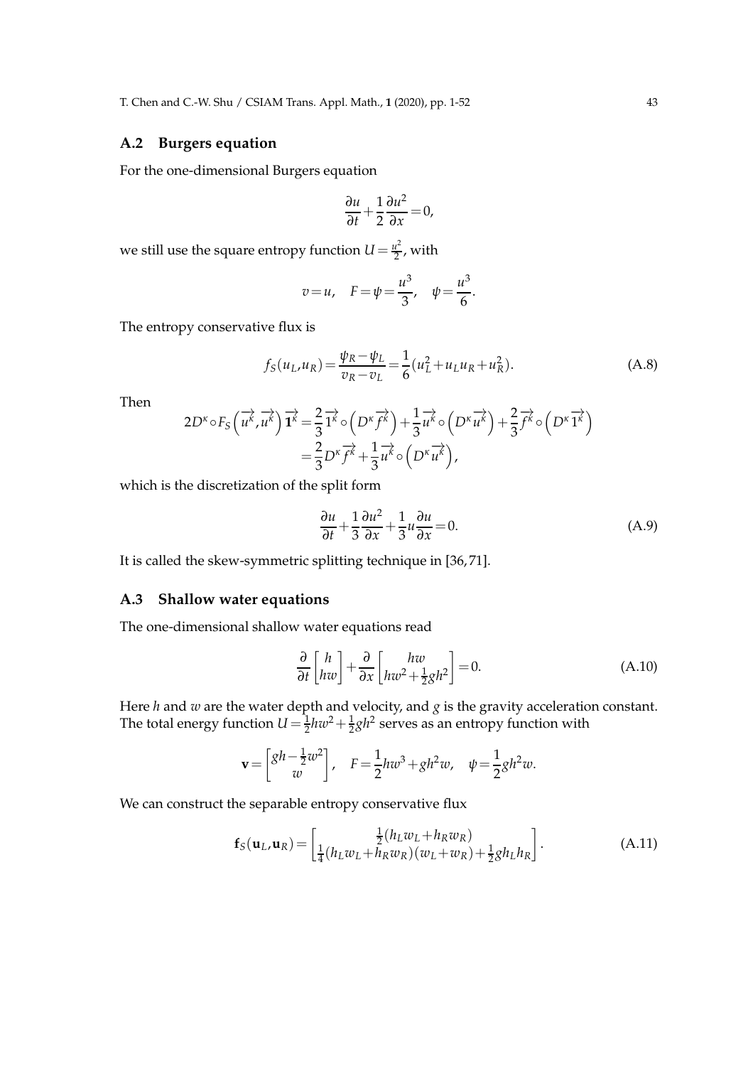## A.2 Burgers equation

For the one-dimensional Burgers equation

$$\frac{\partial u}{\partial t}+\frac{1}{2}\frac{\partial u^2}{\partial x}=0,$$

we still use the square entropy function $U=\frac{u^2}{2}$, with

$$v=u,\quad F=\psi=\frac{u^3}{3},\quad \psi=\frac{u^3}{6}.$$

The entropy conservative flux is

$$f_S(u_L,u_R)=\frac{\psi_R-\psi_L}{v_R-v_L}=\frac{1}{6}(u_L^2+u_Lu_R+u_R^2). \tag{A.8}$$

Then

$$\begin{aligned}2D^\kappa\circ F_S\left(\overrightarrow{u^\kappa},\overrightarrow{u^\kappa}\right)\overrightarrow{1^\kappa}&=\frac{2}{3}\overrightarrow{1^\kappa}\circ\left(D^\kappa\overrightarrow{f^\kappa}\right)+\frac{1}{3}\overrightarrow{u^\kappa}\circ\left(D^\kappa\overrightarrow{u^\kappa}\right)+\frac{2}{3}\overrightarrow{f^\kappa}\circ\left(D^\kappa\overrightarrow{1^\kappa}\right)\\&=\frac{2}{3}D^\kappa\overrightarrow{f^\kappa}+\frac{1}{3}\overrightarrow{u^\kappa}\circ\left(D^\kappa\overrightarrow{u^\kappa}\right),\end{aligned}$$

which is the discretization of the split form

$$\frac{\partial u}{\partial t}+\frac{1}{3}\frac{\partial u^2}{\partial x}+\frac{1}{3}u\frac{\partial u}{\partial x}=0. \tag{A.9}$$

It is called the skew-symmetric splitting technique in [36,71].

## A.3 Shallow water equations

The one-dimensional shallow water equations read

$$\frac{\partial}{\partial t}\begin{bmatrix}h\\hw\end{bmatrix}+\frac{\partial}{\partial x}\begin{bmatrix}hw\\hw^2+\frac{1}{2}gh^2\end{bmatrix}=0. \tag{A.10}$$

Here $h$ and $w$ are the water depth and velocity, and $g$ is the gravity acceleration constant. The total energy function $U=\frac{1}{2}hw^2+\frac{1}{2}gh^2$ serves as an entropy function with

$$\mathbf{v}=\begin{bmatrix}gh-\frac{1}{2}w^2\\w\end{bmatrix},\quad F=\frac{1}{2}hw^3+gh^2w,\quad \psi=\frac{1}{2}gh^2w.$$

We can construct the separable entropy conservative flux

$$\mathbf{f}_S(\mathbf{u}_L,\mathbf{u}_R)=\begin{bmatrix}\frac{1}{2}(h_Lw_L+h_Rw_R)\\\frac{1}{4}(h_Lw_L+h_Rw_R)(w_L+w_R)+\frac{1}{2}gh_Lh_R\end{bmatrix}. \tag{A.11}$$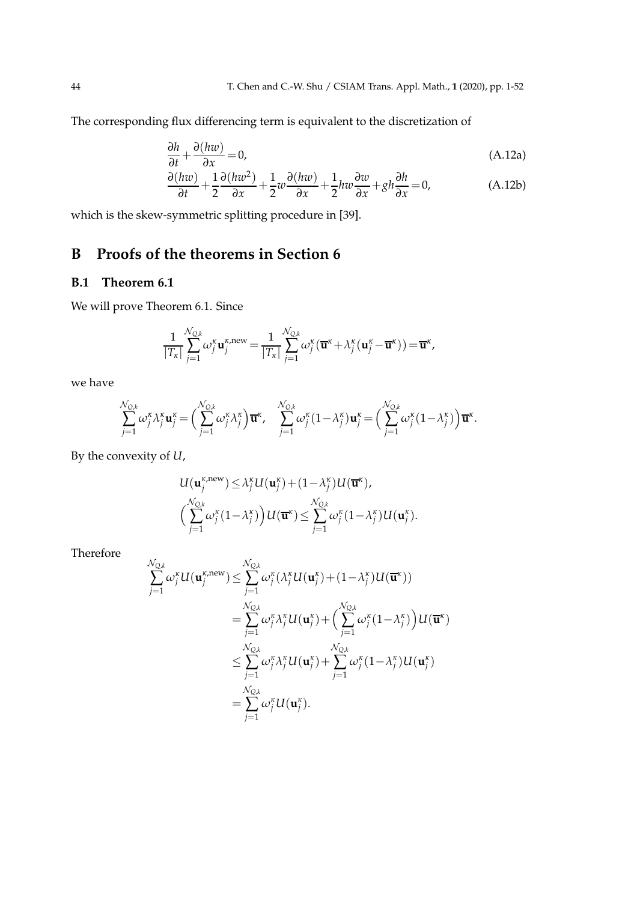The corresponding flux differencing term is equivalent to the discretization of

$$\frac{\partial h}{\partial t}+\frac{\partial (hw)}{\partial x}=0, \tag{A.12a}$$

$$\frac{\partial (hw)}{\partial t}+\frac{1}{2}\frac{\partial (hw^2)}{\partial x}+\frac{1}{2}w\frac{\partial (hw)}{\partial x}+\frac{1}{2}hw\frac{\partial w}{\partial x}+gh\frac{\partial h}{\partial x}=0, \tag{A.12b}$$

which is the skew-symmetric splitting procedure in [39].

# B Proofs of the theorems in Section 6

## B.1 Theorem 6.1

We will prove Theorem 6.1. Since

$$\frac{1}{|T_\kappa|}\sum_{j=1}^{\mathcal{N}_{Q,k}}\omega_j^\kappa \mathbf{u}_j^{\kappa,\text{new}}=\frac{1}{|T_\kappa|}\sum_{j=1}^{\mathcal{N}_{Q,k}}\omega_j^\kappa\big(\overline{\mathbf{u}}^\kappa+\lambda_j^\kappa(\mathbf{u}_j^\kappa-\overline{\mathbf{u}}^\kappa)\big)=\overline{\mathbf{u}}^\kappa,$$

we have

$$\sum_{j=1}^{\mathcal{N}_{Q,k}}\omega_j^\kappa\lambda_j^\kappa\mathbf{u}_j^\kappa=\Big(\sum_{j=1}^{\mathcal{N}_{Q,k}}\omega_j^\kappa\lambda_j^\kappa\Big)\overline{\mathbf{u}}^\kappa,\quad \sum_{j=1}^{\mathcal{N}_{Q,k}}\omega_j^\kappa(1-\lambda_j^\kappa)\mathbf{u}_j^\kappa=\Big(\sum_{j=1}^{\mathcal{N}_{Q,k}}\omega_j^\kappa(1-\lambda_j^\kappa)\Big)\overline{\mathbf{u}}^\kappa.$$

By the convexity of $U$,

$$U(\mathbf{u}_j^{\kappa,\text{new}})\le\lambda_j^\kappa U(\mathbf{u}_j^\kappa)+(1-\lambda_j^\kappa)U(\overline{\mathbf{u}}^\kappa),$$

$$\Big(\sum_{j=1}^{\mathcal{N}_{Q,k}}\omega_j^\kappa(1-\lambda_j^\kappa)\Big)U(\overline{\mathbf{u}}^\kappa)\le\sum_{j=1}^{\mathcal{N}_{Q,k}}\omega_j^\kappa(1-\lambda_j^\kappa)U(\mathbf{u}_j^\kappa).$$

Therefore

$$\begin{aligned}
\sum_{j=1}^{\mathcal{N}_{Q,k}}\omega_j^\kappa U(\mathbf{u}_j^{\kappa,\text{new}})&\le\sum_{j=1}^{\mathcal{N}_{Q,k}}\omega_j^\kappa\big(\lambda_j^\kappa U(\mathbf{u}_j^\kappa)+(1-\lambda_j^\kappa)U(\overline{\mathbf{u}}^\kappa)\big)\\
&=\sum_{j=1}^{\mathcal{N}_{Q,k}}\omega_j^\kappa\lambda_j^\kappa U(\mathbf{u}_j^\kappa)+\Big(\sum_{j=1}^{\mathcal{N}_{Q,k}}\omega_j^\kappa(1-\lambda_j^\kappa)\Big)U(\overline{\mathbf{u}}^\kappa)\\
&\le\sum_{j=1}^{\mathcal{N}_{Q,k}}\omega_j^\kappa\lambda_j^\kappa U(\mathbf{u}_j^\kappa)+\sum_{j=1}^{\mathcal{N}_{Q,k}}\omega_j^\kappa(1-\lambda_j^\kappa)U(\mathbf{u}_j^\kappa)\\
&=\sum_{j=1}^{\mathcal{N}_{Q,k}}\omega_j^\kappa U(\mathbf{u}_j^\kappa).
\end{aligned}$$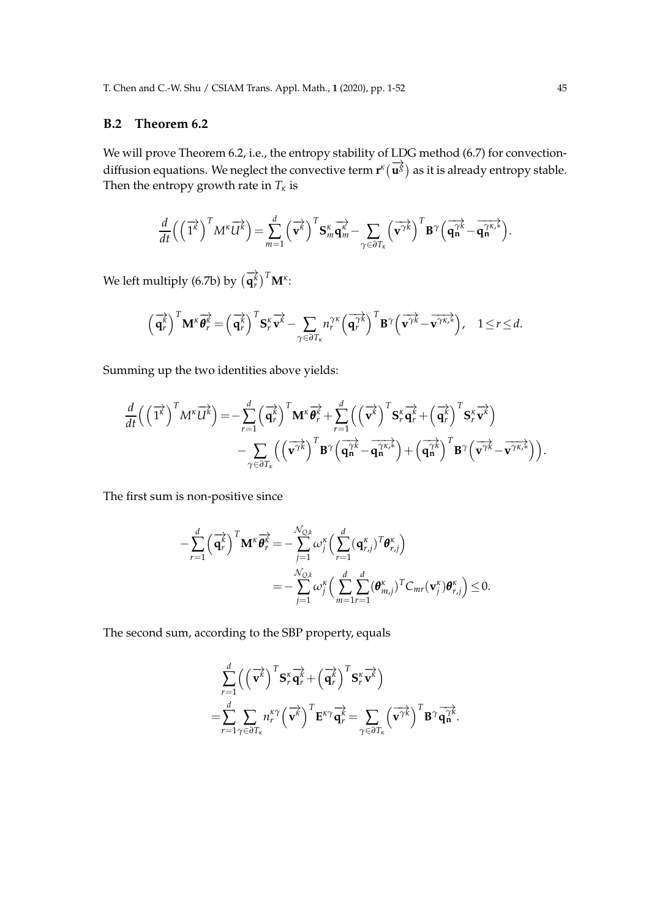## B.2 Theorem 6.2

We will prove Theorem 6.2, i.e., the entropy stability of LDG method (6.7) for convection-diffusion equations. We neglect the convective term $\mathbf{r}^\kappa(\overrightarrow{\mathbf{u}^\delta})$ as it is already entropy stable. Then the entropy growth rate in $T_\kappa$ is

$$
\frac{d}{dt}\Big(\Big(\overrightarrow{1^k}\Big)^T M^\kappa \overrightarrow{U^k}\Big) = \sum_{m=1}^{d}\Big(\overrightarrow{\mathbf{v}^k}\Big)^T \mathbf{S}_m^\kappa \overrightarrow{\mathbf{q}_m^\kappa} - \sum_{\gamma\in\partial T_\kappa}\Big(\overrightarrow{\mathbf{v}^{\gamma k}}\Big)^T \mathbf{B}^\gamma \Big(\overrightarrow{\mathbf{q}_\mathbf{n}^{\gamma k}} - \overrightarrow{\mathbf{q}_\mathbf{n}^{\gamma\kappa,*}}\Big).
$$

We left multiply (6.7b) by $\big(\overrightarrow{\mathbf{q}_r^k}\big)^T \mathbf{M}^\kappa$:

$$
\Big(\overrightarrow{\mathbf{q}_r^k}\Big)^T \mathbf{M}^\kappa \overrightarrow{\boldsymbol{\theta}_r^k} = \Big(\overrightarrow{\mathbf{q}_r^k}\Big)^T \mathbf{S}_r^\kappa \overrightarrow{\mathbf{v}^k} - \sum_{\gamma\in\partial T_\kappa} n_r^{\gamma\kappa}\Big(\overrightarrow{\mathbf{q}_r^{\gamma k}}\Big)^T \mathbf{B}^\gamma \Big(\overrightarrow{\mathbf{v}^{\gamma k}} - \overrightarrow{\mathbf{v}^{\gamma\kappa,*}}\Big), \quad 1\le r\le d.
$$

Summing up the two identities above yields:

$$
\begin{aligned}
\frac{d}{dt}\Big(\Big(\overrightarrow{1^k}\Big)^T M^\kappa \overrightarrow{U^k}\Big) = &-\sum_{r=1}^{d}\Big(\overrightarrow{\mathbf{q}_r^k}\Big)^T \mathbf{M}^\kappa \overrightarrow{\boldsymbol{\theta}_r^k} + \sum_{r=1}^{d}\Big(\Big(\overrightarrow{\mathbf{v}^k}\Big)^T \mathbf{S}_r^\kappa \overrightarrow{\mathbf{q}_r^k} + \Big(\overrightarrow{\mathbf{q}_r^k}\Big)^T \mathbf{S}_r^\kappa \overrightarrow{\mathbf{v}^k}\Big) \\
&- \sum_{\gamma\in\partial T_\kappa}\Big(\Big(\overrightarrow{\mathbf{v}^{\gamma k}}\Big)^T \mathbf{B}^\gamma \Big(\overrightarrow{\mathbf{q}_\mathbf{n}^{\gamma k}} - \overrightarrow{\mathbf{q}_\mathbf{n}^{\gamma\kappa,*}}\Big) + \Big(\overrightarrow{\mathbf{q}_\mathbf{n}^{\gamma k}}\Big)^T \mathbf{B}^\gamma \Big(\overrightarrow{\mathbf{v}^{\gamma k}} - \overrightarrow{\mathbf{v}^{\gamma\kappa,*}}\Big)\Big).
\end{aligned}
$$

The first sum is non-positive since

$$
\begin{aligned}
-\sum_{r=1}^{d}\Big(\overrightarrow{\mathbf{q}_r^k}\Big)^T \mathbf{M}^\kappa \overrightarrow{\boldsymbol{\theta}_r^k} &= -\sum_{j=1}^{\mathcal{N}_{Q,k}} \omega_j^\kappa \Big(\sum_{r=1}^{d} (\mathbf{q}_{r,j}^\kappa)^T \boldsymbol{\theta}_{r,j}^\kappa\Big) \\
&= -\sum_{j=1}^{\mathcal{N}_{Q,k}} \omega_j^\kappa \Big(\sum_{m=1}^{d}\sum_{r=1}^{d} (\boldsymbol{\theta}_{m,j}^\kappa)^T C_{mr}(\mathbf{v}_j^\kappa) \boldsymbol{\theta}_{r,j}^\kappa\Big) \le 0.
\end{aligned}
$$

The second sum, according to the SBP property, equals

$$
\begin{aligned}
&\sum_{r=1}^{d}\Big(\Big(\overrightarrow{\mathbf{v}^k}\Big)^T \mathbf{S}_r^\kappa \overrightarrow{\mathbf{q}_r^k} + \Big(\overrightarrow{\mathbf{q}_r^k}\Big)^T \mathbf{S}_r^\kappa \overrightarrow{\mathbf{v}^k}\Big) \\
=&\sum_{r=1}^{d}\sum_{\gamma\in\partial T_\kappa} n_r^{\kappa\gamma}\Big(\overrightarrow{\mathbf{v}^k}\Big)^T \mathbf{E}^{\kappa\gamma} \overrightarrow{\mathbf{q}_r^k} = \sum_{\gamma\in\partial T_\kappa}\Big(\overrightarrow{\mathbf{v}^{\gamma k}}\Big)^T \mathbf{B}^\gamma \overrightarrow{\mathbf{q}_\mathbf{n}^{\gamma k}}.
\end{aligned}
$$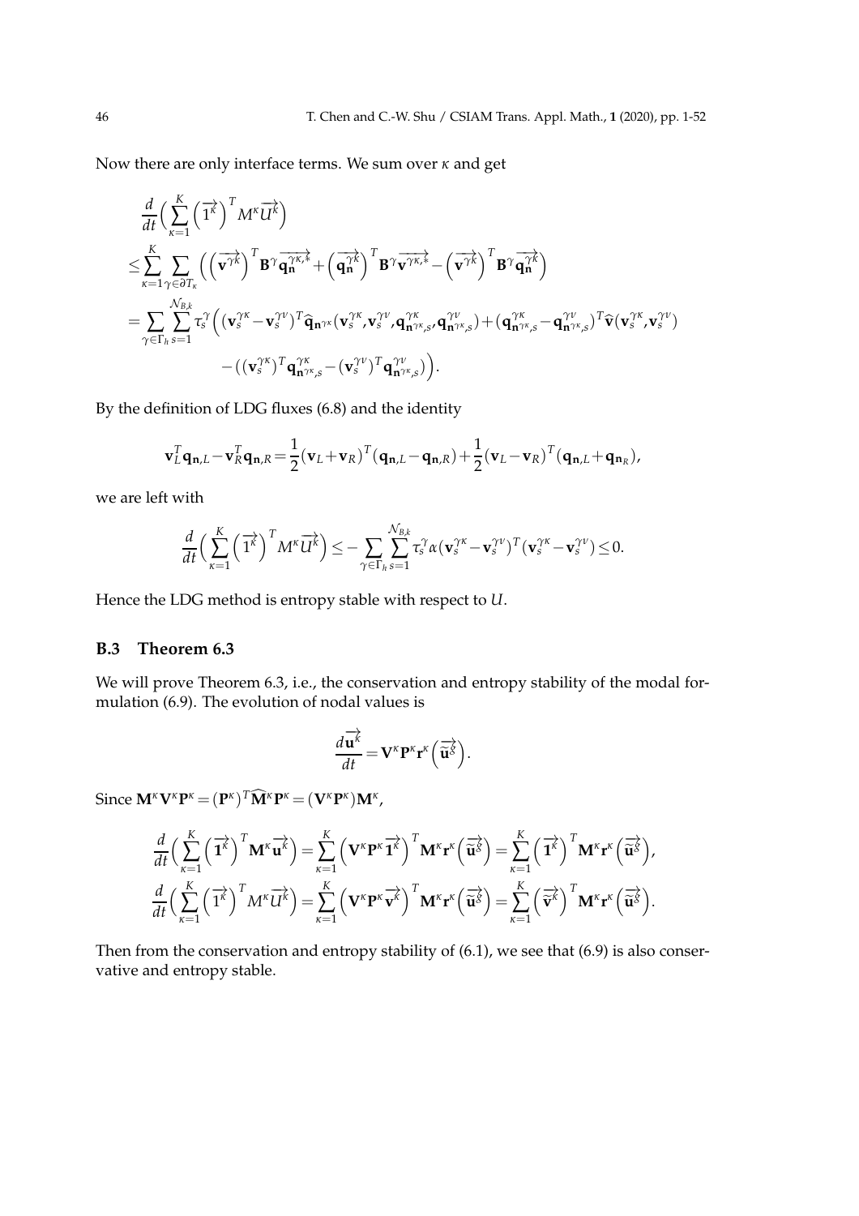Now there are only interface terms. We sum over $\kappa$ and get

$$
\begin{aligned}
&\frac{d}{dt}\Big(\sum_{\kappa=1}^{K}\Big(\overrightarrow{1^{\kappa}}\Big)^{T} M^{\kappa}\overrightarrow{U^{\kappa}}\Big) \\
\leq&\sum_{\kappa=1}^{K}\sum_{\gamma\in\partial T_{\kappa}}\Big(\Big(\overrightarrow{\mathbf{v}^{\gamma^{\kappa}}}\Big)^{T}\mathbf{B}^{\gamma}\overrightarrow{\mathbf{q}_{\mathbf{n}}^{\gamma^{\kappa},*}}+\Big(\overrightarrow{\mathbf{q}_{\mathbf{n}}^{\gamma^{\kappa}}}\Big)^{T}\mathbf{B}^{\gamma}\overrightarrow{\mathbf{v}^{\gamma^{\kappa},*}}-\Big(\overrightarrow{\mathbf{v}^{\gamma^{\kappa}}}\Big)^{T}\mathbf{B}^{\gamma}\overrightarrow{\mathbf{q}_{\mathbf{n}}^{\gamma^{\kappa}}}\Big) \\
=&\sum_{\gamma\in\Gamma_h}\sum_{s=1}^{\mathcal{N}_{B,k}}\tau_s^{\gamma}\Big((\mathbf{v}_s^{\gamma^{\kappa}}-\mathbf{v}_s^{\gamma^{\nu}})^{T}\widehat{\mathbf{q}}_{\mathbf{n}^{\gamma^{\kappa}}}(\mathbf{v}_s^{\gamma^{\kappa}},\mathbf{v}_s^{\gamma^{\nu}},\mathbf{q}_{\mathbf{n}^{\gamma^{\kappa}},s}^{\gamma^{\kappa}},\mathbf{q}_{\mathbf{n}^{\gamma^{\kappa}},s}^{\gamma^{\nu}})+(\mathbf{q}_{\mathbf{n}^{\gamma^{\kappa}},s}^{\gamma^{\kappa}}-\mathbf{q}_{\mathbf{n}^{\gamma^{\kappa}},s}^{\gamma^{\nu}})^{T}\widehat{\mathbf{v}}(\mathbf{v}_s^{\gamma^{\kappa}},\mathbf{v}_s^{\gamma^{\nu}}) \\
&\qquad -((\mathbf{v}_s^{\gamma^{\kappa}})^{T}\mathbf{q}_{\mathbf{n}^{\gamma^{\kappa}},s}^{\gamma^{\kappa}}-(\mathbf{v}_s^{\gamma^{\nu}})^{T}\mathbf{q}_{\mathbf{n}^{\gamma^{\kappa}},s}^{\gamma^{\nu}})\Big).
\end{aligned}
$$

By the definition of LDG fluxes (6.8) and the identity

$$
\mathbf{v}_L^T\mathbf{q}_{\mathbf{n},L}-\mathbf{v}_R^T\mathbf{q}_{\mathbf{n},R}=\frac{1}{2}(\mathbf{v}_L+\mathbf{v}_R)^T(\mathbf{q}_{\mathbf{n},L}-\mathbf{q}_{\mathbf{n},R})+\frac{1}{2}(\mathbf{v}_L-\mathbf{v}_R)^T(\mathbf{q}_{\mathbf{n},L}+\mathbf{q}_{\mathbf{n}_R}),
$$

we are left with

$$
\frac{d}{dt}\Big(\sum_{\kappa=1}^{K}\Big(\overrightarrow{1^{\kappa}}\Big)^{T} M^{\kappa}\overrightarrow{U^{\kappa}}\Big)\leq-\sum_{\gamma\in\Gamma_h}\sum_{s=1}^{\mathcal{N}_{B,k}}\tau_s^{\gamma}\alpha(\mathbf{v}_s^{\gamma^{\kappa}}-\mathbf{v}_s^{\gamma^{\nu}})^T(\mathbf{v}_s^{\gamma^{\kappa}}-\mathbf{v}_s^{\gamma^{\nu}})\leq 0.
$$

Hence the LDG method is entropy stable with respect to $U$.

### B.3 Theorem 6.3

We will prove Theorem 6.3, i.e., the conservation and entropy stability of the modal formulation (6.9). The evolution of nodal values is

$$
\frac{d\overrightarrow{\mathbf{u}^{\kappa}}}{dt}=\mathbf{V}^{\kappa}\mathbf{P}^{\kappa}\mathbf{r}^{\kappa}\Big(\overrightarrow{\widetilde{\mathbf{u}}^{\xi}}\Big).
$$

Since $\mathbf{M}^{\kappa}\mathbf{V}^{\kappa}\mathbf{P}^{\kappa}=(\mathbf{P}^{\kappa})^T\widehat{\mathbf{M}}^{\kappa}\mathbf{P}^{\kappa}=(\mathbf{V}^{\kappa}\mathbf{P}^{\kappa})\mathbf{M}^{\kappa}$,

$$
\begin{aligned}
&\frac{d}{dt}\Big(\sum_{\kappa=1}^{K}\Big(\overrightarrow{\mathbf{1}^{\kappa}}\Big)^{T}\mathbf{M}^{\kappa}\overrightarrow{\mathbf{u}^{\kappa}}\Big)=\sum_{\kappa=1}^{K}\Big(\mathbf{V}^{\kappa}\mathbf{P}^{\kappa}\overrightarrow{\mathbf{1}^{\kappa}}\Big)^{T}\mathbf{M}^{\kappa}\mathbf{r}^{\kappa}\Big(\overrightarrow{\widetilde{\mathbf{u}}^{\xi}}\Big)=\sum_{\kappa=1}^{K}\Big(\overrightarrow{\mathbf{1}^{\kappa}}\Big)^{T}\mathbf{M}^{\kappa}\mathbf{r}^{\kappa}\Big(\overrightarrow{\widetilde{\mathbf{u}}^{\xi}}\Big),\\
&\frac{d}{dt}\Big(\sum_{\kappa=1}^{K}\Big(\overrightarrow{1^{\kappa}}\Big)^{T}M^{\kappa}\overrightarrow{U^{\kappa}}\Big)=\sum_{\kappa=1}^{K}\Big(\mathbf{V}^{\kappa}\mathbf{P}^{\kappa}\overrightarrow{\mathbf{v}^{\kappa}}\Big)^{T}\mathbf{M}^{\kappa}\mathbf{r}^{\kappa}\Big(\overrightarrow{\widetilde{\mathbf{u}}^{\xi}}\Big)=\sum_{\kappa=1}^{K}\Big(\overrightarrow{\widetilde{\mathbf{v}}^{\kappa}}\Big)^{T}\mathbf{M}^{\kappa}\mathbf{r}^{\kappa}\Big(\overrightarrow{\widetilde{\mathbf{u}}^{\xi}}\Big).
\end{aligned}
$$

Then from the conservation and entropy stability of (6.1), we see that (6.9) is also conservative and entropy stable.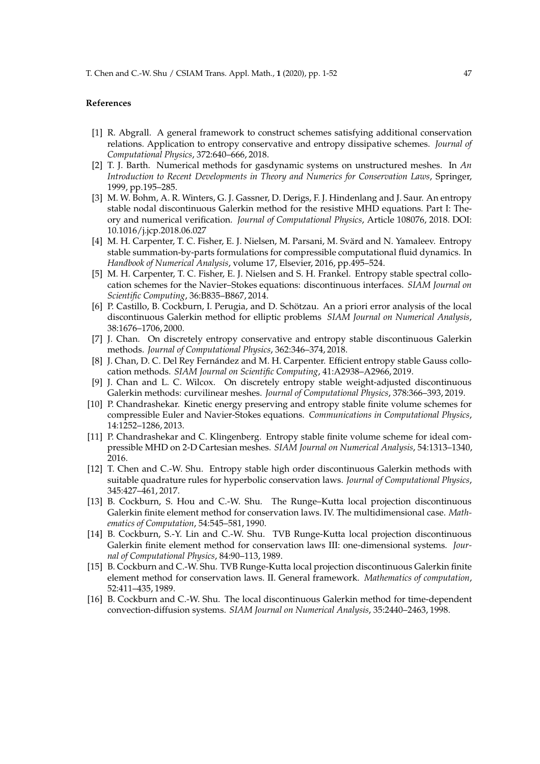## References

[1] R. Abgrall. A general framework to construct schemes satisfying additional conservation relations. Application to entropy conservative and entropy dissipative schemes. *Journal of Computational Physics*, 372:640–666, 2018.

[2] T. J. Barth. Numerical methods for gasdynamic systems on unstructured meshes. In *An Introduction to Recent Developments in Theory and Numerics for Conservation Laws*, Springer, 1999, pp.195–285.

[3] M. W. Bohm, A. R. Winters, G. J. Gassner, D. Derigs, F. J. Hindenlang and J. Saur. An entropy stable nodal discontinuous Galerkin method for the resistive MHD equations. Part I: Theory and numerical verification. *Journal of Computational Physics*, Article 108076, 2018. DOI: 10.1016/j.jcp.2018.06.027

[4] M. H. Carpenter, T. C. Fisher, E. J. Nielsen, M. Parsani, M. Svärd and N. Yamaleev. Entropy stable summation-by-parts formulations for compressible computational fluid dynamics. In *Handbook of Numerical Analysis*, volume 17, Elsevier, 2016, pp.495–524.

[5] M. H. Carpenter, T. C. Fisher, E. J. Nielsen and S. H. Frankel. Entropy stable spectral collocation schemes for the Navier–Stokes equations: discontinuous interfaces. *SIAM Journal on Scientific Computing*, 36:B835–B867, 2014.

[6] P. Castillo, B. Cockburn, I. Perugia, and D. Schötzau. An a priori error analysis of the local discontinuous Galerkin method for elliptic problems *SIAM Journal on Numerical Analysis*, 38:1676–1706, 2000.

[7] J. Chan. On discretely entropy conservative and entropy stable discontinuous Galerkin methods. *Journal of Computational Physics*, 362:346–374, 2018.

[8] J. Chan, D. C. Del Rey Fernández and M. H. Carpenter. Efficient entropy stable Gauss collocation methods. *SIAM Journal on Scientific Computing*, 41:A2938–A2966, 2019.

[9] J. Chan and L. C. Wilcox. On discretely entropy stable weight-adjusted discontinuous Galerkin methods: curvilinear meshes. *Journal of Computational Physics*, 378:366–393, 2019.

[10] P. Chandrashekar. Kinetic energy preserving and entropy stable finite volume schemes for compressible Euler and Navier-Stokes equations. *Communications in Computational Physics*, 14:1252–1286, 2013.

[11] P. Chandrashekar and C. Klingenberg. Entropy stable finite volume scheme for ideal compressible MHD on 2-D Cartesian meshes. *SIAM Journal on Numerical Analysis*, 54:1313–1340, 2016.

[12] T. Chen and C.-W. Shu. Entropy stable high order discontinuous Galerkin methods with suitable quadrature rules for hyperbolic conservation laws. *Journal of Computational Physics*, 345:427–461, 2017.

[13] B. Cockburn, S. Hou and C.-W. Shu. The Runge–Kutta local projection discontinuous Galerkin finite element method for conservation laws. IV. The multidimensional case. *Mathematics of Computation*, 54:545–581, 1990.

[14] B. Cockburn, S.-Y. Lin and C.-W. Shu. TVB Runge-Kutta local projection discontinuous Galerkin finite element method for conservation laws III: one-dimensional systems. *Journal of Computational Physics*, 84:90–113, 1989.

[15] B. Cockburn and C.-W. Shu. TVB Runge-Kutta local projection discontinuous Galerkin finite element method for conservation laws. II. General framework. *Mathematics of computation*, 52:411–435, 1989.

[16] B. Cockburn and C.-W. Shu. The local discontinuous Galerkin method for time-dependent convection-diffusion systems. *SIAM Journal on Numerical Analysis*, 35:2440–2463, 1998.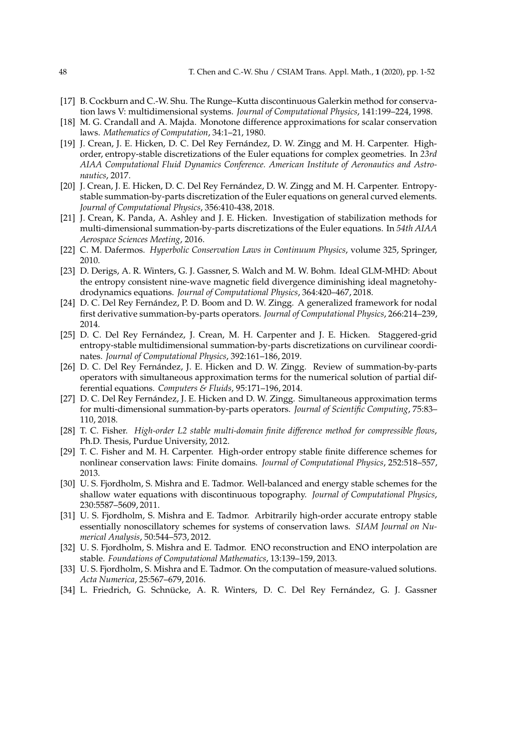[17] B. Cockburn and C.-W. Shu. The Runge–Kutta discontinuous Galerkin method for conservation laws V: multidimensional systems. *Journal of Computational Physics*, 141:199–224, 1998.

[18] M. G. Crandall and A. Majda. Monotone difference approximations for scalar conservation laws. *Mathematics of Computation*, 34:1–21, 1980.

[19] J. Crean, J. E. Hicken, D. C. Del Rey Fernández, D. W. Zingg and M. H. Carpenter. High-order, entropy-stable discretizations of the Euler equations for complex geometries. In *23rd AIAA Computational Fluid Dynamics Conference. American Institute of Aeronautics and Astronautics*, 2017.

[20] J. Crean, J. E. Hicken, D. C. Del Rey Fernández, D. W. Zingg and M. H. Carpenter. Entropy-stable summation-by-parts discretization of the Euler equations on general curved elements. *Journal of Computational Physics*, 356:410-438, 2018.

[21] J. Crean, K. Panda, A. Ashley and J. E. Hicken. Investigation of stabilization methods for multi-dimensional summation-by-parts discretizations of the Euler equations. In *54th AIAA Aerospace Sciences Meeting*, 2016.

[22] C. M. Dafermos. *Hyperbolic Conservation Laws in Continuum Physics*, volume 325, Springer, 2010.

[23] D. Derigs, A. R. Winters, G. J. Gassner, S. Walch and M. W. Bohm. Ideal GLM-MHD: About the entropy consistent nine-wave magnetic field divergence diminishing ideal magnetohydrodynamics equations. *Journal of Computational Physics*, 364:420–467, 2018.

[24] D. C. Del Rey Fernández, P. D. Boom and D. W. Zingg. A generalized framework for nodal first derivative summation-by-parts operators. *Journal of Computational Physics*, 266:214–239, 2014.

[25] D. C. Del Rey Fernández, J. Crean, M. H. Carpenter and J. E. Hicken. Staggered-grid entropy-stable multidimensional summation-by-parts discretizations on curvilinear coordinates. *Journal of Computational Physics*, 392:161–186, 2019.

[26] D. C. Del Rey Fernández, J. E. Hicken and D. W. Zingg. Review of summation-by-parts operators with simultaneous approximation terms for the numerical solution of partial differential equations. *Computers & Fluids*, 95:171–196, 2014.

[27] D. C. Del Rey Fernández, J. E. Hicken and D. W. Zingg. Simultaneous approximation terms for multi-dimensional summation-by-parts operators. *Journal of Scientific Computing*, 75:83–110, 2018.

[28] T. C. Fisher. *High-order L2 stable multi-domain finite difference method for compressible flows*, Ph.D. Thesis, Purdue University, 2012.

[29] T. C. Fisher and M. H. Carpenter. High-order entropy stable finite difference schemes for nonlinear conservation laws: Finite domains. *Journal of Computational Physics*, 252:518–557, 2013.

[30] U. S. Fjordholm, S. Mishra and E. Tadmor. Well-balanced and energy stable schemes for the shallow water equations with discontinuous topography. *Journal of Computational Physics*, 230:5587–5609, 2011.

[31] U. S. Fjordholm, S. Mishra and E. Tadmor. Arbitrarily high-order accurate entropy stable essentially nonoscillatory schemes for systems of conservation laws. *SIAM Journal on Numerical Analysis*, 50:544–573, 2012.

[32] U. S. Fjordholm, S. Mishra and E. Tadmor. ENO reconstruction and ENO interpolation are stable. *Foundations of Computational Mathematics*, 13:139–159, 2013.

[33] U. S. Fjordholm, S. Mishra and E. Tadmor. On the computation of measure-valued solutions. *Acta Numerica*, 25:567–679, 2016.

[34] L. Friedrich, G. Schnücke, A. R. Winters, D. C. Del Rey Fernández, G. J. Gassner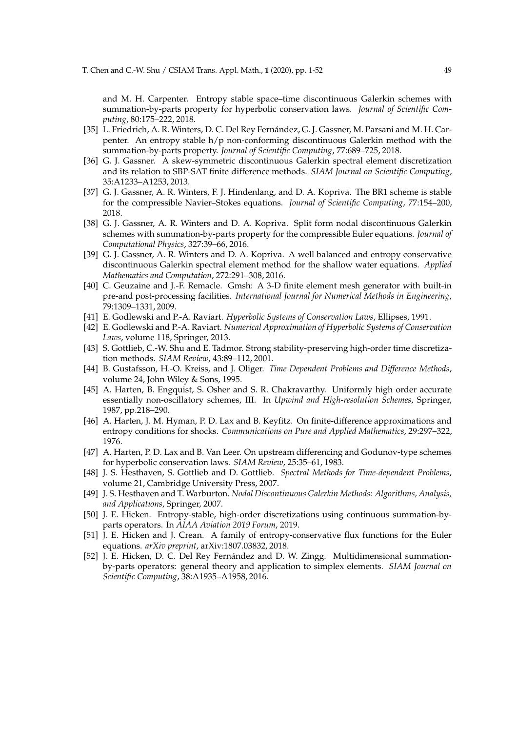and M. H. Carpenter. Entropy stable space–time discontinuous Galerkin schemes with summation-by-parts property for hyperbolic conservation laws. *Journal of Scientific Computing*, 80:175–222, 2018.

[35] L. Friedrich, A. R. Winters, D. C. Del Rey Fernández, G. J. Gassner, M. Parsani and M. H. Carpenter. An entropy stable h/p non-conforming discontinuous Galerkin method with the summation-by-parts property. *Journal of Scientific Computing*, 77:689–725, 2018.

[36] G. J. Gassner. A skew-symmetric discontinuous Galerkin spectral element discretization and its relation to SBP-SAT finite difference methods. *SIAM Journal on Scientific Computing*, 35:A1233–A1253, 2013.

[37] G. J. Gassner, A. R. Winters, F. J. Hindenlang, and D. A. Kopriva. The BR1 scheme is stable for the compressible Navier–Stokes equations. *Journal of Scientific Computing*, 77:154–200, 2018.

[38] G. J. Gassner, A. R. Winters and D. A. Kopriva. Split form nodal discontinuous Galerkin schemes with summation-by-parts property for the compressible Euler equations. *Journal of Computational Physics*, 327:39–66, 2016.

[39] G. J. Gassner, A. R. Winters and D. A. Kopriva. A well balanced and entropy conservative discontinuous Galerkin spectral element method for the shallow water equations. *Applied Mathematics and Computation*, 272:291–308, 2016.

[40] C. Geuzaine and J.-F. Remacle. Gmsh: A 3-D finite element mesh generator with built-in pre-and post-processing facilities. *International Journal for Numerical Methods in Engineering*, 79:1309–1331, 2009.

[41] E. Godlewski and P.-A. Raviart. *Hyperbolic Systems of Conservation Laws*, Ellipses, 1991.

[42] E. Godlewski and P.-A. Raviart. *Numerical Approximation of Hyperbolic Systems of Conservation Laws*, volume 118, Springer, 2013.

[43] S. Gottlieb, C.-W. Shu and E. Tadmor. Strong stability-preserving high-order time discretization methods. *SIAM Review*, 43:89–112, 2001.

[44] B. Gustafsson, H.-O. Kreiss, and J. Oliger. *Time Dependent Problems and Difference Methods*, volume 24, John Wiley & Sons, 1995.

[45] A. Harten, B. Engquist, S. Osher and S. R. Chakravarthy. Uniformly high order accurate essentially non-oscillatory schemes, III. In *Upwind and High-resolution Schemes*, Springer, 1987, pp.218–290.

[46] A. Harten, J. M. Hyman, P. D. Lax and B. Keyfitz. On finite-difference approximations and entropy conditions for shocks. *Communications on Pure and Applied Mathematics*, 29:297–322, 1976.

[47] A. Harten, P. D. Lax and B. Van Leer. On upstream differencing and Godunov-type schemes for hyperbolic conservation laws. *SIAM Review*, 25:35–61, 1983.

[48] J. S. Hesthaven, S. Gottlieb and D. Gottlieb. *Spectral Methods for Time-dependent Problems*, volume 21, Cambridge University Press, 2007.

[49] J. S. Hesthaven and T. Warburton. *Nodal Discontinuous Galerkin Methods: Algorithms, Analysis, and Applications*, Springer, 2007.

[50] J. E. Hicken. Entropy-stable, high-order discretizations using continuous summation-by-parts operators. In *AIAA Aviation 2019 Forum*, 2019.

[51] J. E. Hicken and J. Crean. A family of entropy-conservative flux functions for the Euler equations. *arXiv preprint*, arXiv:1807.03832, 2018.

[52] J. E. Hicken, D. C. Del Rey Fernández and D. W. Zingg. Multidimensional summation-by-parts operators: general theory and application to simplex elements. *SIAM Journal on Scientific Computing*, 38:A1935–A1958, 2016.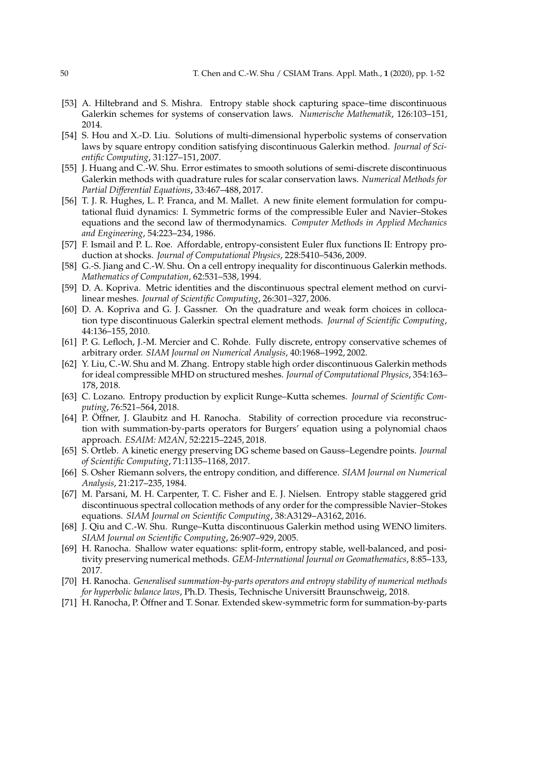[53] A. Hiltebrand and S. Mishra. Entropy stable shock capturing space–time discontinuous Galerkin schemes for systems of conservation laws. *Numerische Mathematik*, 126:103–151, 2014.

[54] S. Hou and X.-D. Liu. Solutions of multi-dimensional hyperbolic systems of conservation laws by square entropy condition satisfying discontinuous Galerkin method. *Journal of Scientific Computing*, 31:127–151, 2007.

[55] J. Huang and C.-W. Shu. Error estimates to smooth solutions of semi-discrete discontinuous Galerkin methods with quadrature rules for scalar conservation laws. *Numerical Methods for Partial Differential Equations*, 33:467–488, 2017.

[56] T. J. R. Hughes, L. P. Franca, and M. Mallet. A new finite element formulation for computational fluid dynamics: I. Symmetric forms of the compressible Euler and Navier–Stokes equations and the second law of thermodynamics. *Computer Methods in Applied Mechanics and Engineering*, 54:223–234, 1986.

[57] F. Ismail and P. L. Roe. Affordable, entropy-consistent Euler flux functions II: Entropy production at shocks. *Journal of Computational Physics*, 228:5410–5436, 2009.

[58] G.-S. Jiang and C.-W. Shu. On a cell entropy inequality for discontinuous Galerkin methods. *Mathematics of Computation*, 62:531–538, 1994.

[59] D. A. Kopriva. Metric identities and the discontinuous spectral element method on curvilinear meshes. *Journal of Scientific Computing*, 26:301–327, 2006.

[60] D. A. Kopriva and G. J. Gassner. On the quadrature and weak form choices in collocation type discontinuous Galerkin spectral element methods. *Journal of Scientific Computing*, 44:136–155, 2010.

[61] P. G. Lefloch, J.-M. Mercier and C. Rohde. Fully discrete, entropy conservative schemes of arbitrary order. *SIAM Journal on Numerical Analysis*, 40:1968–1992, 2002.

[62] Y. Liu, C.-W. Shu and M. Zhang. Entropy stable high order discontinuous Galerkin methods for ideal compressible MHD on structured meshes. *Journal of Computational Physics*, 354:163–178, 2018.

[63] C. Lozano. Entropy production by explicit Runge–Kutta schemes. *Journal of Scientific Computing*, 76:521–564, 2018.

[64] P. Öffner, J. Glaubitz and H. Ranocha. Stability of correction procedure via reconstruction with summation-by-parts operators for Burgers' equation using a polynomial chaos approach. *ESAIM: M2AN*, 52:2215–2245, 2018.

[65] S. Ortleb. A kinetic energy preserving DG scheme based on Gauss–Legendre points. *Journal of Scientific Computing*, 71:1135–1168, 2017.

[66] S. Osher Riemann solvers, the entropy condition, and difference. *SIAM Journal on Numerical Analysis*, 21:217–235, 1984.

[67] M. Parsani, M. H. Carpenter, T. C. Fisher and E. J. Nielsen. Entropy stable staggered grid discontinuous spectral collocation methods of any order for the compressible Navier–Stokes equations. *SIAM Journal on Scientific Computing*, 38:A3129–A3162, 2016.

[68] J. Qiu and C.-W. Shu. Runge–Kutta discontinuous Galerkin method using WENO limiters. *SIAM Journal on Scientific Computing*, 26:907–929, 2005.

[69] H. Ranocha. Shallow water equations: split-form, entropy stable, well-balanced, and positivity preserving numerical methods. *GEM-International Journal on Geomathematics*, 8:85–133, 2017.

[70] H. Ranocha. *Generalised summation-by-parts operators and entropy stability of numerical methods for hyperbolic balance laws*, Ph.D. Thesis, Technische Universitt Braunschweig, 2018.

[71] H. Ranocha, P. Öffner and T. Sonar. Extended skew-symmetric form for summation-by-parts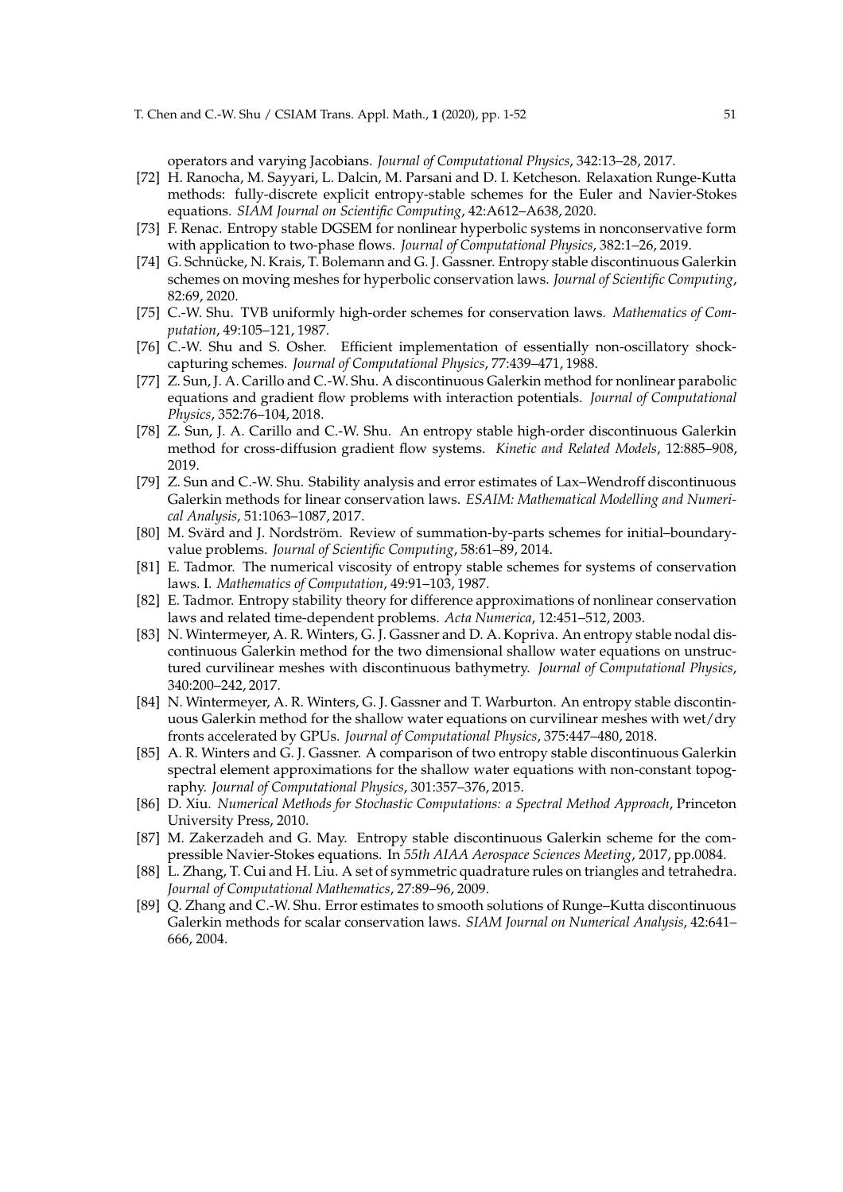operators and varying Jacobians. *Journal of Computational Physics*, 342:13–28, 2017.

[72] H. Ranocha, M. Sayyari, L. Dalcin, M. Parsani and D. I. Ketcheson. Relaxation Runge-Kutta methods: fully-discrete explicit entropy-stable schemes for the Euler and Navier-Stokes equations. *SIAM Journal on Scientific Computing*, 42:A612–A638, 2020.

[73] F. Renac. Entropy stable DGSEM for nonlinear hyperbolic systems in nonconservative form with application to two-phase flows. *Journal of Computational Physics*, 382:1–26, 2019.

[74] G. Schnücke, N. Krais, T. Bolemann and G. J. Gassner. Entropy stable discontinuous Galerkin schemes on moving meshes for hyperbolic conservation laws. *Journal of Scientific Computing*, 82:69, 2020.

[75] C.-W. Shu. TVB uniformly high-order schemes for conservation laws. *Mathematics of Computation*, 49:105–121, 1987.

[76] C.-W. Shu and S. Osher. Efficient implementation of essentially non-oscillatory shock-capturing schemes. *Journal of Computational Physics*, 77:439–471, 1988.

[77] Z. Sun, J. A. Carillo and C.-W. Shu. A discontinuous Galerkin method for nonlinear parabolic equations and gradient flow problems with interaction potentials. *Journal of Computational Physics*, 352:76–104, 2018.

[78] Z. Sun, J. A. Carillo and C.-W. Shu. An entropy stable high-order discontinuous Galerkin method for cross-diffusion gradient flow systems. *Kinetic and Related Models*, 12:885–908, 2019.

[79] Z. Sun and C.-W. Shu. Stability analysis and error estimates of Lax–Wendroff discontinuous Galerkin methods for linear conservation laws. *ESAIM: Mathematical Modelling and Numerical Analysis*, 51:1063–1087, 2017.

[80] M. Svärd and J. Nordström. Review of summation-by-parts schemes for initial–boundary-value problems. *Journal of Scientific Computing*, 58:61–89, 2014.

[81] E. Tadmor. The numerical viscosity of entropy stable schemes for systems of conservation laws. I. *Mathematics of Computation*, 49:91–103, 1987.

[82] E. Tadmor. Entropy stability theory for difference approximations of nonlinear conservation laws and related time-dependent problems. *Acta Numerica*, 12:451–512, 2003.

[83] N. Wintermeyer, A. R. Winters, G. J. Gassner and D. A. Kopriva. An entropy stable nodal discontinuous Galerkin method for the two dimensional shallow water equations on unstructured curvilinear meshes with discontinuous bathymetry. *Journal of Computational Physics*, 340:200–242, 2017.

[84] N. Wintermeyer, A. R. Winters, G. J. Gassner and T. Warburton. An entropy stable discontinuous Galerkin method for the shallow water equations on curvilinear meshes with wet/dry fronts accelerated by GPUs. *Journal of Computational Physics*, 375:447–480, 2018.

[85] A. R. Winters and G. J. Gassner. A comparison of two entropy stable discontinuous Galerkin spectral element approximations for the shallow water equations with non-constant topography. *Journal of Computational Physics*, 301:357–376, 2015.

[86] D. Xiu. *Numerical Methods for Stochastic Computations: a Spectral Method Approach*, Princeton University Press, 2010.

[87] M. Zakerzadeh and G. May. Entropy stable discontinuous Galerkin scheme for the compressible Navier-Stokes equations. In *55th AIAA Aerospace Sciences Meeting*, 2017, pp.0084.

[88] L. Zhang, T. Cui and H. Liu. A set of symmetric quadrature rules on triangles and tetrahedra. *Journal of Computational Mathematics*, 27:89–96, 2009.

[89] Q. Zhang and C.-W. Shu. Error estimates to smooth solutions of Runge–Kutta discontinuous Galerkin methods for scalar conservation laws. *SIAM Journal on Numerical Analysis*, 42:641–666, 2004.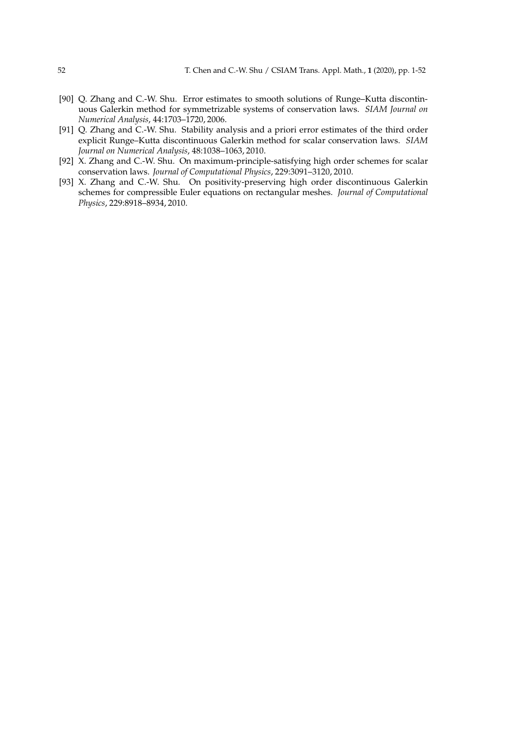[90] Q. Zhang and C.-W. Shu. Error estimates to smooth solutions of Runge–Kutta discontinuous Galerkin method for symmetrizable systems of conservation laws. *SIAM Journal on Numerical Analysis*, 44:1703–1720, 2006.

[91] Q. Zhang and C.-W. Shu. Stability analysis and a priori error estimates of the third order explicit Runge–Kutta discontinuous Galerkin method for scalar conservation laws. *SIAM Journal on Numerical Analysis*, 48:1038–1063, 2010.

[92] X. Zhang and C.-W. Shu. On maximum-principle-satisfying high order schemes for scalar conservation laws. *Journal of Computational Physics*, 229:3091–3120, 2010.

[93] X. Zhang and C.-W. Shu. On positivity-preserving high order discontinuous Galerkin schemes for compressible Euler equations on rectangular meshes. *Journal of Computational Physics*, 229:8918–8934, 2010.